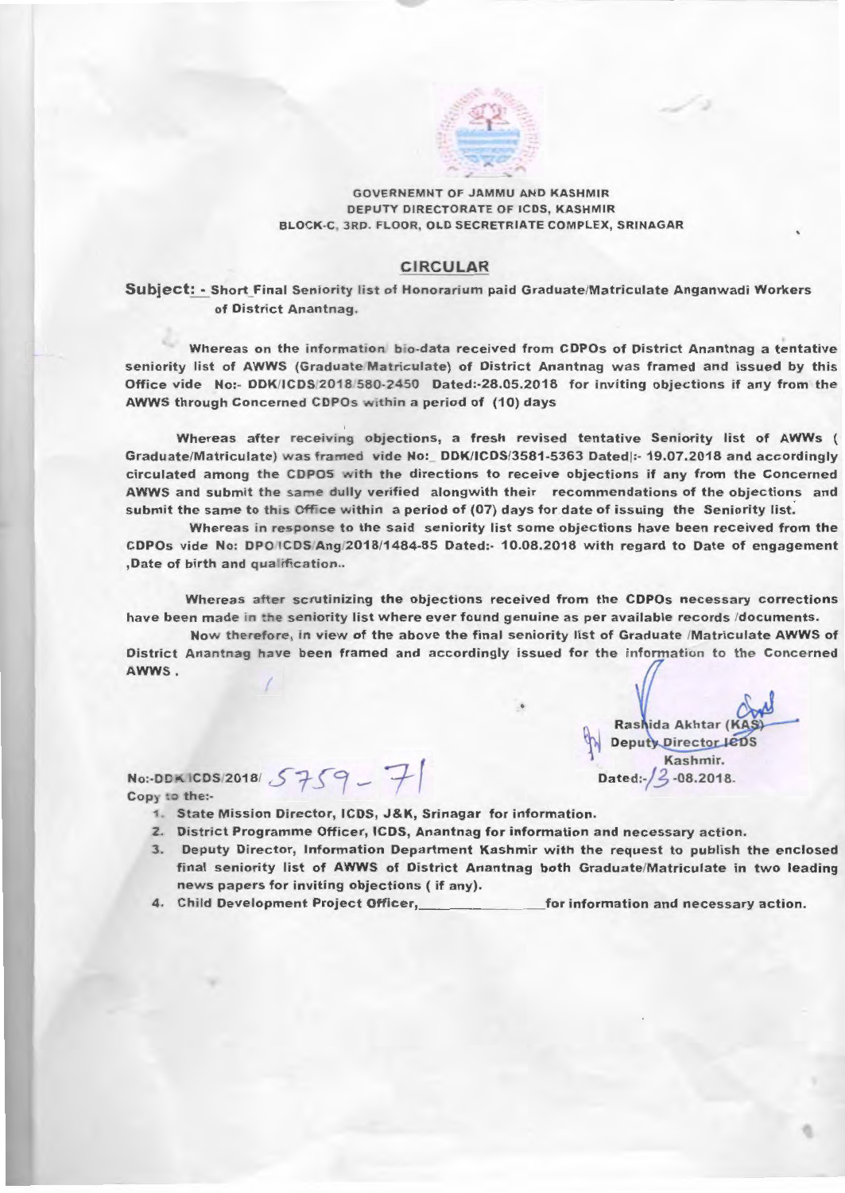GOVERNEMNT OF JAMMU AND KASHMIR
DEPUTY DIRECTORATE OF ICDS, KASHMIR
BLOCK-C, 3RD. FLOOR, OLD SECRETRIATE COMPLEX, SRINAGAR

## CIRCULAR

**Subject: - Short Final Seniority list of Honorarium paid Graduate/Matriculate Anganwadi Workers of District Anantnag.**

Whereas on the information bio-data received from CDPOs of District Anantnag a tentative seniority list of AWWS (Graduate/Matriculate) of District Anantnag was framed and issued by this Office vide No:- DDK/ICDS/2018/580-2450 Dated:-28.05.2018 for inviting objections if any from the AWWS through Concerned CDPOs within a period of (10) days

Whereas after receiving objections, a fresh revised tentative Seniority list of AWWs ( Graduate/Matriculate) was framed vide No:_ DDK/ICDS/3581-5363 Dated|:- 19.07.2018 and accordingly circulated among the CDPOS with the directions to receive objections if any from the Concerned AWWS and submit the same dully verified alongwith their recommendations of the objections and submit the same to this Office within a period of (07) days for date of issuing the Seniority list.

Whereas in response to the said seniority list some objections have been received from the CDPOs vide No: DPO/ICDS/Ang/2018/1484-85 Dated:- 10.08.2018 with regard to Date of engagement ,Date of birth and qualification..

Whereas after scrutinizing the objections received from the CDPOs necessary corrections have been made in the seniority list where ever found genuine as per available records /documents.

Now therefore, in view of the above the final seniority list of Graduate /Matriculate AWWS of District Anantnag have been framed and accordingly issued for the information to the Concerned AWWS .

Rashida Akhtar (KAS)
Deputy Director ICDS
Kashmir.

No:-DDK/ICDS/2018/ 5759 - 71
Dated:-13-08.2018.

Copy to the:-

1. State Mission Director, ICDS, J&K, Srinagar for information.
2. District Programme Officer, ICDS, Anantnag for information and necessary action.
3. Deputy Director, Information Department Kashmir with the request to publish the enclosed final seniority list of AWWS of District Anantnag both Graduate/Matriculate in two leading news papers for inviting objections ( if any).
4. Child Development Project Officer,\_\_\_\_\_\_\_\_\_\_\_\_\_\_for information and necessary action.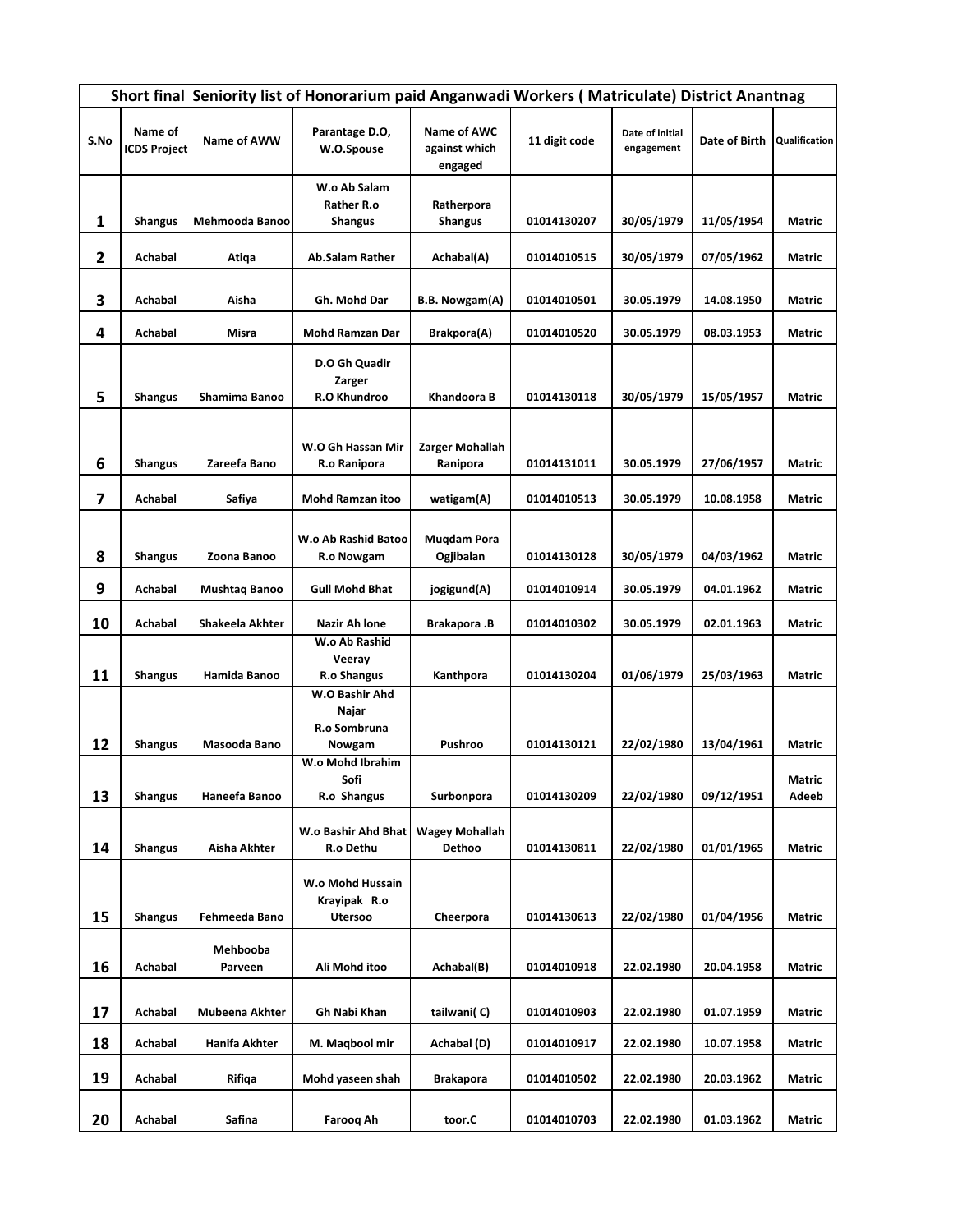| Short final Seniority list of Honorarium paid Anganwadi Workers ( Matriculate) District Anantnag | | | | | | | | |
|---|---|---|---|---|---|---|---|---|
| S.No | Name of ICDS Project | Name of AWW | Parantage D.O, W.O.Spouse | Name of AWC against which engaged | 11 digit code | Date of initial engagement | Date of Birth | Qualification |
| 1 | Shangus | Mehmooda Banoo | W.o Ab Salam Rather R.o Shangus | Ratherpora Shangus | 01014130207 | 30/05/1979 | 11/05/1954 | Matric |
| 2 | Achabal | Atiqa | Ab.Salam Rather | Achabal(A) | 01014010515 | 30/05/1979 | 07/05/1962 | Matric |
| 3 | Achabal | Aisha | Gh. Mohd Dar | B.B. Nowgam(A) | 01014010501 | 30.05.1979 | 14.08.1950 | Matric |
| 4 | Achabal | Misra | Mohd Ramzan Dar | Brakpora(A) | 01014010520 | 30.05.1979 | 08.03.1953 | Matric |
| 5 | Shangus | Shamima Banoo | D.O Gh Quadir Zarger R.O Khundroo | Khandoora B | 01014130118 | 30/05/1979 | 15/05/1957 | Matric |
| 6 | Shangus | Zareefa Bano | W.O Gh Hassan Mir R.o Ranipora | Zarger Mohallah Ranipora | 01014131011 | 30.05.1979 | 27/06/1957 | Matric |
| 7 | Achabal | Safiya | Mohd Ramzan itoo | watigam(A) | 01014010513 | 30.05.1979 | 10.08.1958 | Matric |
| 8 | Shangus | Zoona Banoo | W.o Ab Rashid Batoo R.o Nowgam | Muqdam Pora Ogjibalan | 01014130128 | 30/05/1979 | 04/03/1962 | Matric |
| 9 | Achabal | Mushtaq Banoo | Gull Mohd Bhat | jogigund(A) | 01014010914 | 30.05.1979 | 04.01.1962 | Matric |
| 10 | Achabal | Shakeela Akhter | Nazir Ah lone | Brakapora .B | 01014010302 | 30.05.1979 | 02.01.1963 | Matric |
| 11 | Shangus | Hamida Banoo | W.o Ab Rashid Veeray R.o Shangus | Kanthpora | 01014130204 | 01/06/1979 | 25/03/1963 | Matric |
| 12 | Shangus | Masooda Bano | W.O Bashir Ahd Najar R.o Sombruna Nowgam | Pushroo | 01014130121 | 22/02/1980 | 13/04/1961 | Matric |
| 13 | Shangus | Haneefa Banoo | W.o Mohd Ibrahim Sofi R.o Shangus | Surbonpora | 01014130209 | 22/02/1980 | 09/12/1951 | Matric Adeeb |
| 14 | Shangus | Aisha Akhter | W.o Bashir Ahd Bhat R.o Dethu | Wagey Mohallah Dethoo | 01014130811 | 22/02/1980 | 01/01/1965 | Matric |
| 15 | Shangus | Fehmeeda Bano | W.o Mohd Hussain Krayipak R.o Utersoo | Cheerpora | 01014130613 | 22/02/1980 | 01/04/1956 | Matric |
| 16 | Achabal | Mehbooba Parveen | Ali Mohd itoo | Achabal(B) | 01014010918 | 22.02.1980 | 20.04.1958 | Matric |
| 17 | Achabal | Mubeena Akhter | Gh Nabi Khan | tailwani( C) | 01014010903 | 22.02.1980 | 01.07.1959 | Matric |
| 18 | Achabal | Hanifa Akhter | M. Maqbool mir | Achabal (D) | 01014010917 | 22.02.1980 | 10.07.1958 | Matric |
| 19 | Achabal | Rifiqa | Mohd yaseen shah | Brakapora | 01014010502 | 22.02.1980 | 20.03.1962 | Matric |
| 20 | Achabal | Safina | Farooq Ah | toor.C | 01014010703 | 22.02.1980 | 01.03.1962 | Matric |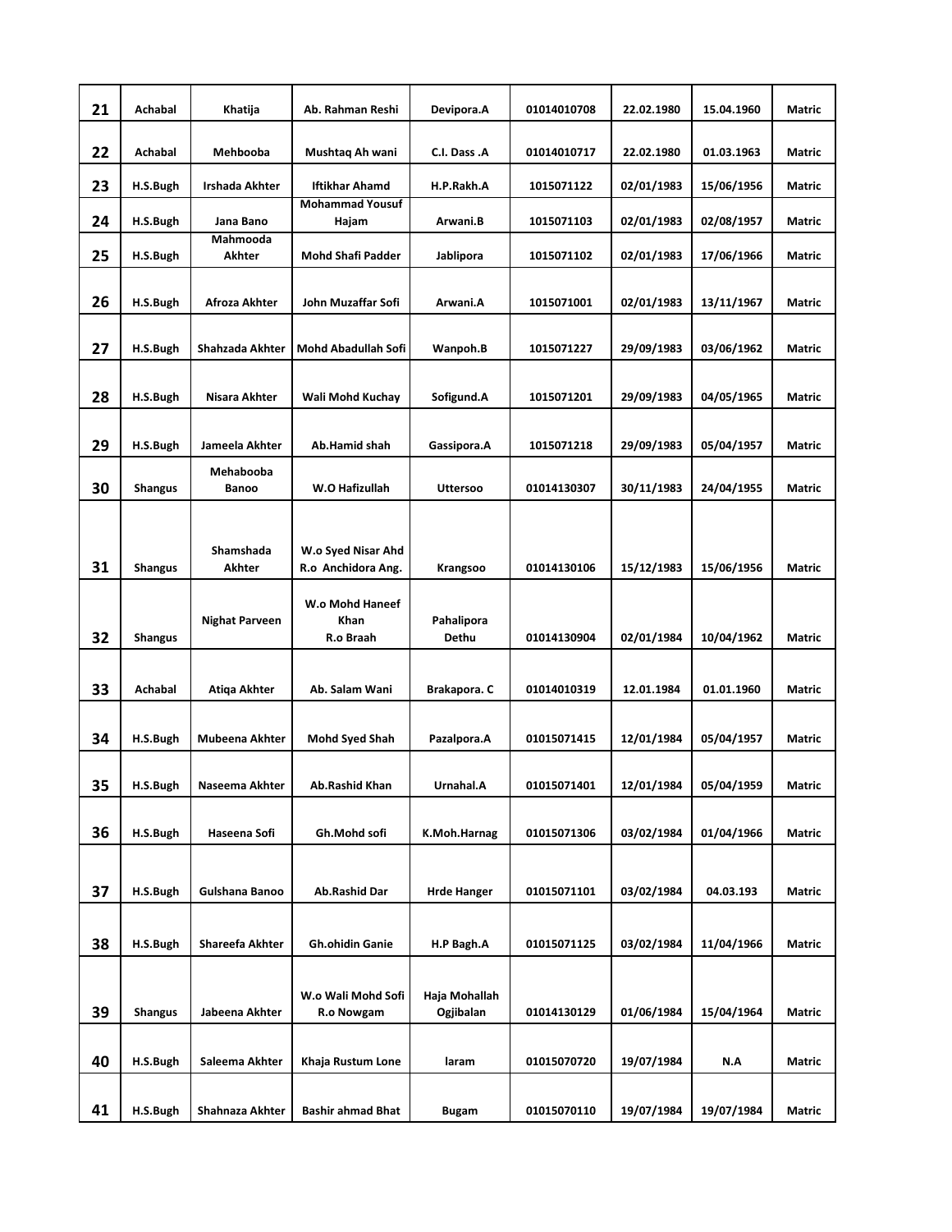| 21 | Achabal | Khatija | Ab. Rahman Reshi | Devipora.A | 01014010708 | 22.02.1980 | 15.04.1960 | Matric |
|---|---|---|---|---|---|---|---|---|
| 22 | Achabal | Mehbooba | Mushtaq Ah wani | C.I. Dass .A | 01014010717 | 22.02.1980 | 01.03.1963 | Matric |
| 23 | H.S.Bugh | Irshada Akhter | Iftikhar Ahamd | H.P.Rakh.A | 1015071122 | 02/01/1983 | 15/06/1956 | Matric |
| 24 | H.S.Bugh | Jana Bano | Mohammad Yousuf Hajam | Arwani.B | 1015071103 | 02/01/1983 | 02/08/1957 | Matric |
| 25 | H.S.Bugh | Mahmooda Akhter | Mohd Shafi Padder | Jablipora | 1015071102 | 02/01/1983 | 17/06/1966 | Matric |
| 26 | H.S.Bugh | Afroza Akhter | John Muzaffar Sofi | Arwani.A | 1015071001 | 02/01/1983 | 13/11/1967 | Matric |
| 27 | H.S.Bugh | Shahzada Akhter | Mohd Abadullah Sofi | Wanpoh.B | 1015071227 | 29/09/1983 | 03/06/1962 | Matric |
| 28 | H.S.Bugh | Nisara Akhter | Wali Mohd Kuchay | Sofigund.A | 1015071201 | 29/09/1983 | 04/05/1965 | Matric |
| 29 | H.S.Bugh | Jameela Akhter | Ab.Hamid shah | Gassipora.A | 1015071218 | 29/09/1983 | 05/04/1957 | Matric |
| 30 | Shangus | Mehabooba Banoo | W.O Hafizullah | Uttersoo | 01014130307 | 30/11/1983 | 24/04/1955 | Matric |
| 31 | Shangus | Shamshada Akhter | W.o Syed Nisar Ahd R.o Anchidora Ang. | Krangsoo | 01014130106 | 15/12/1983 | 15/06/1956 | Matric |
| 32 | Shangus | Nighat Parveen | W.o Mohd Haneef Khan R.o Braah | Pahalipora Dethu | 01014130904 | 02/01/1984 | 10/04/1962 | Matric |
| 33 | Achabal | Atiqa Akhter | Ab. Salam Wani | Brakapora. C | 01014010319 | 12.01.1984 | 01.01.1960 | Matric |
| 34 | H.S.Bugh | Mubeena Akhter | Mohd Syed Shah | Pazalpora.A | 01015071415 | 12/01/1984 | 05/04/1957 | Matric |
| 35 | H.S.Bugh | Naseema Akhter | Ab.Rashid Khan | Urnahal.A | 01015071401 | 12/01/1984 | 05/04/1959 | Matric |
| 36 | H.S.Bugh | Haseena Sofi | Gh.Mohd sofi | K.Moh.Harnag | 01015071306 | 03/02/1984 | 01/04/1966 | Matric |
| 37 | H.S.Bugh | Gulshana Banoo | Ab.Rashid Dar | Hrde Hanger | 01015071101 | 03/02/1984 | 04.03.193 | Matric |
| 38 | H.S.Bugh | Shareefa Akhter | Gh.ohidin Ganie | H.P Bagh.A | 01015071125 | 03/02/1984 | 11/04/1966 | Matric |
| 39 | Shangus | Jabeena Akhter | W.o Wali Mohd Sofi R.o Nowgam | Haja Mohallah Ogjibalan | 01014130129 | 01/06/1984 | 15/04/1964 | Matric |
| 40 | H.S.Bugh | Saleema Akhter | Khaja Rustum Lone | laram | 01015070720 | 19/07/1984 | N.A | Matric |
| 41 | H.S.Bugh | Shahnaza Akhter | Bashir ahmad Bhat | Bugam | 01015070110 | 19/07/1984 | 19/07/1984 | Matric |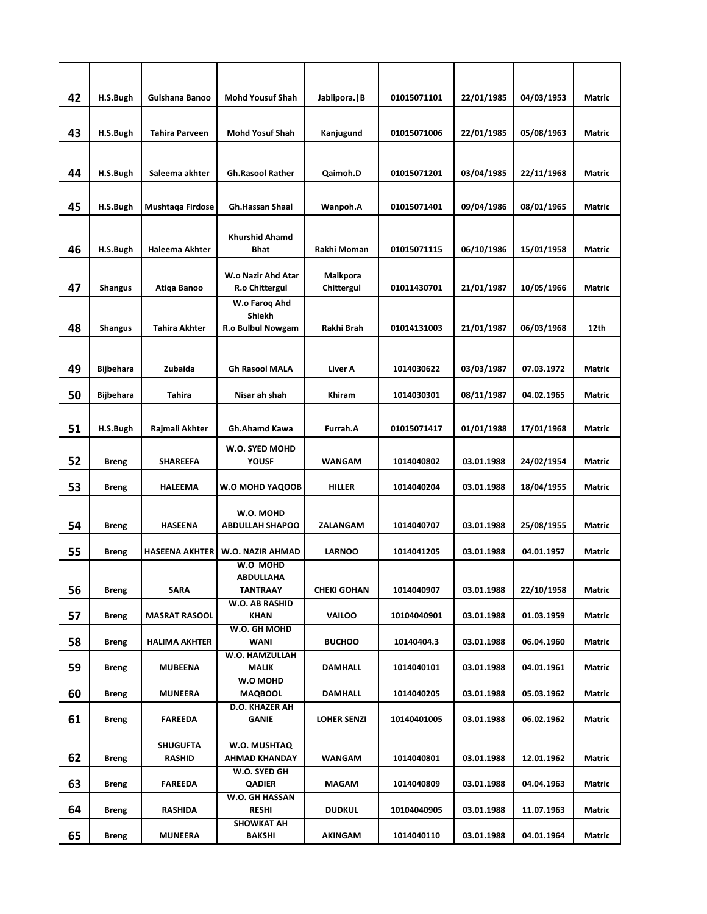| | | | | | | | | |
|---|---|---|---|---|---|---|---|---|
| **42** | **H.S.Bugh** | **Gulshana Banoo** | **Mohd Yousuf Shah** | **Jablipora.\|B** | **01015071101** | **22/01/1985** | **04/03/1953** | **Matric** |
| **43** | **H.S.Bugh** | **Tahira Parveen** | **Mohd Yosuf Shah** | **Kanjugund** | **01015071006** | **22/01/1985** | **05/08/1963** | **Matric** |
| **44** | **H.S.Bugh** | **Saleema akhter** | **Gh.Rasool Rather** | **Qaimoh.D** | **01015071201** | **03/04/1985** | **22/11/1968** | **Matric** |
| **45** | **H.S.Bugh** | **Mushtaqa Firdose** | **Gh.Hassan Shaal** | **Wanpoh.A** | **01015071401** | **09/04/1986** | **08/01/1965** | **Matric** |
| **46** | **H.S.Bugh** | **Haleema Akhter** | **Khurshid Ahamd Bhat** | **Rakhi Moman** | **01015071115** | **06/10/1986** | **15/01/1958** | **Matric** |
| **47** | **Shangus** | **Atiqa Banoo** | **W.o Nazir Ahd Atar R.o Chittergul** | **Malkpora Chittergul** | **01011430701** | **21/01/1987** | **10/05/1966** | **Matric** |
| **48** | **Shangus** | **Tahira Akhter** | **W.o Faroq Ahd Shiekh R.o Bulbul Nowgam** | **Rakhi Brah** | **01014131003** | **21/01/1987** | **06/03/1968** | **12th** |
| **49** | **Bijbehara** | **Zubaida** | **Gh Rasool MALA** | **Liver A** | **1014030622** | **03/03/1987** | **07.03.1972** | **Matric** |
| **50** | **Bijbehara** | **Tahira** | **Nisar ah shah** | **Khiram** | **1014030301** | **08/11/1987** | **04.02.1965** | **Matric** |
| **51** | **H.S.Bugh** | **Rajmali Akhter** | **Gh.Ahamd Kawa** | **Furrah.A** | **01015071417** | **01/01/1988** | **17/01/1968** | **Matric** |
| **52** | **Breng** | **SHAREEFA** | **W.O. SYED MOHD YOUSF** | **WANGAM** | **1014040802** | **03.01.1988** | **24/02/1954** | **Matric** |
| **53** | **Breng** | **HALEEMA** | **W.O MOHD YAQOOB** | **HILLER** | **1014040204** | **03.01.1988** | **18/04/1955** | **Matric** |
| **54** | **Breng** | **HASEENA** | **W.O. MOHD ABDULLAH SHAPOO** | **ZALANGAM** | **1014040707** | **03.01.1988** | **25/08/1955** | **Matric** |
| **55** | **Breng** | **HASEENA AKHTER** | **W.O. NAZIR AHMAD** | **LARNOO** | **1014041205** | **03.01.1988** | **04.01.1957** | **Matric** |
| **56** | **Breng** | **SARA** | **W.O MOHD ABDULLAHA TANTRAAY** | **CHEKI GOHAN** | **1014040907** | **03.01.1988** | **22/10/1958** | **Matric** |
| **57** | **Breng** | **MASRAT RASOOL** | **W.O. AB RASHID KHAN** | **VAILOO** | **10104040901** | **03.01.1988** | **01.03.1959** | **Matric** |
| **58** | **Breng** | **HALIMA AKHTER** | **W.O. GH MOHD WANI** | **BUCHOO** | **10140404.3** | **03.01.1988** | **06.04.1960** | **Matric** |
| **59** | **Breng** | **MUBEENA** | **W.O. HAMZULLAH MALIK** | **DAMHALL** | **1014040101** | **03.01.1988** | **04.01.1961** | **Matric** |
| **60** | **Breng** | **MUNEERA** | **W.O MOHD MAQBOOL** | **DAMHALL** | **1014040205** | **03.01.1988** | **05.03.1962** | **Matric** |
| **61** | **Breng** | **FAREEDA** | **D.O. KHAZER AH GANIE** | **LOHER SENZI** | **10140401005** | **03.01.1988** | **06.02.1962** | **Matric** |
| **62** | **Breng** | **SHUGUFTA RASHID** | **W.O. MUSHTAQ AHMAD KHANDAY** | **WANGAM** | **1014040801** | **03.01.1988** | **12.01.1962** | **Matric** |
| **63** | **Breng** | **FAREEDA** | **W.O. SYED GH QADIER** | **MAGAM** | **1014040809** | **03.01.1988** | **04.04.1963** | **Matric** |
| **64** | **Breng** | **RASHIDA** | **W.O. GH HASSAN RESHI** | **DUDKUL** | **10104040905** | **03.01.1988** | **11.07.1963** | **Matric** |
| **65** | **Breng** | **MUNEERA** | **SHOWKAT AH BAKSHI** | **AKINGAM** | **1014040110** | **03.01.1988** | **04.01.1964** | **Matric** |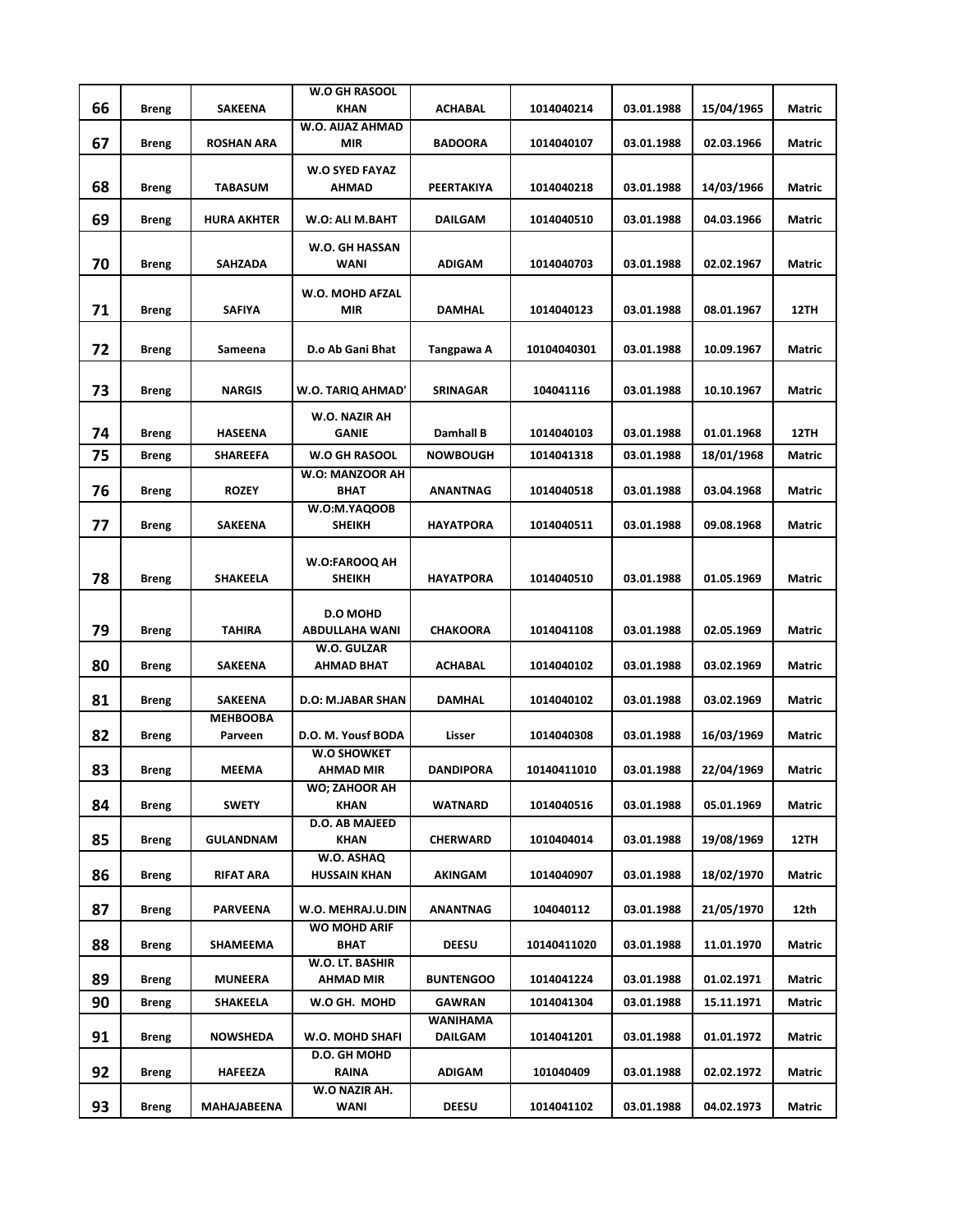| 66 | Breng | SAKEENA | W.O GH RASOOL KHAN | ACHABAL | 1014040214 | 03.01.1988 | 15/04/1965 | Matric |
|---|---|---|---|---|---|---|---|---|
| 67 | Breng | ROSHAN ARA | W.O. AIJAZ AHMAD MIR | BADOORA | 1014040107 | 03.01.1988 | 02.03.1966 | Matric |
| 68 | Breng | TABASUM | W.O SYED FAYAZ AHMAD | PEERTAKIYA | 1014040218 | 03.01.1988 | 14/03/1966 | Matric |
| 69 | Breng | HURA AKHTER | W.O: ALI M.BAHT | DAILGAM | 1014040510 | 03.01.1988 | 04.03.1966 | Matric |
| 70 | Breng | SAHZADA | W.O. GH HASSAN WANI | ADIGAM | 1014040703 | 03.01.1988 | 02.02.1967 | Matric |
| 71 | Breng | SAFIYA | W.O. MOHD AFZAL MIR | DAMHAL | 1014040123 | 03.01.1988 | 08.01.1967 | 12TH |
| 72 | Breng | Sameena | D.o Ab Gani Bhat | Tangpawa A | 10104040301 | 03.01.1988 | 10.09.1967 | Matric |
| 73 | Breng | NARGIS | W.O. TARIQ AHMAD' | SRINAGAR | 104041116 | 03.01.1988 | 10.10.1967 | Matric |
| 74 | Breng | HASEENA | W.O. NAZIR AH GANIE | Damhall B | 1014040103 | 03.01.1988 | 01.01.1968 | 12TH |
| 75 | Breng | SHAREEFA | W.O GH RASOOL | NOWBOUGH | 1014041318 | 03.01.1988 | 18/01/1968 | Matric |
| 76 | Breng | ROZEY | W.O: MANZOOR AH BHAT | ANANTNAG | 1014040518 | 03.01.1988 | 03.04.1968 | Matric |
| 77 | Breng | SAKEENA | W.O:M.YAQOOB SHEIKH | HAYATPORA | 1014040511 | 03.01.1988 | 09.08.1968 | Matric |
| 78 | Breng | SHAKEELA | W.O:FAROOQ AH SHEIKH | HAYATPORA | 1014040510 | 03.01.1988 | 01.05.1969 | Matric |
| 79 | Breng | TAHIRA | D.O MOHD ABDULLAHA WANI | CHAKOORA | 1014041108 | 03.01.1988 | 02.05.1969 | Matric |
| 80 | Breng | SAKEENA | W.O. GULZAR AHMAD BHAT | ACHABAL | 1014040102 | 03.01.1988 | 03.02.1969 | Matric |
| 81 | Breng | SAKEENA | D.O: M.JABAR SHAN | DAMHAL | 1014040102 | 03.01.1988 | 03.02.1969 | Matric |
| 82 | Breng | MEHBOOBA Parveen | D.O. M. Yousf BODA | Lisser | 1014040308 | 03.01.1988 | 16/03/1969 | Matric |
| 83 | Breng | MEEMA | W.O SHOWKET AHMAD MIR | DANDIPORA | 10140411010 | 03.01.1988 | 22/04/1969 | Matric |
| 84 | Breng | SWETY | WO; ZAHOOR AH KHAN | WATNARD | 1014040516 | 03.01.1988 | 05.01.1969 | Matric |
| 85 | Breng | GULANDNAM | D.O. AB MAJEED KHAN | CHERWARD | 1010404014 | 03.01.1988 | 19/08/1969 | 12TH |
| 86 | Breng | RIFAT ARA | W.O. ASHAQ HUSSAIN KHAN | AKINGAM | 1014040907 | 03.01.1988 | 18/02/1970 | Matric |
| 87 | Breng | PARVEENA | W.O. MEHRAJ.U.DIN | ANANTNAG | 104040112 | 03.01.1988 | 21/05/1970 | 12th |
| 88 | Breng | SHAMEEMA | WO MOHD ARIF BHAT | DEESU | 10140411020 | 03.01.1988 | 11.01.1970 | Matric |
| 89 | Breng | MUNEERA | W.O. LT. BASHIR AHMAD MIR | BUNTENGOO | 1014041224 | 03.01.1988 | 01.02.1971 | Matric |
| 90 | Breng | SHAKEELA | W.O GH. MOHD | GAWRAN | 1014041304 | 03.01.1988 | 15.11.1971 | Matric |
| 91 | Breng | NOWSHEDA | W.O. MOHD SHAFI | WANIHAMA DAILGAM | 1014041201 | 03.01.1988 | 01.01.1972 | Matric |
| 92 | Breng | HAFEEZA | D.O. GH MOHD RAINA | ADIGAM | 101040409 | 03.01.1988 | 02.02.1972 | Matric |
| 93 | Breng | MAHAJABEENA | W.O NAZIR AH. WANI | DEESU | 1014041102 | 03.01.1988 | 04.02.1973 | Matric |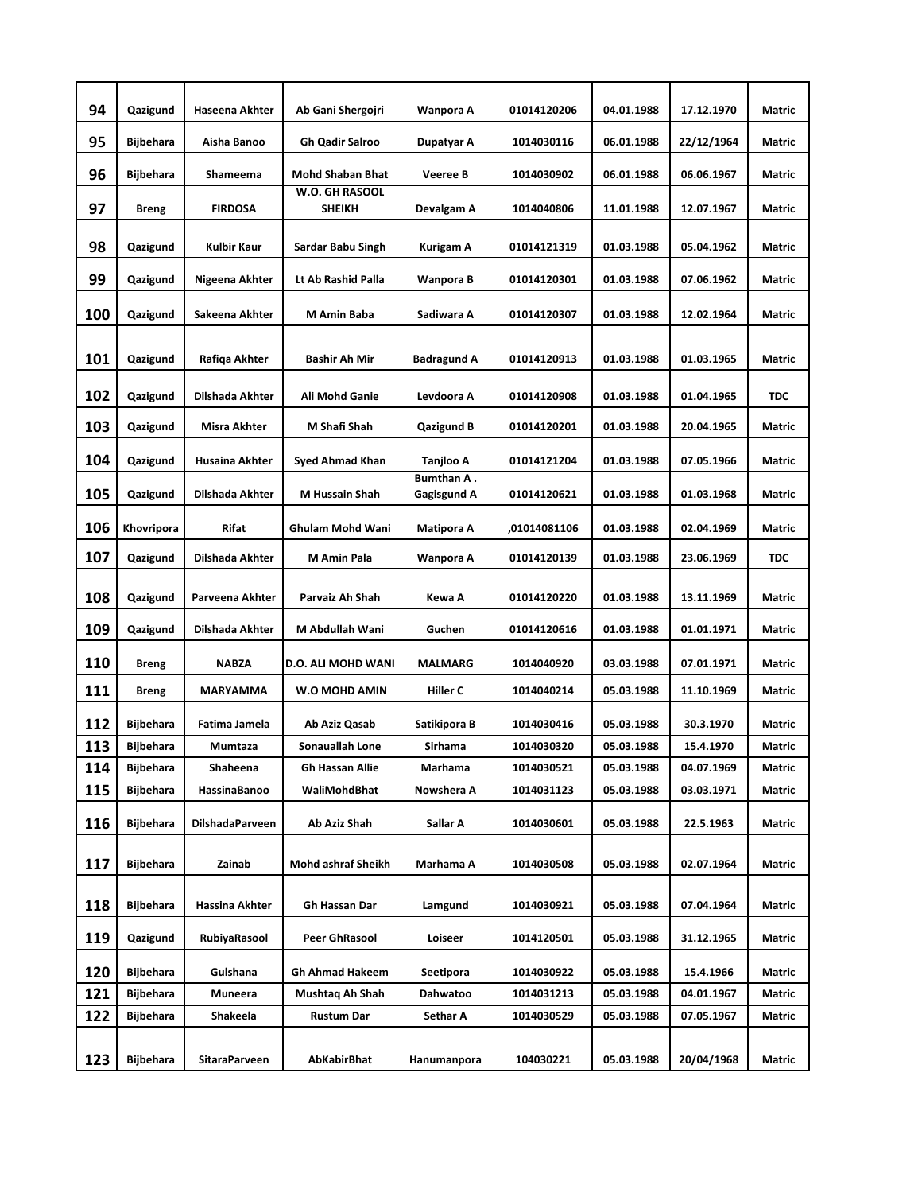| | | | | | | | | |
|---|---|---|---|---|---|---|---|---|
| 94 | Qazigund | Haseena Akhter | Ab Gani Shergojri | Wanpora A | 01014120206 | 04.01.1988 | 17.12.1970 | Matric |
| 95 | Bijbehara | Aisha Banoo | Gh Qadir Salroo | Dupatyar A | 1014030116 | 06.01.1988 | 22/12/1964 | Matric |
| 96 | Bijbehara | Shameema | Mohd Shaban Bhat | Veeree B | 1014030902 | 06.01.1988 | 06.06.1967 | Matric |
| 97 | Breng | FIRDOSA | W.O. GH RASOOL SHEIKH | Devalgam A | 1014040806 | 11.01.1988 | 12.07.1967 | Matric |
| 98 | Qazigund | Kulbir Kaur | Sardar Babu Singh | Kurigam A | 01014121319 | 01.03.1988 | 05.04.1962 | Matric |
| 99 | Qazigund | Nigeena Akhter | Lt Ab Rashid Palla | Wanpora B | 01014120301 | 01.03.1988 | 07.06.1962 | Matric |
| 100 | Qazigund | Sakeena Akhter | M Amin Baba | Sadiwara A | 01014120307 | 01.03.1988 | 12.02.1964 | Matric |
| 101 | Qazigund | Rafiqa Akhter | Bashir Ah Mir | Badragund A | 01014120913 | 01.03.1988 | 01.03.1965 | Matric |
| 102 | Qazigund | Dilshada Akhter | Ali Mohd Ganie | Levdoora A | 01014120908 | 01.03.1988 | 01.04.1965 | TDC |
| 103 | Qazigund | Misra Akhter | M Shafi Shah | Qazigund B | 01014120201 | 01.03.1988 | 20.04.1965 | Matric |
| 104 | Qazigund | Husaina Akhter | Syed Ahmad Khan | Tanjloo A | 01014121204 | 01.03.1988 | 07.05.1966 | Matric |
| 105 | Qazigund | Dilshada Akhter | M Hussain Shah | Bumthan A . Gagisgund A | 01014120621 | 01.03.1988 | 01.03.1968 | Matric |
| 106 | Khovripora | Rifat | Ghulam Mohd Wani | Matipora A | ,01014081106 | 01.03.1988 | 02.04.1969 | Matric |
| 107 | Qazigund | Dilshada Akhter | M Amin Pala | Wanpora A | 01014120139 | 01.03.1988 | 23.06.1969 | TDC |
| 108 | Qazigund | Parveena Akhter | Parvaiz Ah Shah | Kewa A | 01014120220 | 01.03.1988 | 13.11.1969 | Matric |
| 109 | Qazigund | Dilshada Akhter | M Abdullah Wani | Guchen | 01014120616 | 01.03.1988 | 01.01.1971 | Matric |
| 110 | Breng | NABZA | D.O. ALI MOHD WANI | MALMARG | 1014040920 | 03.03.1988 | 07.01.1971 | Matric |
| 111 | Breng | MARYAMMA | W.O MOHD AMIN | Hiller C | 1014040214 | 05.03.1988 | 11.10.1969 | Matric |
| 112 | Bijbehara | Fatima Jamela | Ab Aziz Qasab | Satikipora B | 1014030416 | 05.03.1988 | 30.3.1970 | Matric |
| 113 | Bijbehara | Mumtaza | Sonauallah Lone | Sirhama | 1014030320 | 05.03.1988 | 15.4.1970 | Matric |
| 114 | Bijbehara | Shaheena | Gh Hassan Allie | Marhama | 1014030521 | 05.03.1988 | 04.07.1969 | Matric |
| 115 | Bijbehara | HassinaBanoo | WaliMohdBhat | Nowshera A | 1014031123 | 05.03.1988 | 03.03.1971 | Matric |
| 116 | Bijbehara | DilshadaParveen | Ab Aziz Shah | Sallar A | 1014030601 | 05.03.1988 | 22.5.1963 | Matric |
| 117 | Bijbehara | Zainab | Mohd ashraf Sheikh | Marhama A | 1014030508 | 05.03.1988 | 02.07.1964 | Matric |
| 118 | Bijbehara | Hassina Akhter | Gh Hassan Dar | Lamgund | 1014030921 | 05.03.1988 | 07.04.1964 | Matric |
| 119 | Qazigund | RubiyaRasool | Peer GhRasool | Loiseer | 1014120501 | 05.03.1988 | 31.12.1965 | Matric |
| 120 | Bijbehara | Gulshana | Gh Ahmad Hakeem | Seetipora | 1014030922 | 05.03.1988 | 15.4.1966 | Matric |
| 121 | Bijbehara | Muneera | Mushtaq Ah Shah | Dahwatoo | 1014031213 | 05.03.1988 | 04.01.1967 | Matric |
| 122 | Bijbehara | Shakeela | Rustum Dar | Sethar A | 1014030529 | 05.03.1988 | 07.05.1967 | Matric |
| 123 | Bijbehara | SitaraParveen | AbKabirBhat | Hanumanpora | 104030221 | 05.03.1988 | 20/04/1968 | Matric |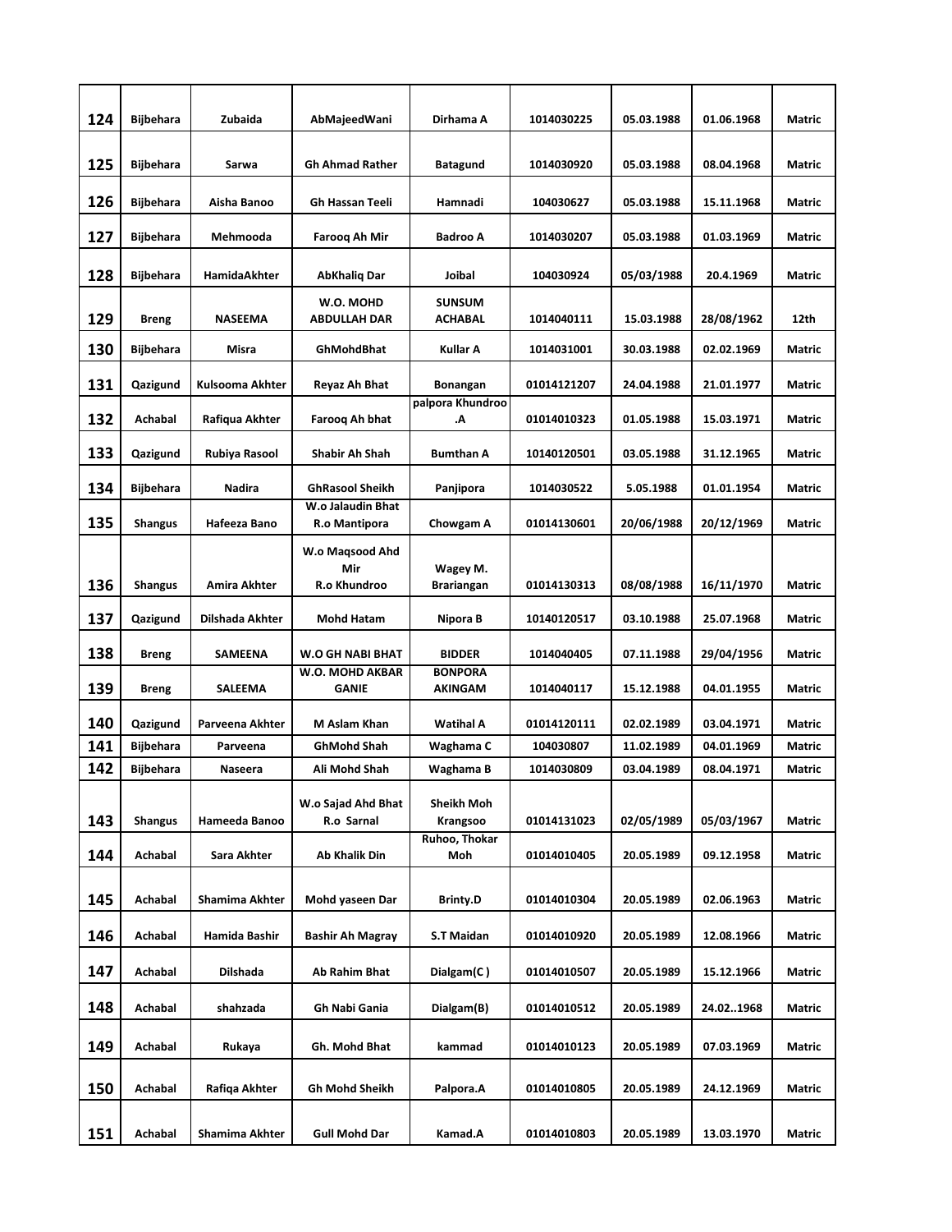| 124 | Bijbehara | Zubaida | AbMajeedWani | Dirhama A | 1014030225 | 05.03.1988 | 01.06.1968 | Matric |
|---|---|---|---|---|---|---|---|---|
| 125 | Bijbehara | Sarwa | Gh Ahmad Rather | Batagund | 1014030920 | 05.03.1988 | 08.04.1968 | Matric |
| 126 | Bijbehara | Aisha Banoo | Gh Hassan Teeli | Hamnadi | 104030627 | 05.03.1988 | 15.11.1968 | Matric |
| 127 | Bijbehara | Mehmooda | Farooq Ah Mir | Badroo A | 1014030207 | 05.03.1988 | 01.03.1969 | Matric |
| 128 | Bijbehara | HamidaAkhter | AbKhaliq Dar | Joibal | 104030924 | 05/03/1988 | 20.4.1969 | Matric |
| 129 | Breng | NASEEMA | W.O. MOHD ABDULLAH DAR | SUNSUM ACHABAL | 1014040111 | 15.03.1988 | 28/08/1962 | 12th |
| 130 | Bijbehara | Misra | GhMohdBhat | Kullar A | 1014031001 | 30.03.1988 | 02.02.1969 | Matric |
| 131 | Qazigund | Kulsooma Akhter | Reyaz Ah Bhat | Bonangan | 01014121207 | 24.04.1988 | 21.01.1977 | Matric |
| 132 | Achabal | Rafiqua Akhter | Farooq Ah bhat | palpora Khundroo .A | 01014010323 | 01.05.1988 | 15.03.1971 | Matric |
| 133 | Qazigund | Rubiya Rasool | Shabir Ah Shah | Bumthan A | 10140120501 | 03.05.1988 | 31.12.1965 | Matric |
| 134 | Bijbehara | Nadira | GhRasool Sheikh | Panjipora | 1014030522 | 5.05.1988 | 01.01.1954 | Matric |
| 135 | Shangus | Hafeeza Bano | W.o Jalaudin Bhat R.o Mantipora | Chowgam A | 01014130601 | 20/06/1988 | 20/12/1969 | Matric |
| 136 | Shangus | Amira Akhter | W.o Maqsood Ahd Mir R.o Khundroo | Wagey M. Brariangan | 01014130313 | 08/08/1988 | 16/11/1970 | Matric |
| 137 | Qazigund | Dilshada Akhter | Mohd Hatam | Nipora B | 10140120517 | 03.10.1988 | 25.07.1968 | Matric |
| 138 | Breng | SAMEENA | W.O GH NABI BHAT | BIDDER | 1014040405 | 07.11.1988 | 29/04/1956 | Matric |
| 139 | Breng | SALEEMA | W.O. MOHD AKBAR GANIE | BONPORA AKINGAM | 1014040117 | 15.12.1988 | 04.01.1955 | Matric |
| 140 | Qazigund | Parveena Akhter | M Aslam Khan | Watihal A | 01014120111 | 02.02.1989 | 03.04.1971 | Matric |
| 141 | Bijbehara | Parveena | GhMohd Shah | Waghama C | 104030807 | 11.02.1989 | 04.01.1969 | Matric |
| 142 | Bijbehara | Naseera | Ali Mohd Shah | Waghama B | 1014030809 | 03.04.1989 | 08.04.1971 | Matric |
| 143 | Shangus | Hameeda Banoo | W.o Sajad Ahd Bhat R.o Sarnal | Sheikh Moh Krangsoo | 01014131023 | 02/05/1989 | 05/03/1967 | Matric |
| 144 | Achabal | Sara Akhter | Ab Khalik Din | Ruhoo, Thokar Moh | 01014010405 | 20.05.1989 | 09.12.1958 | Matric |
| 145 | Achabal | Shamima Akhter | Mohd yaseen Dar | Brinty.D | 01014010304 | 20.05.1989 | 02.06.1963 | Matric |
| 146 | Achabal | Hamida Bashir | Bashir Ah Magray | S.T Maidan | 01014010920 | 20.05.1989 | 12.08.1966 | Matric |
| 147 | Achabal | Dilshada | Ab Rahim Bhat | Dialgam(C ) | 01014010507 | 20.05.1989 | 15.12.1966 | Matric |
| 148 | Achabal | shahzada | Gh Nabi Gania | Dialgam(B) | 01014010512 | 20.05.1989 | 24.02..1968 | Matric |
| 149 | Achabal | Rukaya | Gh. Mohd Bhat | kammad | 01014010123 | 20.05.1989 | 07.03.1969 | Matric |
| 150 | Achabal | Rafiqa Akhter | Gh Mohd Sheikh | Palpora.A | 01014010805 | 20.05.1989 | 24.12.1969 | Matric |
| 151 | Achabal | Shamima Akhter | Gull Mohd Dar | Kamad.A | 01014010803 | 20.05.1989 | 13.03.1970 | Matric |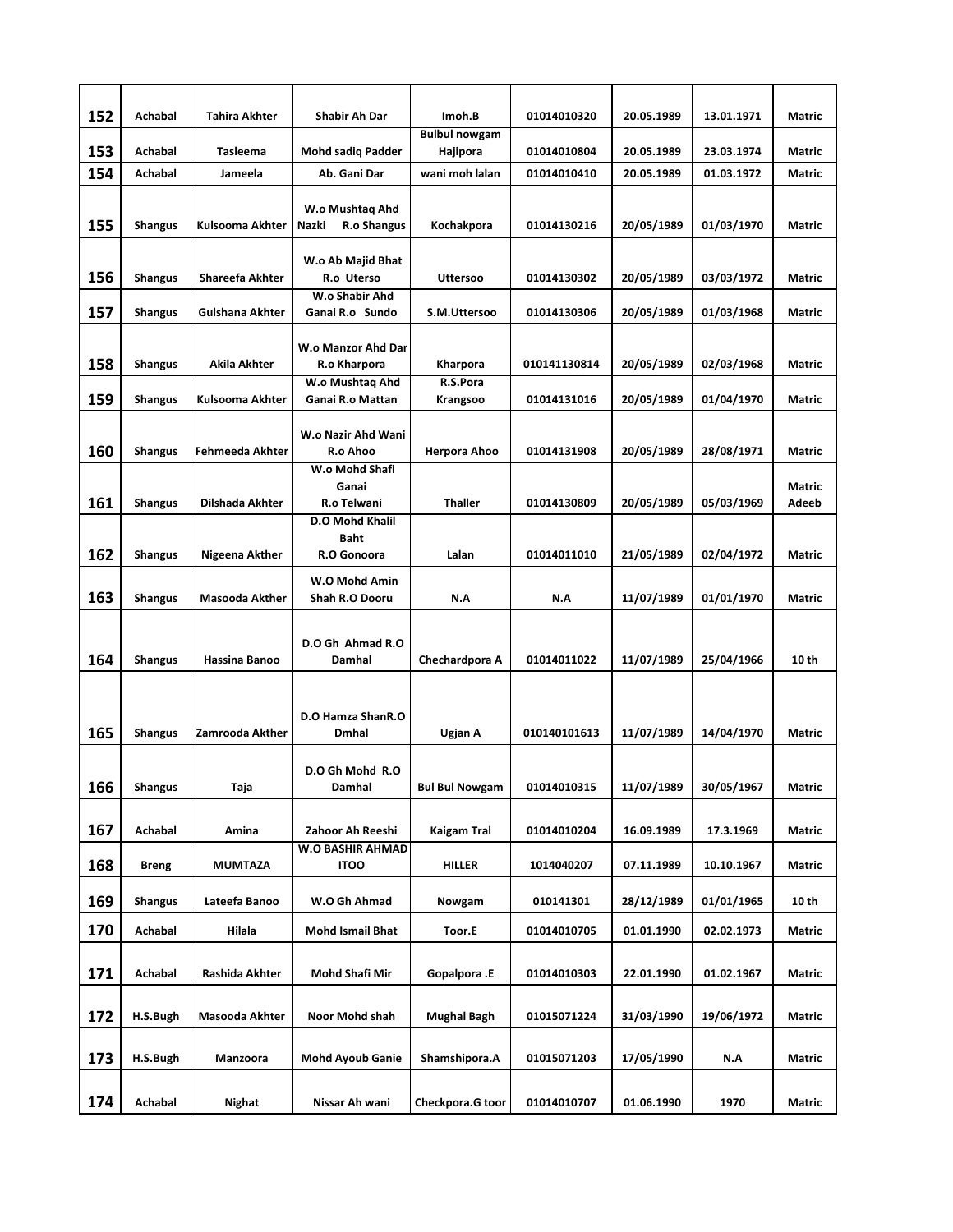| | | | | | | | | |
|---|---|---|---|---|---|---|---|---|
| 152 | Achabal | Tahira Akhter | Shabir Ah Dar | Imoh.B | 01014010320 | 20.05.1989 | 13.01.1971 | Matric |
| 153 | Achabal | Tasleema | Mohd sadiq Padder | Bulbul nowgam Hajipora | 01014010804 | 20.05.1989 | 23.03.1974 | Matric |
| 154 | Achabal | Jameela | Ab. Gani Dar | wani moh lalan | 01014010410 | 20.05.1989 | 01.03.1972 | Matric |
| 155 | Shangus | Kulsooma Akhter | W.o Mushtaq Ahd Nazki R.o Shangus | Kochakpora | 01014130216 | 20/05/1989 | 01/03/1970 | Matric |
| 156 | Shangus | Shareefa Akhter | W.o Ab Majid Bhat R.o Uterso | Uttersoo | 01014130302 | 20/05/1989 | 03/03/1972 | Matric |
| 157 | Shangus | Gulshana Akhter | W.o Shabir Ahd Ganai R.o Sundo | S.M.Uttersoo | 01014130306 | 20/05/1989 | 01/03/1968 | Matric |
| 158 | Shangus | Akila Akhter | W.o Manzor Ahd Dar R.o Kharpora | Kharpora | 010141130814 | 20/05/1989 | 02/03/1968 | Matric |
| 159 | Shangus | Kulsooma Akhter | W.o Mushtaq Ahd Ganai R.o Mattan | R.S.Pora Krangsoo | 01014131016 | 20/05/1989 | 01/04/1970 | Matric |
| 160 | Shangus | Fehmeeda Akhter | W.o Nazir Ahd Wani R.o Ahoo | Herpora Ahoo | 01014131908 | 20/05/1989 | 28/08/1971 | Matric |
| 161 | Shangus | Dilshada Akhter | W.o Mohd Shafi Ganai R.o Telwani | Thaller | 01014130809 | 20/05/1989 | 05/03/1969 | Matric Adeeb |
| 162 | Shangus | Nigeena Akther | D.O Mohd Khalil Baht R.O Gonoora | Lalan | 01014011010 | 21/05/1989 | 02/04/1972 | Matric |
| 163 | Shangus | Masooda Akther | W.O Mohd Amin Shah R.O Dooru | N.A | N.A | 11/07/1989 | 01/01/1970 | Matric |
| 164 | Shangus | Hassina Banoo | D.O Gh Ahmad R.O Damhal | Chechardpora A | 01014011022 | 11/07/1989 | 25/04/1966 | 10 th |
| 165 | Shangus | Zamrooda Akther | D.O Hamza ShanR.O Dmhal | Ugjan A | 010140101613 | 11/07/1989 | 14/04/1970 | Matric |
| 166 | Shangus | Taja | D.O Gh Mohd R.O Damhal | Bul Bul Nowgam | 01014010315 | 11/07/1989 | 30/05/1967 | Matric |
| 167 | Achabal | Amina | Zahoor Ah Reeshi | Kaigam Tral | 01014010204 | 16.09.1989 | 17.3.1969 | Matric |
| 168 | Breng | MUMTAZA | W.O BASHIR AHMAD ITOO | HILLER | 1014040207 | 07.11.1989 | 10.10.1967 | Matric |
| 169 | Shangus | Lateefa Banoo | W.O Gh Ahmad | Nowgam | 010141301 | 28/12/1989 | 01/01/1965 | 10 th |
| 170 | Achabal | Hilala | Mohd Ismail Bhat | Toor.E | 01014010705 | 01.01.1990 | 02.02.1973 | Matric |
| 171 | Achabal | Rashida Akhter | Mohd Shafi Mir | Gopalpora .E | 01014010303 | 22.01.1990 | 01.02.1967 | Matric |
| 172 | H.S.Bugh | Masooda Akhter | Noor Mohd shah | Mughal Bagh | 01015071224 | 31/03/1990 | 19/06/1972 | Matric |
| 173 | H.S.Bugh | Manzoora | Mohd Ayoub Ganie | Shamshipora.A | 01015071203 | 17/05/1990 | N.A | Matric |
| 174 | Achabal | Nighat | Nissar Ah wani | Checkpora.G toor | 01014010707 | 01.06.1990 | 1970 | Matric |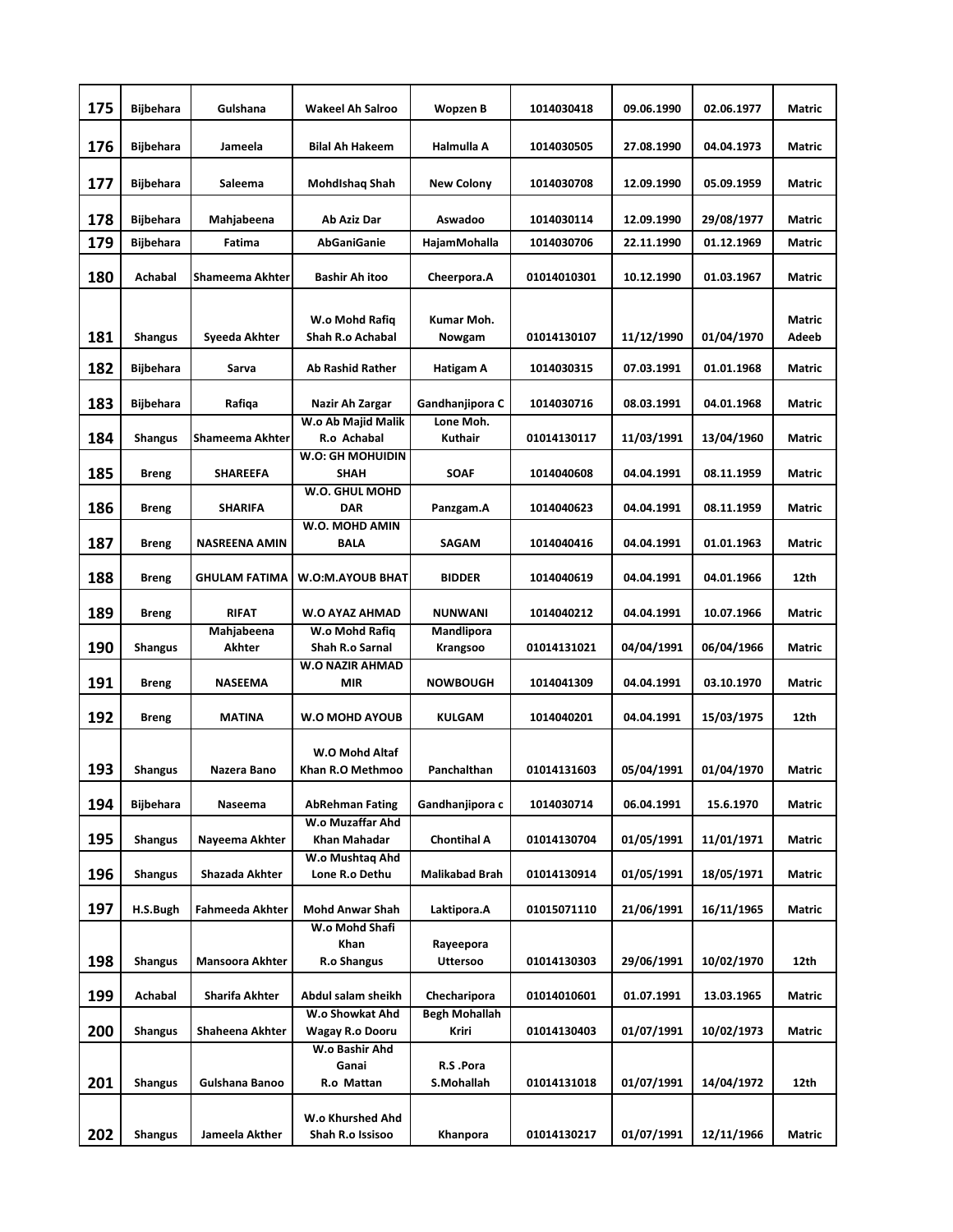| 175 | Bijbehara | Gulshana | Wakeel Ah Salroo | Wopzen B | 1014030418 | 09.06.1990 | 02.06.1977 | Matric |
|---|---|---|---|---|---|---|---|---|
| 176 | Bijbehara | Jameela | Bilal Ah Hakeem | Halmulla A | 1014030505 | 27.08.1990 | 04.04.1973 | Matric |
| 177 | Bijbehara | Saleema | MohdIshaq Shah | New Colony | 1014030708 | 12.09.1990 | 05.09.1959 | Matric |
| 178 | Bijbehara | Mahjabeena | Ab Aziz Dar | Aswadoo | 1014030114 | 12.09.1990 | 29/08/1977 | Matric |
| 179 | Bijbehara | Fatima | AbGaniGanie | HajamMohalla | 1014030706 | 22.11.1990 | 01.12.1969 | Matric |
| 180 | Achabal | Shameema Akhter | Bashir Ah itoo | Cheerpora.A | 01014010301 | 10.12.1990 | 01.03.1967 | Matric |
| 181 | Shangus | Syeeda Akhter | W.o Mohd Rafiq Shah R.o Achabal | Kumar Moh. Nowgam | 01014130107 | 11/12/1990 | 01/04/1970 | Matric Adeeb |
| 182 | Bijbehara | Sarva | Ab Rashid Rather | Hatigam A | 1014030315 | 07.03.1991 | 01.01.1968 | Matric |
| 183 | Bijbehara | Rafiqa | Nazir Ah Zargar | Gandhanjipora C | 1014030716 | 08.03.1991 | 04.01.1968 | Matric |
| 184 | Shangus | Shameema Akhter | W.o Ab Majid Malik R.o Achabal | Lone Moh. Kuthair | 01014130117 | 11/03/1991 | 13/04/1960 | Matric |
| 185 | Breng | SHAREEFA | W.O: GH MOHUIDIN SHAH | SOAF | 1014040608 | 04.04.1991 | 08.11.1959 | Matric |
| 186 | Breng | SHARIFA | W.O. GHUL MOHD DAR | Panzgam.A | 1014040623 | 04.04.1991 | 08.11.1959 | Matric |
| 187 | Breng | NASREENA AMIN | W.O. MOHD AMIN BALA | SAGAM | 1014040416 | 04.04.1991 | 01.01.1963 | Matric |
| 188 | Breng | GHULAM FATIMA | W.O:M.AYOUB BHAT | BIDDER | 1014040619 | 04.04.1991 | 04.01.1966 | 12th |
| 189 | Breng | RIFAT | W.O AYAZ AHMAD | NUNWANI | 1014040212 | 04.04.1991 | 10.07.1966 | Matric |
| 190 | Shangus | Mahjabeena Akhter | W.o Mohd Rafiq Shah R.o Sarnal | Mandlipora Krangsoo | 01014131021 | 04/04/1991 | 06/04/1966 | Matric |
| 191 | Breng | NASEEMA | W.O NAZIR AHMAD MIR | NOWBOUGH | 1014041309 | 04.04.1991 | 03.10.1970 | Matric |
| 192 | Breng | MATINA | W.O MOHD AYOUB | KULGAM | 1014040201 | 04.04.1991 | 15/03/1975 | 12th |
| 193 | Shangus | Nazera Bano | W.O Mohd Altaf Khan R.O Methmoo | Panchalthan | 01014131603 | 05/04/1991 | 01/04/1970 | Matric |
| 194 | Bijbehara | Naseema | AbRehman Fating | Gandhanjipora c | 1014030714 | 06.04.1991 | 15.6.1970 | Matric |
| 195 | Shangus | Nayeema Akhter | W.o Muzaffar Ahd Khan Mahadar | Chontihal A | 01014130704 | 01/05/1991 | 11/01/1971 | Matric |
| 196 | Shangus | Shazada Akhter | W.o Mushtaq Ahd Lone R.o Dethu | Malikabad Brah | 01014130914 | 01/05/1991 | 18/05/1971 | Matric |
| 197 | H.S.Bugh | Fahmeeda Akhter | Mohd Anwar Shah | Laktipora.A | 01015071110 | 21/06/1991 | 16/11/1965 | Matric |
| 198 | Shangus | Mansoora Akhter | W.o Mohd Shafi Khan R.o Shangus | Rayeepora Uttersoo | 01014130303 | 29/06/1991 | 10/02/1970 | 12th |
| 199 | Achabal | Sharifa Akhter | Abdul salam sheikh | Checharipora | 01014010601 | 01.07.1991 | 13.03.1965 | Matric |
| 200 | Shangus | Shaheena Akhter | W.o Showkat Ahd Wagay R.o Dooru | Begh Mohallah Kriri | 01014130403 | 01/07/1991 | 10/02/1973 | Matric |
| 201 | Shangus | Gulshana Banoo | W.o Bashir Ahd Ganai R.o Mattan | R.S .Pora S.Mohallah | 01014131018 | 01/07/1991 | 14/04/1972 | 12th |
| 202 | Shangus | Jameela Akther | W.o Khurshed Ahd Shah R.o Issisoo | Khanpora | 01014130217 | 01/07/1991 | 12/11/1966 | Matric |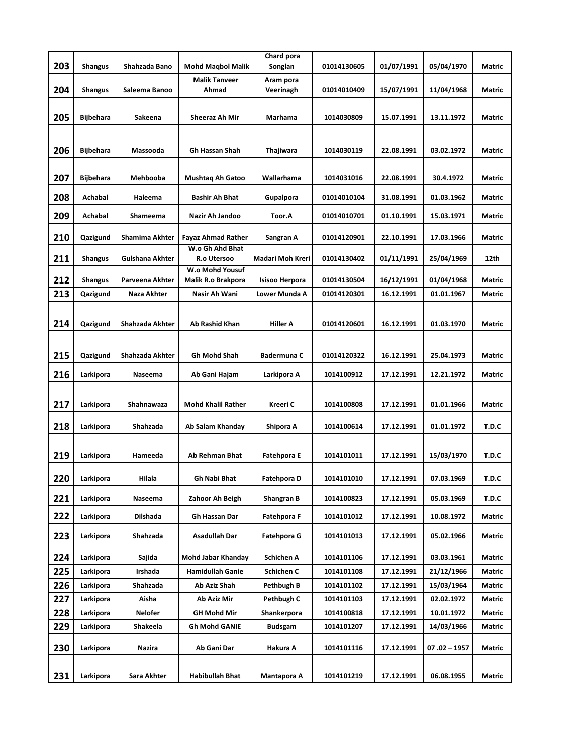| 203 | Shangus | Shahzada Bano | Mohd Maqbol Malik | Chard pora Songlan | 01014130605 | 01/07/1991 | 05/04/1970 | Matric |
|---|---|---|---|---|---|---|---|---|
| 204 | Shangus | Saleema Banoo | Malik Tanveer Ahmad | Aram pora Veerinagh | 01014010409 | 15/07/1991 | 11/04/1968 | Matric |
| 205 | Bijbehara | Sakeena | Sheeraz Ah Mir | Marhama | 1014030809 | 15.07.1991 | 13.11.1972 | Matric |
| 206 | Bijbehara | Massooda | Gh Hassan Shah | Thajiwara | 1014030119 | 22.08.1991 | 03.02.1972 | Matric |
| 207 | Bijbehara | Mehbooba | Mushtaq Ah Gatoo | Wallarhama | 1014031016 | 22.08.1991 | 30.4.1972 | Matric |
| 208 | Achabal | Haleema | Bashir Ah Bhat | Gupalpora | 01014010104 | 31.08.1991 | 01.03.1962 | Matric |
| 209 | Achabal | Shameema | Nazir Ah Jandoo | Toor.A | 01014010701 | 01.10.1991 | 15.03.1971 | Matric |
| 210 | Qazigund | Shamima Akhter | Fayaz Ahmad Rather | Sangran A | 01014120901 | 22.10.1991 | 17.03.1966 | Matric |
| 211 | Shangus | Gulshana Akhter | W.o Gh Ahd Bhat R.o Utersoo | Madari Moh Kreri | 01014130402 | 01/11/1991 | 25/04/1969 | 12th |
| 212 | Shangus | Parveena Akhter | W.o Mohd Yousuf Malik R.o Brakpora | Isisoo Herpora | 01014130504 | 16/12/1991 | 01/04/1968 | Matric |
| 213 | Qazigund | Naza Akhter | Nasir Ah Wani | Lower Munda A | 01014120301 | 16.12.1991 | 01.01.1967 | Matric |
| 214 | Qazigund | Shahzada Akhter | Ab Rashid Khan | Hiller A | 01014120601 | 16.12.1991 | 01.03.1970 | Matric |
| 215 | Qazigund | Shahzada Akhter | Gh Mohd Shah | Badermuna C | 01014120322 | 16.12.1991 | 25.04.1973 | Matric |
| 216 | Larkipora | Naseema | Ab Gani Hajam | Larkipora A | 1014100912 | 17.12.1991 | 12.21.1972 | Matric |
| 217 | Larkipora | Shahnawaza | Mohd Khalil Rather | Kreeri C | 1014100808 | 17.12.1991 | 01.01.1966 | Matric |
| 218 | Larkipora | Shahzada | Ab Salam Khanday | Shipora A | 1014100614 | 17.12.1991 | 01.01.1972 | T.D.C |
| 219 | Larkipora | Hameeda | Ab Rehman Bhat | Fatehpora E | 1014101011 | 17.12.1991 | 15/03/1970 | T.D.C |
| 220 | Larkipora | Hilala | Gh Nabi Bhat | Fatehpora D | 1014101010 | 17.12.1991 | 07.03.1969 | T.D.C |
| 221 | Larkipora | Naseema | Zahoor Ah Beigh | Shangran B | 1014100823 | 17.12.1991 | 05.03.1969 | T.D.C |
| 222 | Larkipora | Dilshada | Gh Hassan Dar | Fatehpora F | 1014101012 | 17.12.1991 | 10.08.1972 | Matric |
| 223 | Larkipora | Shahzada | Asadullah Dar | Fatehpora G | 1014101013 | 17.12.1991 | 05.02.1966 | Matric |
| 224 | Larkipora | Sajida | Mohd Jabar Khanday | Schichen A | 1014101106 | 17.12.1991 | 03.03.1961 | Matric |
| 225 | Larkipora | Irshada | Hamidullah Ganie | Schichen C | 1014101108 | 17.12.1991 | 21/12/1966 | Matric |
| 226 | Larkipora | Shahzada | Ab Aziz Shah | Pethbugh B | 1014101102 | 17.12.1991 | 15/03/1964 | Matric |
| 227 | Larkipora | Aisha | Ab Aziz Mir | Pethbugh C | 1014101103 | 17.12.1991 | 02.02.1972 | Matric |
| 228 | Larkipora | Nelofer | GH Mohd Mir | Shankerpora | 1014100818 | 17.12.1991 | 10.01.1972 | Matric |
| 229 | Larkipora | Shakeela | Gh Mohd GANIE | Budsgam | 1014101207 | 17.12.1991 | 14/03/1966 | Matric |
| 230 | Larkipora | Nazira | Ab Gani Dar | Hakura A | 1014101116 | 17.12.1991 | 07 .02 – 1957 | Matric |
| 231 | Larkipora | Sara Akhter | Habibullah Bhat | Mantapora A | 1014101219 | 17.12.1991 | 06.08.1955 | Matric |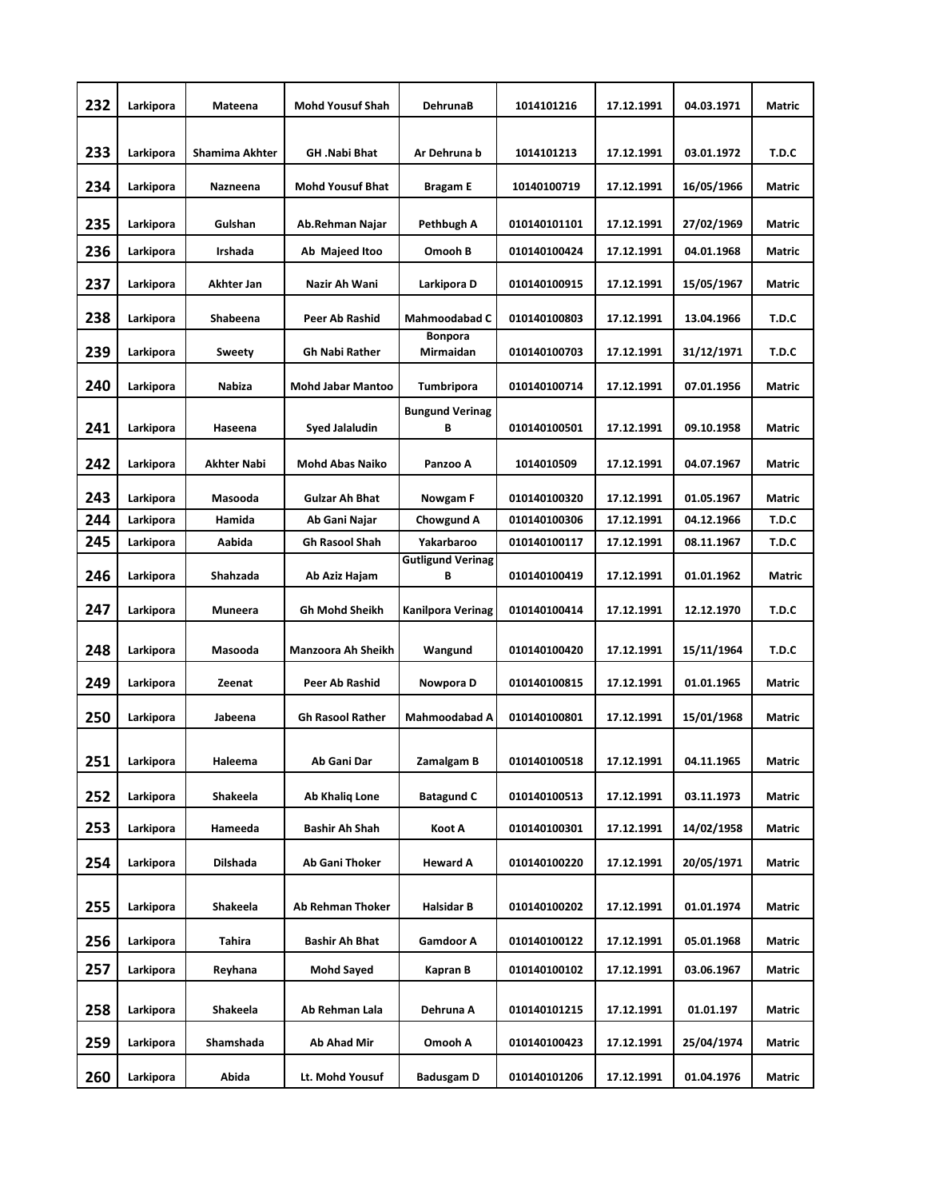| 232 | Larkipora | Mateena | Mohd Yousuf Shah | DehrunaB | 1014101216 | 17.12.1991 | 04.03.1971 | Matric |
|---|---|---|---|---|---|---|---|---|
| 233 | Larkipora | Shamima Akhter | GH .Nabi Bhat | Ar Dehruna b | 1014101213 | 17.12.1991 | 03.01.1972 | T.D.C |
| 234 | Larkipora | Nazneena | Mohd Yousuf Bhat | Bragam E | 10140100719 | 17.12.1991 | 16/05/1966 | Matric |
| 235 | Larkipora | Gulshan | Ab.Rehman Najar | Pethbugh A | 010140101101 | 17.12.1991 | 27/02/1969 | Matric |
| 236 | Larkipora | Irshada | Ab Majeed Itoo | Omooh B | 010140100424 | 17.12.1991 | 04.01.1968 | Matric |
| 237 | Larkipora | Akhter Jan | Nazir Ah Wani | Larkipora D | 010140100915 | 17.12.1991 | 15/05/1967 | Matric |
| 238 | Larkipora | Shabeena | Peer Ab Rashid | Mahmoodabad C | 010140100803 | 17.12.1991 | 13.04.1966 | T.D.C |
| 239 | Larkipora | Sweety | Gh Nabi Rather | Bonpora Mirmaidan | 010140100703 | 17.12.1991 | 31/12/1971 | T.D.C |
| 240 | Larkipora | Nabiza | Mohd Jabar Mantoo | Tumbripora | 010140100714 | 17.12.1991 | 07.01.1956 | Matric |
| 241 | Larkipora | Haseena | Syed Jalaludin | Bungund Verinag B | 010140100501 | 17.12.1991 | 09.10.1958 | Matric |
| 242 | Larkipora | Akhter Nabi | Mohd Abas Naiko | Panzoo A | 1014010509 | 17.12.1991 | 04.07.1967 | Matric |
| 243 | Larkipora | Masooda | Gulzar Ah Bhat | Nowgam F | 010140100320 | 17.12.1991 | 01.05.1967 | Matric |
| 244 | Larkipora | Hamida | Ab Gani Najar | Chowgund A | 010140100306 | 17.12.1991 | 04.12.1966 | T.D.C |
| 245 | Larkipora | Aabida | Gh Rasool Shah | Yakarbaroo | 010140100117 | 17.12.1991 | 08.11.1967 | T.D.C |
| 246 | Larkipora | Shahzada | Ab Aziz Hajam | Gutligund Verinag B | 010140100419 | 17.12.1991 | 01.01.1962 | Matric |
| 247 | Larkipora | Muneera | Gh Mohd Sheikh | Kanilpora Verinag | 010140100414 | 17.12.1991 | 12.12.1970 | T.D.C |
| 248 | Larkipora | Masooda | Manzoora Ah Sheikh | Wangund | 010140100420 | 17.12.1991 | 15/11/1964 | T.D.C |
| 249 | Larkipora | Zeenat | Peer Ab Rashid | Nowpora D | 010140100815 | 17.12.1991 | 01.01.1965 | Matric |
| 250 | Larkipora | Jabeena | Gh Rasool Rather | Mahmoodabad A | 010140100801 | 17.12.1991 | 15/01/1968 | Matric |
| 251 | Larkipora | Haleema | Ab Gani Dar | Zamalgam B | 010140100518 | 17.12.1991 | 04.11.1965 | Matric |
| 252 | Larkipora | Shakeela | Ab Khaliq Lone | Batagund C | 010140100513 | 17.12.1991 | 03.11.1973 | Matric |
| 253 | Larkipora | Hameeda | Bashir Ah Shah | Koot A | 010140100301 | 17.12.1991 | 14/02/1958 | Matric |
| 254 | Larkipora | Dilshada | Ab Gani Thoker | Heward A | 010140100220 | 17.12.1991 | 20/05/1971 | Matric |
| 255 | Larkipora | Shakeela | Ab Rehman Thoker | Halsidar B | 010140100202 | 17.12.1991 | 01.01.1974 | Matric |
| 256 | Larkipora | Tahira | Bashir Ah Bhat | Gamdoor A | 010140100122 | 17.12.1991 | 05.01.1968 | Matric |
| 257 | Larkipora | Reyhana | Mohd Sayed | Kapran B | 010140100102 | 17.12.1991 | 03.06.1967 | Matric |
| 258 | Larkipora | Shakeela | Ab Rehman Lala | Dehruna A | 010140101215 | 17.12.1991 | 01.01.197 | Matric |
| 259 | Larkipora | Shamshada | Ab Ahad Mir | Omooh A | 010140100423 | 17.12.1991 | 25/04/1974 | Matric |
| 260 | Larkipora | Abida | Lt. Mohd Yousuf | Badusgam D | 010140101206 | 17.12.1991 | 01.04.1976 | Matric |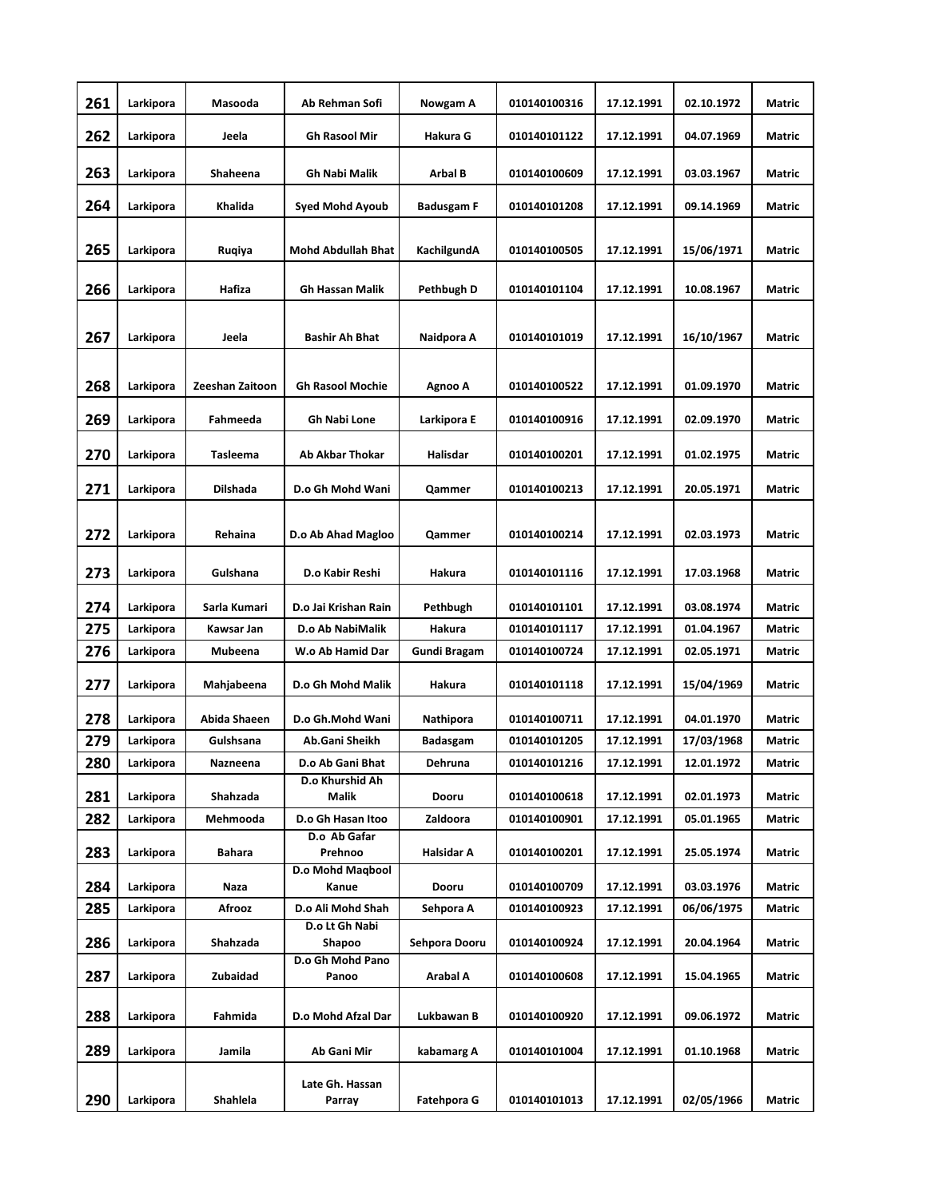| 261 | Larkipora | Masooda | Ab Rehman Sofi | Nowgam A | 010140100316 | 17.12.1991 | 02.10.1972 | Matric |
|---|---|---|---|---|---|---|---|---|
| 262 | Larkipora | Jeela | Gh Rasool Mir | Hakura G | 010140101122 | 17.12.1991 | 04.07.1969 | Matric |
| 263 | Larkipora | Shaheena | Gh Nabi Malik | Arbal B | 010140100609 | 17.12.1991 | 03.03.1967 | Matric |
| 264 | Larkipora | Khalida | Syed Mohd Ayoub | Badusgam F | 010140101208 | 17.12.1991 | 09.14.1969 | Matric |
| 265 | Larkipora | Ruqiya | Mohd Abdullah Bhat | KachilgundA | 010140100505 | 17.12.1991 | 15/06/1971 | Matric |
| 266 | Larkipora | Hafiza | Gh Hassan Malik | Pethbugh D | 010140101104 | 17.12.1991 | 10.08.1967 | Matric |
| 267 | Larkipora | Jeela | Bashir Ah Bhat | Naidpora A | 010140101019 | 17.12.1991 | 16/10/1967 | Matric |
| 268 | Larkipora | Zeeshan Zaitoon | Gh Rasool Mochie | Agnoo A | 010140100522 | 17.12.1991 | 01.09.1970 | Matric |
| 269 | Larkipora | Fahmeeda | Gh Nabi Lone | Larkipora E | 010140100916 | 17.12.1991 | 02.09.1970 | Matric |
| 270 | Larkipora | Tasleema | Ab Akbar Thokar | Halisdar | 010140100201 | 17.12.1991 | 01.02.1975 | Matric |
| 271 | Larkipora | Dilshada | D.o Gh Mohd Wani | Qammer | 010140100213 | 17.12.1991 | 20.05.1971 | Matric |
| 272 | Larkipora | Rehaina | D.o Ab Ahad Magloo | Qammer | 010140100214 | 17.12.1991 | 02.03.1973 | Matric |
| 273 | Larkipora | Gulshana | D.o Kabir Reshi | Hakura | 010140101116 | 17.12.1991 | 17.03.1968 | Matric |
| 274 | Larkipora | Sarla Kumari | D.o Jai Krishan Rain | Pethbugh | 010140101101 | 17.12.1991 | 03.08.1974 | Matric |
| 275 | Larkipora | Kawsar Jan | D.o Ab NabiMalik | Hakura | 010140101117 | 17.12.1991 | 01.04.1967 | Matric |
| 276 | Larkipora | Mubeena | W.o Ab Hamid Dar | Gundi Bragam | 010140100724 | 17.12.1991 | 02.05.1971 | Matric |
| 277 | Larkipora | Mahjabeena | D.o Gh Mohd Malik | Hakura | 010140101118 | 17.12.1991 | 15/04/1969 | Matric |
| 278 | Larkipora | Abida Shaeen | D.o Gh.Mohd Wani | Nathipora | 010140100711 | 17.12.1991 | 04.01.1970 | Matric |
| 279 | Larkipora | Gulshsana | Ab.Gani Sheikh | Badasgam | 010140101205 | 17.12.1991 | 17/03/1968 | Matric |
| 280 | Larkipora | Nazneena | D.o Ab Gani Bhat | Dehruna | 010140101216 | 17.12.1991 | 12.01.1972 | Matric |
| 281 | Larkipora | Shahzada | D.o Khurshid Ah Malik | Dooru | 010140100618 | 17.12.1991 | 02.01.1973 | Matric |
| 282 | Larkipora | Mehmooda | D.o Gh Hasan Itoo | Zaldoora | 010140100901 | 17.12.1991 | 05.01.1965 | Matric |
| 283 | Larkipora | Bahara | D.o Ab Gafar Prehnoo | Halsidar A | 010140100201 | 17.12.1991 | 25.05.1974 | Matric |
| 284 | Larkipora | Naza | D.o Mohd Maqbool Kanue | Dooru | 010140100709 | 17.12.1991 | 03.03.1976 | Matric |
| 285 | Larkipora | Afrooz | D.o Ali Mohd Shah | Sehpora A | 010140100923 | 17.12.1991 | 06/06/1975 | Matric |
| 286 | Larkipora | Shahzada | D.o Lt Gh Nabi Shapoo | Sehpora Dooru | 010140100924 | 17.12.1991 | 20.04.1964 | Matric |
| 287 | Larkipora | Zubaidad | D.o Gh Mohd Pano Panoo | Arabal A | 010140100608 | 17.12.1991 | 15.04.1965 | Matric |
| 288 | Larkipora | Fahmida | D.o Mohd Afzal Dar | Lukbawan B | 010140100920 | 17.12.1991 | 09.06.1972 | Matric |
| 289 | Larkipora | Jamila | Ab Gani Mir | kabamarg A | 010140101004 | 17.12.1991 | 01.10.1968 | Matric |
| 290 | Larkipora | Shahlela | Late Gh. Hassan Parray | Fatehpora G | 010140101013 | 17.12.1991 | 02/05/1966 | Matric |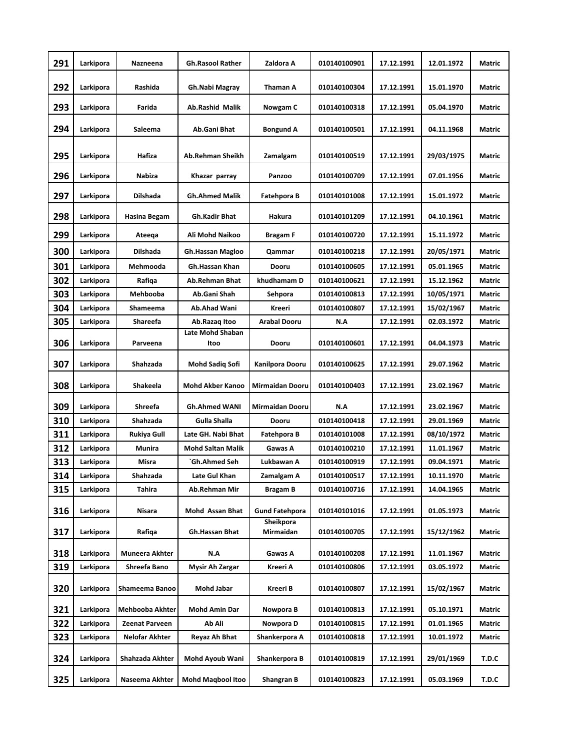| 291 | Larkipora | Nazneena | Gh.Rasool Rather | Zaldora A | 010140100901 | 17.12.1991 | 12.01.1972 | Matric |
|---|---|---|---|---|---|---|---|---|
| 292 | Larkipora | Rashida | Gh.Nabi Magray | Thaman A | 010140100304 | 17.12.1991 | 15.01.1970 | Matric |
| 293 | Larkipora | Farida | Ab.Rashid Malik | Nowgam C | 010140100318 | 17.12.1991 | 05.04.1970 | Matric |
| 294 | Larkipora | Saleema | Ab.Gani Bhat | Bongund A | 010140100501 | 17.12.1991 | 04.11.1968 | Matric |
| 295 | Larkipora | Hafiza | Ab.Rehman Sheikh | Zamalgam | 010140100519 | 17.12.1991 | 29/03/1975 | Matric |
| 296 | Larkipora | Nabiza | Khazar parray | Panzoo | 010140100709 | 17.12.1991 | 07.01.1956 | Matric |
| 297 | Larkipora | Dilshada | Gh.Ahmed Malik | Fatehpora B | 010140101008 | 17.12.1991 | 15.01.1972 | Matric |
| 298 | Larkipora | Hasina Begam | Gh.Kadir Bhat | Hakura | 010140101209 | 17.12.1991 | 04.10.1961 | Matric |
| 299 | Larkipora | Ateeqa | Ali Mohd Naikoo | Bragam F | 010140100720 | 17.12.1991 | 15.11.1972 | Matric |
| 300 | Larkipora | Dilshada | Gh.Hassan Magloo | Qammar | 010140100218 | 17.12.1991 | 20/05/1971 | Matric |
| 301 | Larkipora | Mehmooda | Gh.Hassan Khan | Dooru | 010140100605 | 17.12.1991 | 05.01.1965 | Matric |
| 302 | Larkipora | Rafiqa | Ab.Rehman Bhat | khudhamam D | 010140100621 | 17.12.1991 | 15.12.1962 | Matric |
| 303 | Larkipora | Mehbooba | Ab.Gani Shah | Sehpora | 010140100813 | 17.12.1991 | 10/05/1971 | Matric |
| 304 | Larkipora | Shameema | Ab.Ahad Wani | Kreeri | 010140100807 | 17.12.1991 | 15/02/1967 | Matric |
| 305 | Larkipora | Shareefa | Ab.Razaq Itoo | Arabal Dooru | N.A | 17.12.1991 | 02.03.1972 | Matric |
| 306 | Larkipora | Parveena | Late Mohd Shaban Itoo | Dooru | 010140100601 | 17.12.1991 | 04.04.1973 | Matric |
| 307 | Larkipora | Shahzada | Mohd Sadiq Sofi | Kanilpora Dooru | 010140100625 | 17.12.1991 | 29.07.1962 | Matric |
| 308 | Larkipora | Shakeela | Mohd Akber Kanoo | Mirmaidan Dooru | 010140100403 | 17.12.1991 | 23.02.1967 | Matric |
| 309 | Larkipora | Shreefa | Gh.Ahmed WANI | Mirmaidan Dooru | N.A | 17.12.1991 | 23.02.1967 | Matric |
| 310 | Larkipora | Shahzada | Gulla Shalla | Dooru | 010140100418 | 17.12.1991 | 29.01.1969 | Matric |
| 311 | Larkipora | Rukiya Gull | Late GH. Nabi Bhat | Fatehpora B | 010140101008 | 17.12.1991 | 08/10/1972 | Matric |
| 312 | Larkipora | Munira | Mohd Saltan Malik | Gawas A | 010140100210 | 17.12.1991 | 11.01.1967 | Matric |
| 313 | Larkipora | Misra | `Gh.Ahmed Seh | Lukbawan A | 010140100919 | 17.12.1991 | 09.04.1971 | Matric |
| 314 | Larkipora | Shahzada | Late Gul Khan | Zamalgam A | 010140100517 | 17.12.1991 | 10.11.1970 | Matric |
| 315 | Larkipora | Tahira | Ab.Rehman Mir | Bragam B | 010140100716 | 17.12.1991 | 14.04.1965 | Matric |
| 316 | Larkipora | Nisara | Mohd Assan Bhat | Gund Fatehpora | 010140101016 | 17.12.1991 | 01.05.1973 | Matric |
| 317 | Larkipora | Rafiqa | Gh.Hassan Bhat | Sheikpora Mirmaidan | 010140100705 | 17.12.1991 | 15/12/1962 | Matric |
| 318 | Larkipora | Muneera Akhter | N.A | Gawas A | 010140100208 | 17.12.1991 | 11.01.1967 | Matric |
| 319 | Larkipora | Shreefa Bano | Mysir Ah Zargar | Kreeri A | 010140100806 | 17.12.1991 | 03.05.1972 | Matric |
| 320 | Larkipora | Shameema Banoo | Mohd Jabar | Kreeri B | 010140100807 | 17.12.1991 | 15/02/1967 | Matric |
| 321 | Larkipora | Mehbooba Akhter | Mohd Amin Dar | Nowpora B | 010140100813 | 17.12.1991 | 05.10.1971 | Matric |
| 322 | Larkipora | Zeenat Parveen | Ab Ali | Nowpora D | 010140100815 | 17.12.1991 | 01.01.1965 | Matric |
| 323 | Larkipora | Nelofar Akhter | Reyaz Ah Bhat | Shankerpora A | 010140100818 | 17.12.1991 | 10.01.1972 | Matric |
| 324 | Larkipora | Shahzada Akhter | Mohd Ayoub Wani | Shankerpora B | 010140100819 | 17.12.1991 | 29/01/1969 | T.D.C |
| 325 | Larkipora | Naseema Akhter | Mohd Maqbool Itoo | Shangran B | 010140100823 | 17.12.1991 | 05.03.1969 | T.D.C |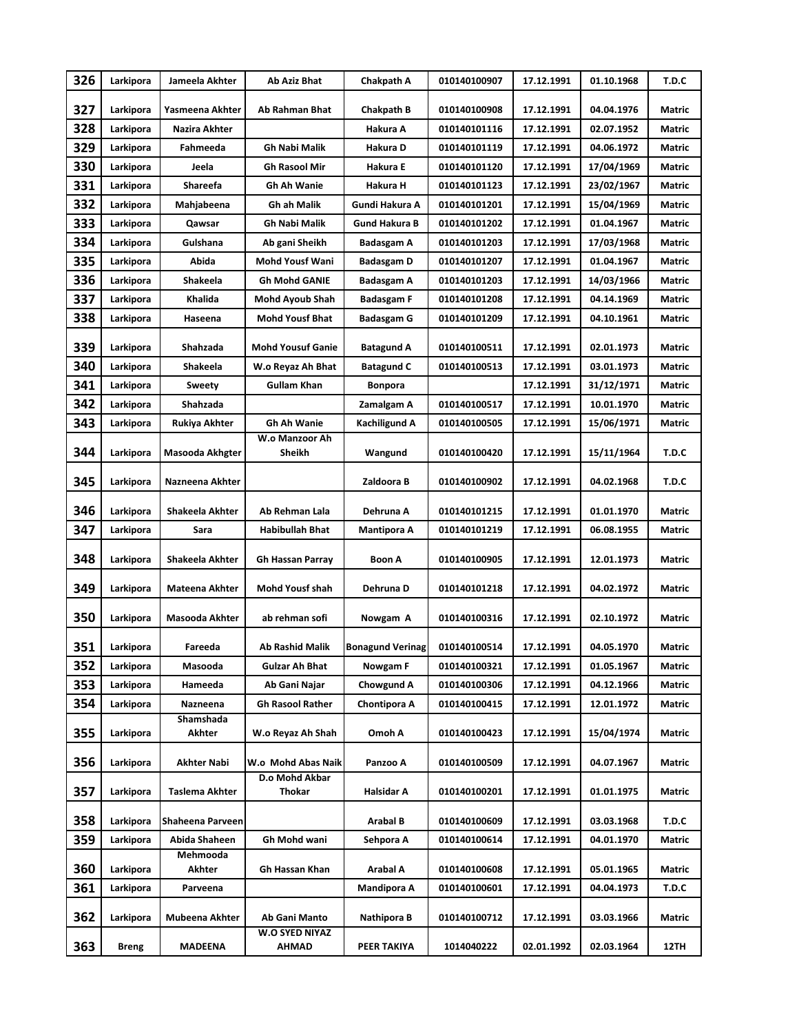| 326 | Larkipora | Jameela Akhter | Ab Aziz Bhat | Chakpath A | 010140100907 | 17.12.1991 | 01.10.1968 | T.D.C |
|---|---|---|---|---|---|---|---|---|
| 327 | Larkipora | Yasmeena Akhter | Ab Rahman Bhat | Chakpath B | 010140100908 | 17.12.1991 | 04.04.1976 | Matric |
| 328 | Larkipora | Nazira Akhter | | Hakura A | 010140101116 | 17.12.1991 | 02.07.1952 | Matric |
| 329 | Larkipora | Fahmeeda | Gh Nabi Malik | Hakura D | 010140101119 | 17.12.1991 | 04.06.1972 | Matric |
| 330 | Larkipora | Jeela | Gh Rasool Mir | Hakura E | 010140101120 | 17.12.1991 | 17/04/1969 | Matric |
| 331 | Larkipora | Shareefa | Gh Ah Wanie | Hakura H | 010140101123 | 17.12.1991 | 23/02/1967 | Matric |
| 332 | Larkipora | Mahjabeena | Gh ah Malik | Gundi Hakura A | 010140101201 | 17.12.1991 | 15/04/1969 | Matric |
| 333 | Larkipora | Qawsar | Gh Nabi Malik | Gund Hakura B | 010140101202 | 17.12.1991 | 01.04.1967 | Matric |
| 334 | Larkipora | Gulshana | Ab gani Sheikh | Badasgam A | 010140101203 | 17.12.1991 | 17/03/1968 | Matric |
| 335 | Larkipora | Abida | Mohd Yousf Wani | Badasgam D | 010140101207 | 17.12.1991 | 01.04.1967 | Matric |
| 336 | Larkipora | Shakeela | Gh Mohd GANIE | Badasgam A | 010140101203 | 17.12.1991 | 14/03/1966 | Matric |
| 337 | Larkipora | Khalida | Mohd Ayoub Shah | Badasgam F | 010140101208 | 17.12.1991 | 04.14.1969 | Matric |
| 338 | Larkipora | Haseena | Mohd Yousf Bhat | Badasgam G | 010140101209 | 17.12.1991 | 04.10.1961 | Matric |
| 339 | Larkipora | Shahzada | Mohd Yousuf Ganie | Batagund A | 010140100511 | 17.12.1991 | 02.01.1973 | Matric |
| 340 | Larkipora | Shakeela | W.o Reyaz Ah Bhat | Batagund C | 010140100513 | 17.12.1991 | 03.01.1973 | Matric |
| 341 | Larkipora | Sweety | Gullam Khan | Bonpora | | 17.12.1991 | 31/12/1971 | Matric |
| 342 | Larkipora | Shahzada | | Zamalgam A | 010140100517 | 17.12.1991 | 10.01.1970 | Matric |
| 343 | Larkipora | Rukiya Akhter | Gh Ah Wanie | Kachiligund A | 010140100505 | 17.12.1991 | 15/06/1971 | Matric |
| 344 | Larkipora | Masooda Akhgter | W.o Manzoor Ah Sheikh | Wangund | 010140100420 | 17.12.1991 | 15/11/1964 | T.D.C |
| 345 | Larkipora | Nazneena Akhter | | Zaldoora B | 010140100902 | 17.12.1991 | 04.02.1968 | T.D.C |
| 346 | Larkipora | Shakeela Akhter | Ab Rehman Lala | Dehruna A | 010140101215 | 17.12.1991 | 01.01.1970 | Matric |
| 347 | Larkipora | Sara | Habibullah Bhat | Mantipora A | 010140101219 | 17.12.1991 | 06.08.1955 | Matric |
| 348 | Larkipora | Shakeela Akhter | Gh Hassan Parray | Boon A | 010140100905 | 17.12.1991 | 12.01.1973 | Matric |
| 349 | Larkipora | Mateena Akhter | Mohd Yousf shah | Dehruna D | 010140101218 | 17.12.1991 | 04.02.1972 | Matric |
| 350 | Larkipora | Masooda Akhter | ab rehman sofi | Nowgam A | 010140100316 | 17.12.1991 | 02.10.1972 | Matric |
| 351 | Larkipora | Fareeda | Ab Rashid Malik | Bonagund Verinag | 010140100514 | 17.12.1991 | 04.05.1970 | Matric |
| 352 | Larkipora | Masooda | Gulzar Ah Bhat | Nowgam F | 010140100321 | 17.12.1991 | 01.05.1967 | Matric |
| 353 | Larkipora | Hameeda | Ab Gani Najar | Chowgund A | 010140100306 | 17.12.1991 | 04.12.1966 | Matric |
| 354 | Larkipora | Nazneena | Gh Rasool Rather | Chontipora A | 010140100415 | 17.12.1991 | 12.01.1972 | Matric |
| 355 | Larkipora | Shamshada Akhter | W.o Reyaz Ah Shah | Omoh A | 010140100423 | 17.12.1991 | 15/04/1974 | Matric |
| 356 | Larkipora | Akhter Nabi | W.o Mohd Abas Naik | Panzoo A | 010140100509 | 17.12.1991 | 04.07.1967 | Matric |
| 357 | Larkipora | Taslema Akhter | D.o Mohd Akbar Thokar | Halsidar A | 010140100201 | 17.12.1991 | 01.01.1975 | Matric |
| 358 | Larkipora | Shaheena Parveen | | Arabal B | 010140100609 | 17.12.1991 | 03.03.1968 | T.D.C |
| 359 | Larkipora | Abida Shaheen | Gh Mohd wani | Sehpora A | 010140100614 | 17.12.1991 | 04.01.1970 | Matric |
| 360 | Larkipora | Mehmooda Akhter | Gh Hassan Khan | Arabal A | 010140100608 | 17.12.1991 | 05.01.1965 | Matric |
| 361 | Larkipora | Parveena | | Mandipora A | 010140100601 | 17.12.1991 | 04.04.1973 | T.D.C |
| 362 | Larkipora | Mubeena Akhter | Ab Gani Manto | Nathipora B | 010140100712 | 17.12.1991 | 03.03.1966 | Matric |
| 363 | Breng | MADEENA | W.O SYED NIYAZ AHMAD | PEER TAKIYA | 1014040222 | 02.01.1992 | 02.03.1964 | 12TH |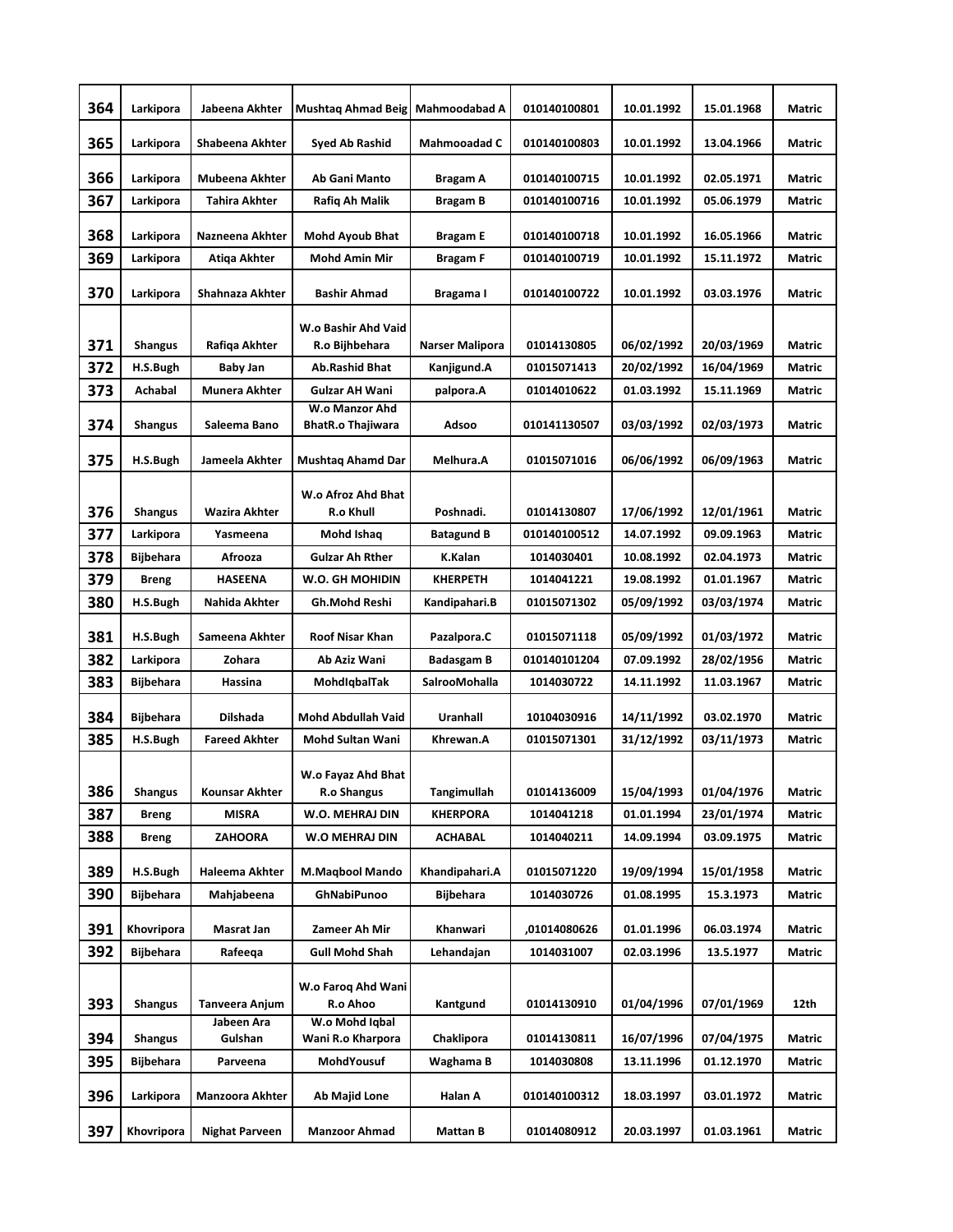| 364 | Larkipora | Jabeena Akhter | Mushtaq Ahmad Beig | Mahmoodabad A | 010140100801 | 10.01.1992 | 15.01.1968 | Matric |
|---|---|---|---|---|---|---|---|---|
| 365 | Larkipora | Shabeena Akhter | Syed Ab Rashid | Mahmooadad C | 010140100803 | 10.01.1992 | 13.04.1966 | Matric |
| 366 | Larkipora | Mubeena Akhter | Ab Gani Manto | Bragam A | 010140100715 | 10.01.1992 | 02.05.1971 | Matric |
| 367 | Larkipora | Tahira Akhter | Rafiq Ah Malik | Bragam B | 010140100716 | 10.01.1992 | 05.06.1979 | Matric |
| 368 | Larkipora | Nazneena Akhter | Mohd Ayoub Bhat | Bragam E | 010140100718 | 10.01.1992 | 16.05.1966 | Matric |
| 369 | Larkipora | Atiqa Akhter | Mohd Amin Mir | Bragam F | 010140100719 | 10.01.1992 | 15.11.1972 | Matric |
| 370 | Larkipora | Shahnaza Akhter | Bashir Ahmad | Bragama I | 010140100722 | 10.01.1992 | 03.03.1976 | Matric |
| 371 | Shangus | Rafiqa Akhter | W.o Bashir Ahd Vaid R.o Bijhbehara | Narser Malipora | 01014130805 | 06/02/1992 | 20/03/1969 | Matric |
| 372 | H.S.Bugh | Baby Jan | Ab.Rashid Bhat | Kanjigund.A | 01015071413 | 20/02/1992 | 16/04/1969 | Matric |
| 373 | Achabal | Munera Akhter | Gulzar AH Wani | palpora.A | 01014010622 | 01.03.1992 | 15.11.1969 | Matric |
| 374 | Shangus | Saleema Bano | W.o Manzor Ahd BhatR.o Thajiwara | Adsoo | 010141130507 | 03/03/1992 | 02/03/1973 | Matric |
| 375 | H.S.Bugh | Jameela Akhter | Mushtaq Ahamd Dar | Melhura.A | 01015071016 | 06/06/1992 | 06/09/1963 | Matric |
| 376 | Shangus | Wazira Akhter | W.o Afroz Ahd Bhat R.o Khull | Poshnadi. | 01014130807 | 17/06/1992 | 12/01/1961 | Matric |
| 377 | Larkipora | Yasmeena | Mohd Ishaq | Batagund B | 010140100512 | 14.07.1992 | 09.09.1963 | Matric |
| 378 | Bijbehara | Afrooza | Gulzar Ah Rther | K.Kalan | 1014030401 | 10.08.1992 | 02.04.1973 | Matric |
| 379 | Breng | HASEENA | W.O. GH MOHIDIN | KHERPETH | 1014041221 | 19.08.1992 | 01.01.1967 | Matric |
| 380 | H.S.Bugh | Nahida Akhter | Gh.Mohd Reshi | Kandipahari.B | 01015071302 | 05/09/1992 | 03/03/1974 | Matric |
| 381 | H.S.Bugh | Sameena Akhter | Roof Nisar Khan | Pazalpora.C | 01015071118 | 05/09/1992 | 01/03/1972 | Matric |
| 382 | Larkipora | Zohara | Ab Aziz Wani | Badasgam B | 010140101204 | 07.09.1992 | 28/02/1956 | Matric |
| 383 | Bijbehara | Hassina | MohdIqbalTak | SalrooMohalla | 1014030722 | 14.11.1992 | 11.03.1967 | Matric |
| 384 | Bijbehara | Dilshada | Mohd Abdullah Vaid | Uranhall | 10104030916 | 14/11/1992 | 03.02.1970 | Matric |
| 385 | H.S.Bugh | Fareed Akhter | Mohd Sultan Wani | Khrewan.A | 01015071301 | 31/12/1992 | 03/11/1973 | Matric |
| 386 | Shangus | Kounsar Akhter | W.o Fayaz Ahd Bhat R.o Shangus | Tangimullah | 01014136009 | 15/04/1993 | 01/04/1976 | Matric |
| 387 | Breng | MISRA | W.O. MEHRAJ DIN | KHERPORA | 1014041218 | 01.01.1994 | 23/01/1974 | Matric |
| 388 | Breng | ZAHOORA | W.O MEHRAJ DIN | ACHABAL | 1014040211 | 14.09.1994 | 03.09.1975 | Matric |
| 389 | H.S.Bugh | Haleema Akhter | M.Maqbool Mando | Khandipahari.A | 01015071220 | 19/09/1994 | 15/01/1958 | Matric |
| 390 | Bijbehara | Mahjabeena | GhNabiPunoo | Bijbehara | 1014030726 | 01.08.1995 | 15.3.1973 | Matric |
| 391 | Khovripora | Masrat Jan | Zameer Ah Mir | Khanwari | ,01014080626 | 01.01.1996 | 06.03.1974 | Matric |
| 392 | Bijbehara | Rafeeqa | Gull Mohd Shah | Lehandajan | 1014031007 | 02.03.1996 | 13.5.1977 | Matric |
| 393 | Shangus | Tanveera Anjum | W.o Faroq Ahd Wani R.o Ahoo | Kantgund | 01014130910 | 01/04/1996 | 07/01/1969 | 12th |
| 394 | Shangus | Jabeen Ara Gulshan | W.o Mohd Iqbal Wani R.o Kharpora | Chaklipora | 01014130811 | 16/07/1996 | 07/04/1975 | Matric |
| 395 | Bijbehara | Parveena | MohdYousuf | Waghama B | 1014030808 | 13.11.1996 | 01.12.1970 | Matric |
| 396 | Larkipora | Manzoora Akhter | Ab Majid Lone | Halan A | 010140100312 | 18.03.1997 | 03.01.1972 | Matric |
| 397 | Khovripora | Nighat Parveen | Manzoor Ahmad | Mattan B | 01014080912 | 20.03.1997 | 01.03.1961 | Matric |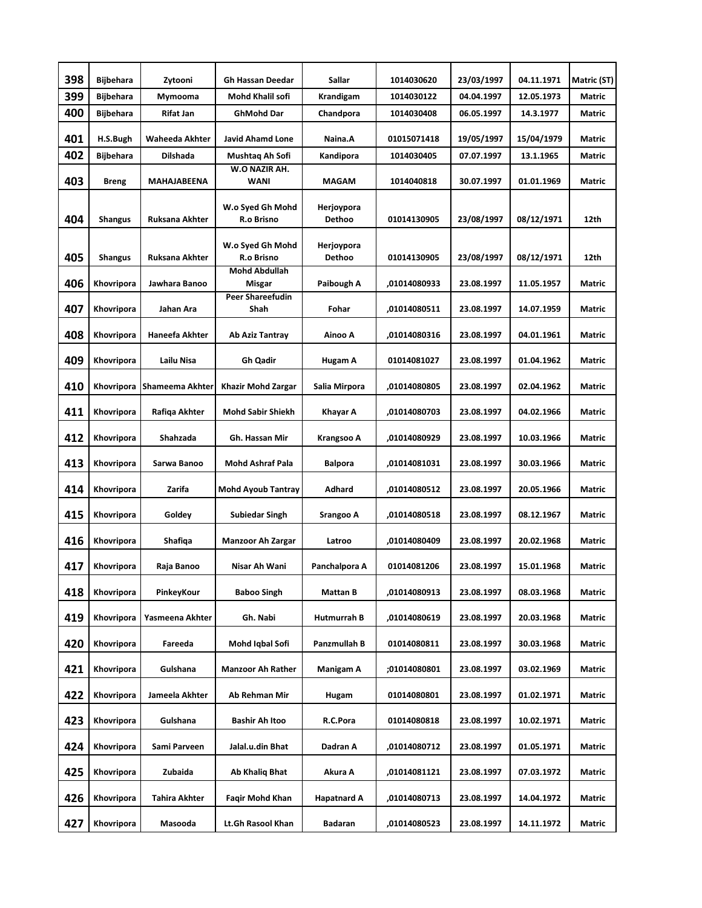| 398 | Bijbehara | Zytooni | Gh Hassan Deedar | Sallar | 1014030620 | 23/03/1997 | 04.11.1971 | Matric (ST) |
|---|---|---|---|---|---|---|---|---|
| 399 | Bijbehara | Mymooma | Mohd Khalil sofi | Krandigam | 1014030122 | 04.04.1997 | 12.05.1973 | Matric |
| 400 | Bijbehara | Rifat Jan | GhMohd Dar | Chandpora | 1014030408 | 06.05.1997 | 14.3.1977 | Matric |
| 401 | H.S.Bugh | Waheeda Akhter | Javid Ahamd Lone | Naina.A | 01015071418 | 19/05/1997 | 15/04/1979 | Matric |
| 402 | Bijbehara | Dilshada | Mushtaq Ah Sofi | Kandipora | 1014030405 | 07.07.1997 | 13.1.1965 | Matric |
| 403 | Breng | MAHAJABEENA | W.O NAZIR AH. WANI | MAGAM | 1014040818 | 30.07.1997 | 01.01.1969 | Matric |
| 404 | Shangus | Ruksana Akhter | W.o Syed Gh Mohd R.o Brisno | Herjoypora Dethoo | 01014130905 | 23/08/1997 | 08/12/1971 | 12th |
| 405 | Shangus | Ruksana Akhter | W.o Syed Gh Mohd R.o Brisno | Herjoypora Dethoo | 01014130905 | 23/08/1997 | 08/12/1971 | 12th |
| 406 | Khovripora | Jawhara Banoo | Mohd Abdullah Misgar | Paibough A | ,01014080933 | 23.08.1997 | 11.05.1957 | Matric |
| 407 | Khovripora | Jahan Ara | Peer Shareefudin Shah | Fohar | ,01014080511 | 23.08.1997 | 14.07.1959 | Matric |
| 408 | Khovripora | Haneefa Akhter | Ab Aziz Tantray | Ainoo A | ,01014080316 | 23.08.1997 | 04.01.1961 | Matric |
| 409 | Khovripora | Lailu Nisa | Gh Qadir | Hugam A | 01014081027 | 23.08.1997 | 01.04.1962 | Matric |
| 410 | Khovripora | Shameema Akhter | Khazir Mohd Zargar | Salia Mirpora | ,01014080805 | 23.08.1997 | 02.04.1962 | Matric |
| 411 | Khovripora | Rafiqa Akhter | Mohd Sabir Shiekh | Khayar A | ,01014080703 | 23.08.1997 | 04.02.1966 | Matric |
| 412 | Khovripora | Shahzada | Gh. Hassan Mir | Krangsoo A | ,01014080929 | 23.08.1997 | 10.03.1966 | Matric |
| 413 | Khovripora | Sarwa Banoo | Mohd Ashraf Pala | Balpora | ,01014081031 | 23.08.1997 | 30.03.1966 | Matric |
| 414 | Khovripora | Zarifa | Mohd Ayoub Tantray | Adhard | ,01014080512 | 23.08.1997 | 20.05.1966 | Matric |
| 415 | Khovripora | Goldey | Subiedar Singh | Srangoo A | ,01014080518 | 23.08.1997 | 08.12.1967 | Matric |
| 416 | Khovripora | Shafiqa | Manzoor Ah Zargar | Latroo | ,01014080409 | 23.08.1997 | 20.02.1968 | Matric |
| 417 | Khovripora | Raja Banoo | Nisar Ah Wani | Panchalpora A | 01014081206 | 23.08.1997 | 15.01.1968 | Matric |
| 418 | Khovripora | PinkeyKour | Baboo Singh | Mattan B | ,01014080913 | 23.08.1997 | 08.03.1968 | Matric |
| 419 | Khovripora | Yasmeena Akhter | Gh. Nabi | Hutmurrah B | ,01014080619 | 23.08.1997 | 20.03.1968 | Matric |
| 420 | Khovripora | Fareeda | Mohd Iqbal Sofi | Panzmullah B | 01014080811 | 23.08.1997 | 30.03.1968 | Matric |
| 421 | Khovripora | Gulshana | Manzoor Ah Rather | Manigam A | ;01014080801 | 23.08.1997 | 03.02.1969 | Matric |
| 422 | Khovripora | Jameela Akhter | Ab Rehman Mir | Hugam | 01014080801 | 23.08.1997 | 01.02.1971 | Matric |
| 423 | Khovripora | Gulshana | Bashir Ah Itoo | R.C.Pora | 01014080818 | 23.08.1997 | 10.02.1971 | Matric |
| 424 | Khovripora | Sami Parveen | Jalal.u.din Bhat | Dadran A | ,01014080712 | 23.08.1997 | 01.05.1971 | Matric |
| 425 | Khovripora | Zubaida | Ab Khaliq Bhat | Akura A | ,01014081121 | 23.08.1997 | 07.03.1972 | Matric |
| 426 | Khovripora | Tahira Akhter | Faqir Mohd Khan | Hapatnard A | ,01014080713 | 23.08.1997 | 14.04.1972 | Matric |
| 427 | Khovripora | Masooda | Lt.Gh Rasool Khan | Badaran | ,01014080523 | 23.08.1997 | 14.11.1972 | Matric |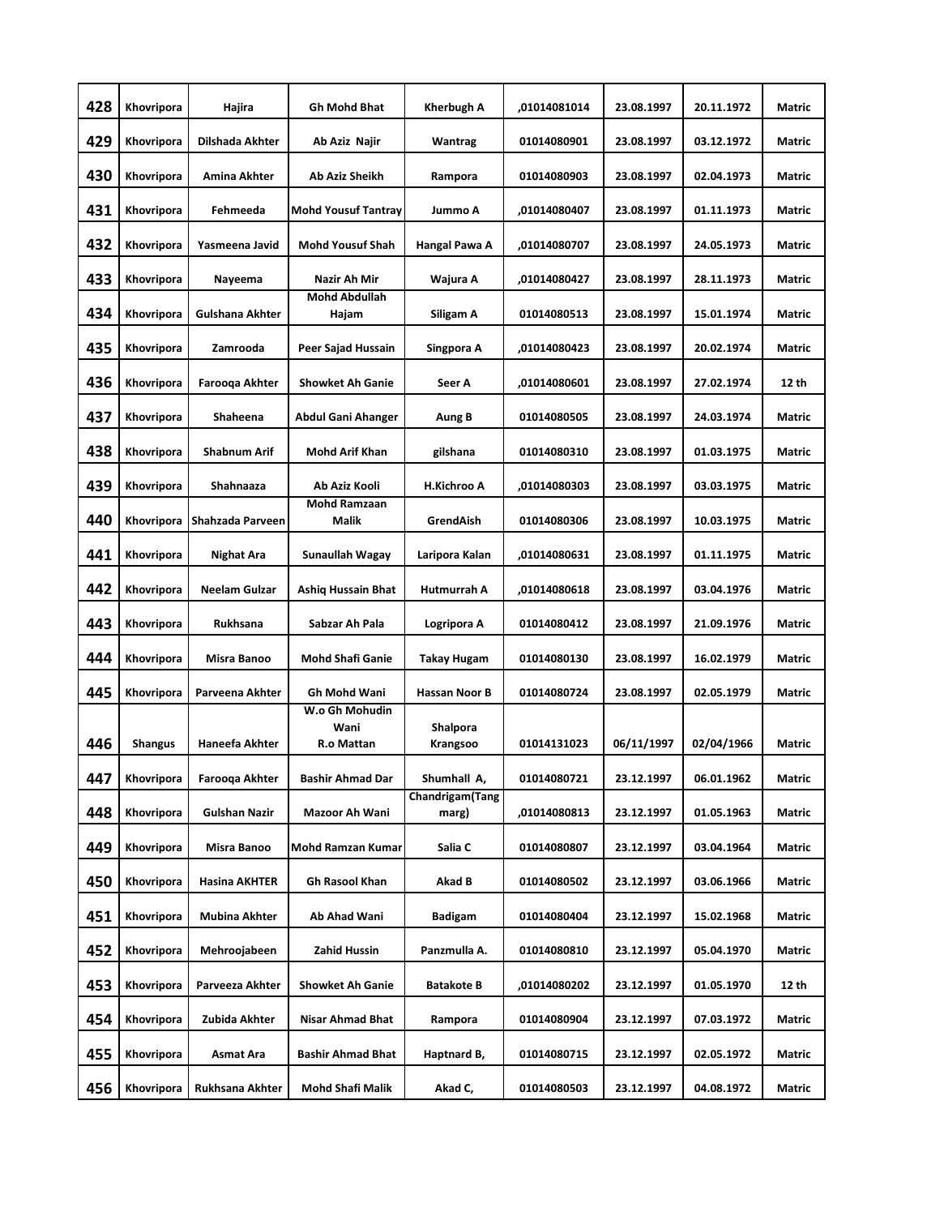| | | | | | | | | |
|---|---|---|---|---|---|---|---|---|
| 428 | Khovripora | Hajira | Gh Mohd Bhat | Kherbugh A | ,01014081014 | 23.08.1997 | 20.11.1972 | Matric |
| 429 | Khovripora | Dilshada Akhter | Ab Aziz Najir | Wantrag | 01014080901 | 23.08.1997 | 03.12.1972 | Matric |
| 430 | Khovripora | Amina Akhter | Ab Aziz Sheikh | Rampora | 01014080903 | 23.08.1997 | 02.04.1973 | Matric |
| 431 | Khovripora | Fehmeeda | Mohd Yousuf Tantray | Jummo A | ,01014080407 | 23.08.1997 | 01.11.1973 | Matric |
| 432 | Khovripora | Yasmeena Javid | Mohd Yousuf Shah | Hangal Pawa A | ,01014080707 | 23.08.1997 | 24.05.1973 | Matric |
| 433 | Khovripora | Nayeema | Nazir Ah Mir | Wajura A | ,01014080427 | 23.08.1997 | 28.11.1973 | Matric |
| 434 | Khovripora | Gulshana Akhter | Mohd Abdullah Hajam | Siligam A | 01014080513 | 23.08.1997 | 15.01.1974 | Matric |
| 435 | Khovripora | Zamrooda | Peer Sajad Hussain | Singpora A | ,01014080423 | 23.08.1997 | 20.02.1974 | Matric |
| 436 | Khovripora | Farooqa Akhter | Showket Ah Ganie | Seer A | ,01014080601 | 23.08.1997 | 27.02.1974 | 12 th |
| 437 | Khovripora | Shaheena | Abdul Gani Ahanger | Aung B | 01014080505 | 23.08.1997 | 24.03.1974 | Matric |
| 438 | Khovripora | Shabnum Arif | Mohd Arif Khan | gilshana | 01014080310 | 23.08.1997 | 01.03.1975 | Matric |
| 439 | Khovripora | Shahnaaza | Ab Aziz Kooli | H.Kichroo A | ,01014080303 | 23.08.1997 | 03.03.1975 | Matric |
| 440 | Khovripora | Shahzada Parveen | Mohd Ramzaan Malik | GrendAish | 01014080306 | 23.08.1997 | 10.03.1975 | Matric |
| 441 | Khovripora | Nighat Ara | Sunaullah Wagay | Laripora Kalan | ,01014080631 | 23.08.1997 | 01.11.1975 | Matric |
| 442 | Khovripora | Neelam Gulzar | Ashiq Hussain Bhat | Hutmurrah A | ,01014080618 | 23.08.1997 | 03.04.1976 | Matric |
| 443 | Khovripora | Rukhsana | Sabzar Ah Pala | Logripora A | 01014080412 | 23.08.1997 | 21.09.1976 | Matric |
| 444 | Khovripora | Misra Banoo | Mohd Shafi Ganie | Takay Hugam | 01014080130 | 23.08.1997 | 16.02.1979 | Matric |
| 445 | Khovripora | Parveena Akhter | Gh Mohd Wani | Hassan Noor B | 01014080724 | 23.08.1997 | 02.05.1979 | Matric |
| 446 | Shangus | Haneefa Akhter | W.o Gh Mohudin Wani R.o Mattan | Shalpora Krangsoo | 01014131023 | 06/11/1997 | 02/04/1966 | Matric |
| 447 | Khovripora | Farooqa Akhter | Bashir Ahmad Dar | Shumhall A, | 01014080721 | 23.12.1997 | 06.01.1962 | Matric |
| 448 | Khovripora | Gulshan Nazir | Mazoor Ah Wani | Chandrigam(Tang marg) | ,01014080813 | 23.12.1997 | 01.05.1963 | Matric |
| 449 | Khovripora | Misra Banoo | Mohd Ramzan Kumar | Salia C | 01014080807 | 23.12.1997 | 03.04.1964 | Matric |
| 450 | Khovripora | Hasina AKHTER | Gh Rasool Khan | Akad B | 01014080502 | 23.12.1997 | 03.06.1966 | Matric |
| 451 | Khovripora | Mubina Akhter | Ab Ahad Wani | Badigam | 01014080404 | 23.12.1997 | 15.02.1968 | Matric |
| 452 | Khovripora | Mehroojabeen | Zahid Hussin | Panzmulla A. | 01014080810 | 23.12.1997 | 05.04.1970 | Matric |
| 453 | Khovripora | Parveeza Akhter | Showket Ah Ganie | Batakote B | ,01014080202 | 23.12.1997 | 01.05.1970 | 12 th |
| 454 | Khovripora | Zubida Akhter | Nisar Ahmad Bhat | Rampora | 01014080904 | 23.12.1997 | 07.03.1972 | Matric |
| 455 | Khovripora | Asmat Ara | Bashir Ahmad Bhat | Haptnard B, | 01014080715 | 23.12.1997 | 02.05.1972 | Matric |
| 456 | Khovripora | Rukhsana Akhter | Mohd Shafi Malik | Akad C, | 01014080503 | 23.12.1997 | 04.08.1972 | Matric |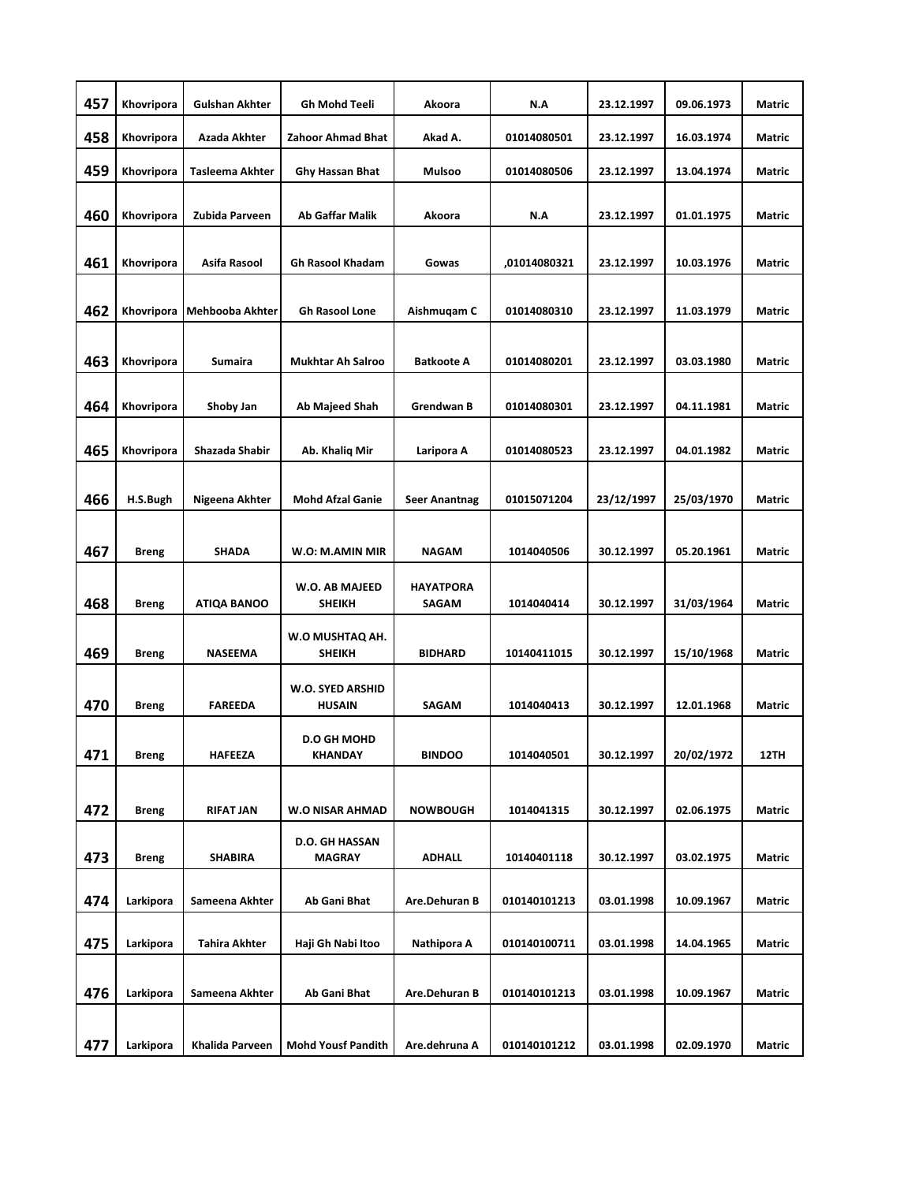| | | | | | | | | |
|---|---|---|---|---|---|---|---|---|
| **457** | **Khovripora** | **Gulshan Akhter** | **Gh Mohd Teeli** | **Akoora** | **N.A** | **23.12.1997** | **09.06.1973** | **Matric** |
| **458** | **Khovripora** | **Azada Akhter** | **Zahoor Ahmad Bhat** | **Akad A.** | **01014080501** | **23.12.1997** | **16.03.1974** | **Matric** |
| **459** | **Khovripora** | **Tasleema Akhter** | **Ghy Hassan Bhat** | **Mulsoo** | **01014080506** | **23.12.1997** | **13.04.1974** | **Matric** |
| **460** | **Khovripora** | **Zubida Parveen** | **Ab Gaffar Malik** | **Akoora** | **N.A** | **23.12.1997** | **01.01.1975** | **Matric** |
| **461** | **Khovripora** | **Asifa Rasool** | **Gh Rasool Khadam** | **Gowas** | **,01014080321** | **23.12.1997** | **10.03.1976** | **Matric** |
| **462** | **Khovripora** | **Mehbooba Akhter** | **Gh Rasool Lone** | **Aishmuqam C** | **01014080310** | **23.12.1997** | **11.03.1979** | **Matric** |
| **463** | **Khovripora** | **Sumaira** | **Mukhtar Ah Salroo** | **Batkoote A** | **01014080201** | **23.12.1997** | **03.03.1980** | **Matric** |
| **464** | **Khovripora** | **Shoby Jan** | **Ab Majeed Shah** | **Grendwan B** | **01014080301** | **23.12.1997** | **04.11.1981** | **Matric** |
| **465** | **Khovripora** | **Shazada Shabir** | **Ab. Khaliq Mir** | **Laripora A** | **01014080523** | **23.12.1997** | **04.01.1982** | **Matric** |
| **466** | **H.S.Bugh** | **Nigeena Akhter** | **Mohd Afzal Ganie** | **Seer Anantnag** | **01015071204** | **23/12/1997** | **25/03/1970** | **Matric** |
| **467** | **Breng** | **SHADA** | **W.O: M.AMIN MIR** | **NAGAM** | **1014040506** | **30.12.1997** | **05.20.1961** | **Matric** |
| **468** | **Breng** | **ATIQA BANOO** | **W.O. AB MAJEED SHEIKH** | **HAYATPORA SAGAM** | **1014040414** | **30.12.1997** | **31/03/1964** | **Matric** |
| **469** | **Breng** | **NASEEMA** | **W.O MUSHTAQ AH. SHEIKH** | **BIDHARD** | **10140411015** | **30.12.1997** | **15/10/1968** | **Matric** |
| **470** | **Breng** | **FAREEDA** | **W.O. SYED ARSHID HUSAIN** | **SAGAM** | **1014040413** | **30.12.1997** | **12.01.1968** | **Matric** |
| **471** | **Breng** | **HAFEEZA** | **D.O GH MOHD KHANDAY** | **BINDOO** | **1014040501** | **30.12.1997** | **20/02/1972** | **12TH** |
| **472** | **Breng** | **RIFAT JAN** | **W.O NISAR AHMAD** | **NOWBOUGH** | **1014041315** | **30.12.1997** | **02.06.1975** | **Matric** |
| **473** | **Breng** | **SHABIRA** | **D.O. GH HASSAN MAGRAY** | **ADHALL** | **10140401118** | **30.12.1997** | **03.02.1975** | **Matric** |
| **474** | **Larkipora** | **Sameena Akhter** | **Ab Gani Bhat** | **Are.Dehuran B** | **010140101213** | **03.01.1998** | **10.09.1967** | **Matric** |
| **475** | **Larkipora** | **Tahira Akhter** | **Haji Gh Nabi Itoo** | **Nathipora A** | **010140100711** | **03.01.1998** | **14.04.1965** | **Matric** |
| **476** | **Larkipora** | **Sameena Akhter** | **Ab Gani Bhat** | **Are.Dehuran B** | **010140101213** | **03.01.1998** | **10.09.1967** | **Matric** |
| **477** | **Larkipora** | **Khalida Parveen** | **Mohd Yousf Pandith** | **Are.dehruna A** | **010140101212** | **03.01.1998** | **02.09.1970** | **Matric** |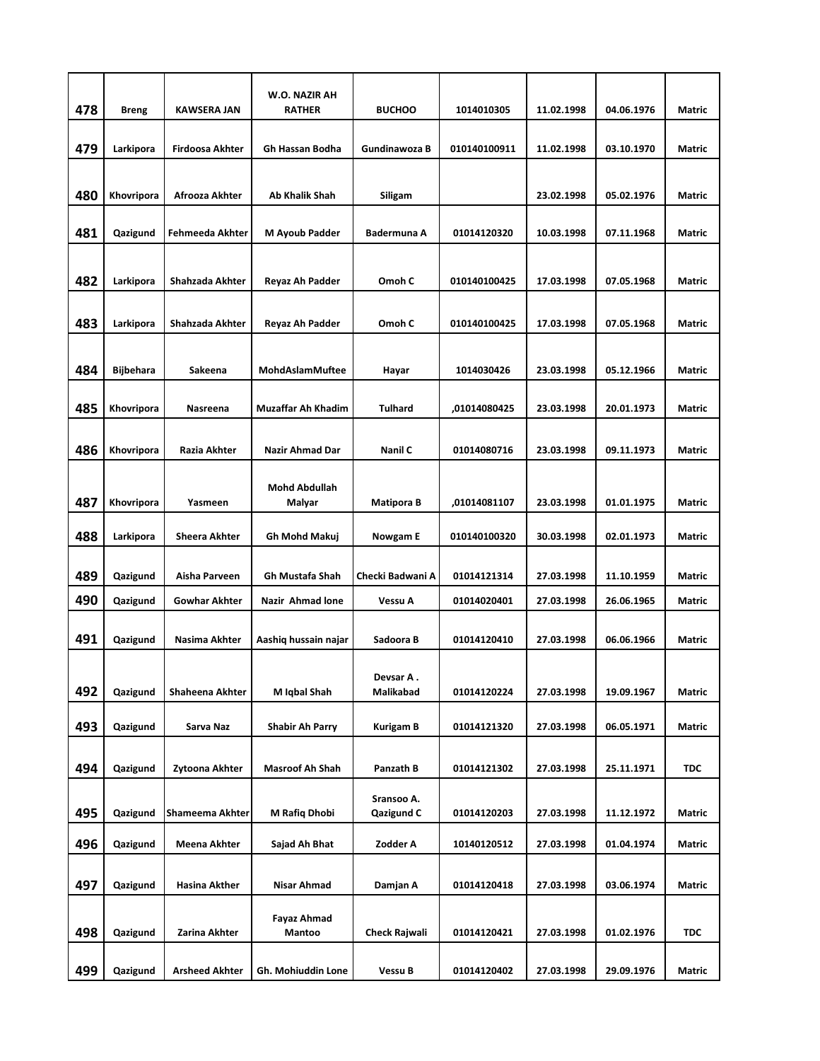| | | | | | | | | |
|---|---|---|---|---|---|---|---|---|
| 478 | Breng | KAWSERA JAN | W.O. NAZIR AH RATHER | BUCHOO | 1014010305 | 11.02.1998 | 04.06.1976 | Matric |
| 479 | Larkipora | Firdoosa Akhter | Gh Hassan Bodha | Gundinawoza B | 010140100911 | 11.02.1998 | 03.10.1970 | Matric |
| 480 | Khovripora | Afrooza Akhter | Ab Khalik Shah | Siligam | | 23.02.1998 | 05.02.1976 | Matric |
| 481 | Qazigund | Fehmeeda Akhter | M Ayoub Padder | Badermuna A | 01014120320 | 10.03.1998 | 07.11.1968 | Matric |
| 482 | Larkipora | Shahzada Akhter | Reyaz Ah Padder | Omoh C | 010140100425 | 17.03.1998 | 07.05.1968 | Matric |
| 483 | Larkipora | Shahzada Akhter | Reyaz Ah Padder | Omoh C | 010140100425 | 17.03.1998 | 07.05.1968 | Matric |
| 484 | Bijbehara | Sakeena | MohdAslamMuftee | Hayar | 1014030426 | 23.03.1998 | 05.12.1966 | Matric |
| 485 | Khovripora | Nasreena | Muzaffar Ah Khadim | Tulhard | ,01014080425 | 23.03.1998 | 20.01.1973 | Matric |
| 486 | Khovripora | Razia Akhter | Nazir Ahmad Dar | Nanil C | 01014080716 | 23.03.1998 | 09.11.1973 | Matric |
| 487 | Khovripora | Yasmeen | Mohd Abdullah Malyar | Matipora B | ,01014081107 | 23.03.1998 | 01.01.1975 | Matric |
| 488 | Larkipora | Sheera Akhter | Gh Mohd Makuj | Nowgam E | 010140100320 | 30.03.1998 | 02.01.1973 | Matric |
| 489 | Qazigund | Aisha Parveen | Gh Mustafa Shah | Checki Badwani A | 01014121314 | 27.03.1998 | 11.10.1959 | Matric |
| 490 | Qazigund | Gowhar Akhter | Nazir Ahmad lone | Vessu A | 01014020401 | 27.03.1998 | 26.06.1965 | Matric |
| 491 | Qazigund | Nasima Akhter | Aashiq hussain najar | Sadoora B | 01014120410 | 27.03.1998 | 06.06.1966 | Matric |
| 492 | Qazigund | Shaheena Akhter | M Iqbal Shah | Devsar A . Malikabad | 01014120224 | 27.03.1998 | 19.09.1967 | Matric |
| 493 | Qazigund | Sarva Naz | Shabir Ah Parry | Kurigam B | 01014121320 | 27.03.1998 | 06.05.1971 | Matric |
| 494 | Qazigund | Zytoona Akhter | Masroof Ah Shah | Panzath B | 01014121302 | 27.03.1998 | 25.11.1971 | TDC |
| 495 | Qazigund | Shameema Akhter | M Rafiq Dhobi | Sransoo A. Qazigund C | 01014120203 | 27.03.1998 | 11.12.1972 | Matric |
| 496 | Qazigund | Meena Akhter | Sajad Ah Bhat | Zodder A | 10140120512 | 27.03.1998 | 01.04.1974 | Matric |
| 497 | Qazigund | Hasina Akther | Nisar Ahmad | Damjan A | 01014120418 | 27.03.1998 | 03.06.1974 | Matric |
| 498 | Qazigund | Zarina Akhter | Fayaz Ahmad Mantoo | Check Rajwali | 01014120421 | 27.03.1998 | 01.02.1976 | TDC |
| 499 | Qazigund | Arsheed Akhter | Gh. Mohiuddin Lone | Vessu B | 01014120402 | 27.03.1998 | 29.09.1976 | Matric |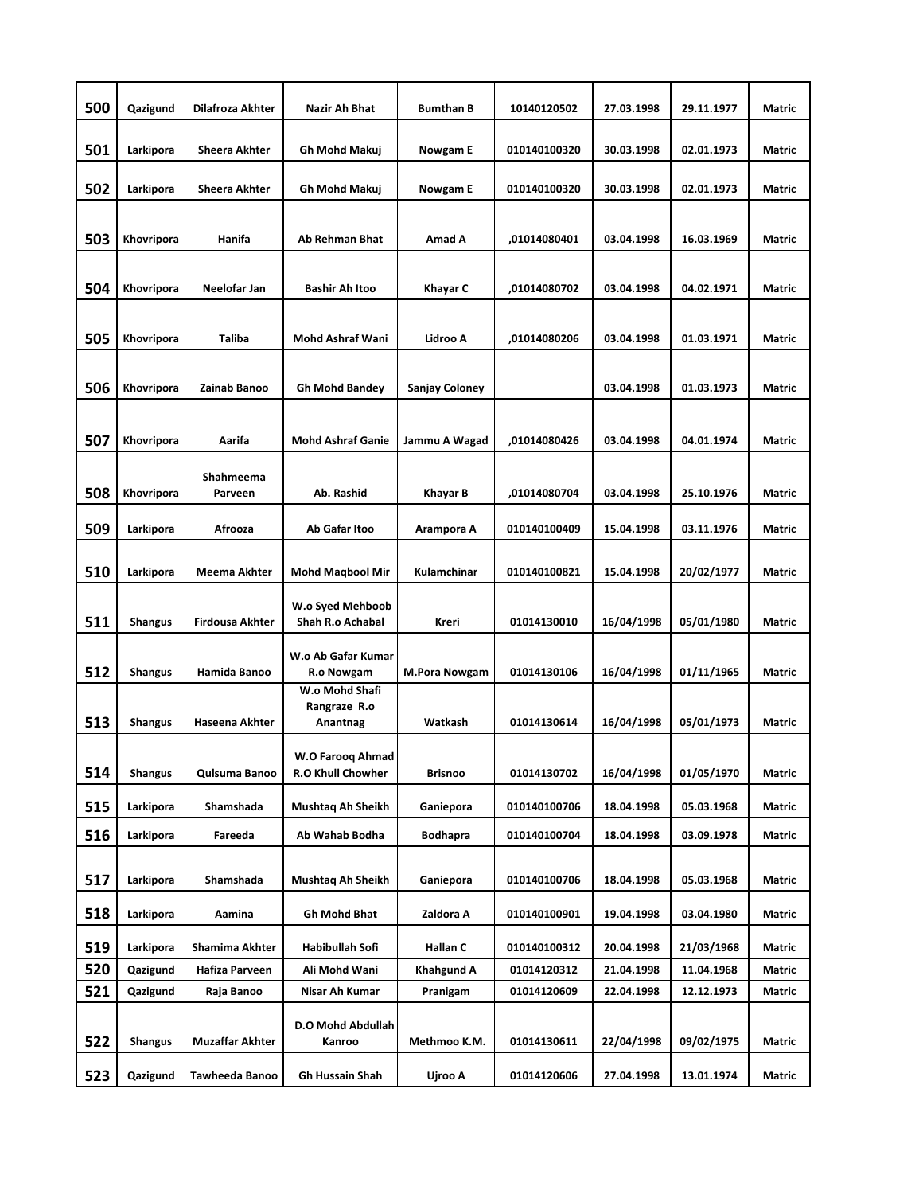| 500 | Qazigund | Dilafroza Akhter | Nazir Ah Bhat | Bumthan B | 10140120502 | 27.03.1998 | 29.11.1977 | Matric |
|---|---|---|---|---|---|---|---|---|
| 501 | Larkipora | Sheera Akhter | Gh Mohd Makuj | Nowgam E | 010140100320 | 30.03.1998 | 02.01.1973 | Matric |
| 502 | Larkipora | Sheera Akhter | Gh Mohd Makuj | Nowgam E | 010140100320 | 30.03.1998 | 02.01.1973 | Matric |
| 503 | Khovripora | Hanifa | Ab Rehman Bhat | Amad A | ,01014080401 | 03.04.1998 | 16.03.1969 | Matric |
| 504 | Khovripora | Neelofar Jan | Bashir Ah Itoo | Khayar C | ,01014080702 | 03.04.1998 | 04.02.1971 | Matric |
| 505 | Khovripora | Taliba | Mohd Ashraf Wani | Lidroo A | ,01014080206 | 03.04.1998 | 01.03.1971 | Matric |
| 506 | Khovripora | Zainab Banoo | Gh Mohd Bandey | Sanjay Coloney | | 03.04.1998 | 01.03.1973 | Matric |
| 507 | Khovripora | Aarifa | Mohd Ashraf Ganie | Jammu A Wagad | ,01014080426 | 03.04.1998 | 04.01.1974 | Matric |
| 508 | Khovripora | Shahmeema Parveen | Ab. Rashid | Khayar B | ,01014080704 | 03.04.1998 | 25.10.1976 | Matric |
| 509 | Larkipora | Afrooza | Ab Gafar Itoo | Arampora A | 010140100409 | 15.04.1998 | 03.11.1976 | Matric |
| 510 | Larkipora | Meema Akhter | Mohd Maqbool Mir | Kulamchinar | 010140100821 | 15.04.1998 | 20/02/1977 | Matric |
| 511 | Shangus | Firdousa Akhter | W.o Syed Mehboob Shah R.o Achabal | Kreri | 01014130010 | 16/04/1998 | 05/01/1980 | Matric |
| 512 | Shangus | Hamida Banoo | W.o Ab Gafar Kumar R.o Nowgam | M.Pora Nowgam | 01014130106 | 16/04/1998 | 01/11/1965 | Matric |
| 513 | Shangus | Haseena Akhter | W.o Mohd Shafi Rangraze R.o Anantnag | Watkash | 01014130614 | 16/04/1998 | 05/01/1973 | Matric |
| 514 | Shangus | Qulsuma Banoo | W.O Farooq Ahmad R.O Khull Chowher | Brisnoo | 01014130702 | 16/04/1998 | 01/05/1970 | Matric |
| 515 | Larkipora | Shamshada | Mushtaq Ah Sheikh | Ganiepora | 010140100706 | 18.04.1998 | 05.03.1968 | Matric |
| 516 | Larkipora | Fareeda | Ab Wahab Bodha | Bodhapra | 010140100704 | 18.04.1998 | 03.09.1978 | Matric |
| 517 | Larkipora | Shamshada | Mushtaq Ah Sheikh | Ganiepora | 010140100706 | 18.04.1998 | 05.03.1968 | Matric |
| 518 | Larkipora | Aamina | Gh Mohd Bhat | Zaldora A | 010140100901 | 19.04.1998 | 03.04.1980 | Matric |
| 519 | Larkipora | Shamima Akhter | Habibullah Sofi | Hallan C | 010140100312 | 20.04.1998 | 21/03/1968 | Matric |
| 520 | Qazigund | Hafiza Parveen | Ali Mohd Wani | Khahgund A | 01014120312 | 21.04.1998 | 11.04.1968 | Matric |
| 521 | Qazigund | Raja Banoo | Nisar Ah Kumar | Pranigam | 01014120609 | 22.04.1998 | 12.12.1973 | Matric |
| 522 | Shangus | Muzaffar Akhter | D.O Mohd Abdullah Kanroo | Methmoo K.M. | 01014130611 | 22/04/1998 | 09/02/1975 | Matric |
| 523 | Qazigund | Tawheeda Banoo | Gh Hussain Shah | Ujroo A | 01014120606 | 27.04.1998 | 13.01.1974 | Matric |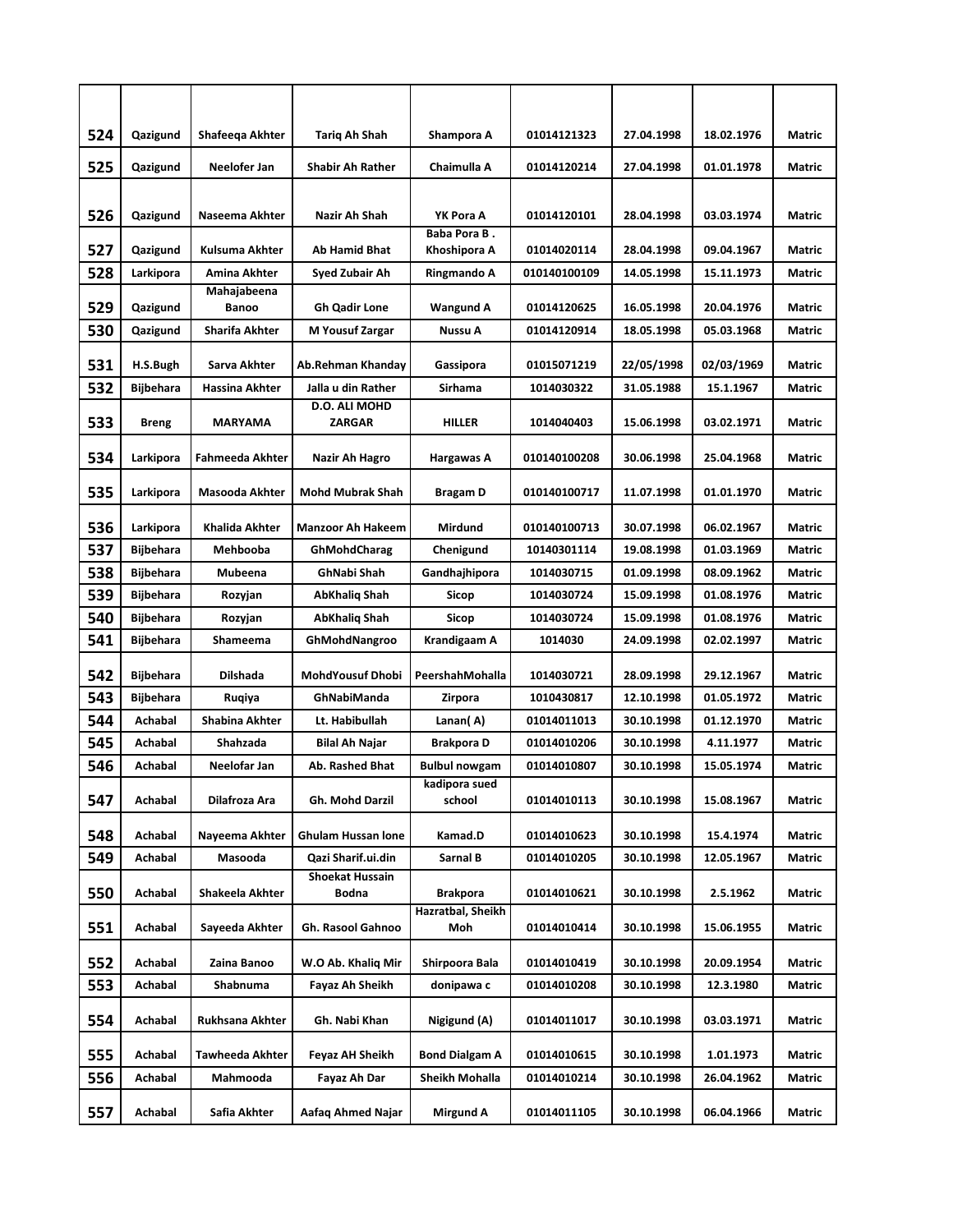| | | | | | | | | |
|---|---|---|---|---|---|---|---|---|
| 524 | Qazigund | Shafeeqa Akhter | Tariq Ah Shah | Shampora A | 01014121323 | 27.04.1998 | 18.02.1976 | Matric |
| 525 | Qazigund | Neelofer Jan | Shabir Ah Rather | Chaimulla A | 01014120214 | 27.04.1998 | 01.01.1978 | Matric |
| 526 | Qazigund | Naseema Akhter | Nazir Ah Shah | YK Pora A | 01014120101 | 28.04.1998 | 03.03.1974 | Matric |
| 527 | Qazigund | Kulsuma Akhter | Ab Hamid Bhat | Baba Pora B . Khoshipora A | 01014020114 | 28.04.1998 | 09.04.1967 | Matric |
| 528 | Larkipora | Amina Akhter | Syed Zubair Ah | Ringmando A | 010140100109 | 14.05.1998 | 15.11.1973 | Matric |
| 529 | Qazigund | Mahajabeena Banoo | Gh Qadir Lone | Wangund A | 01014120625 | 16.05.1998 | 20.04.1976 | Matric |
| 530 | Qazigund | Sharifa Akhter | M Yousuf Zargar | Nussu A | 01014120914 | 18.05.1998 | 05.03.1968 | Matric |
| 531 | H.S.Bugh | Sarva Akhter | Ab.Rehman Khanday | Gassipora | 01015071219 | 22/05/1998 | 02/03/1969 | Matric |
| 532 | Bijbehara | Hassina Akhter | Jalla u din Rather | Sirhama | 1014030322 | 31.05.1988 | 15.1.1967 | Matric |
| 533 | Breng | MARYAMA | D.O. ALI MOHD ZARGAR | HILLER | 1014040403 | 15.06.1998 | 03.02.1971 | Matric |
| 534 | Larkipora | Fahmeeda Akhter | Nazir Ah Hagro | Hargawas A | 010140100208 | 30.06.1998 | 25.04.1968 | Matric |
| 535 | Larkipora | Masooda Akhter | Mohd Mubrak Shah | Bragam D | 010140100717 | 11.07.1998 | 01.01.1970 | Matric |
| 536 | Larkipora | Khalida Akhter | Manzoor Ah Hakeem | Mirdund | 010140100713 | 30.07.1998 | 06.02.1967 | Matric |
| 537 | Bijbehara | Mehbooba | GhMohdCharag | Chenigund | 10140301114 | 19.08.1998 | 01.03.1969 | Matric |
| 538 | Bijbehara | Mubeena | GhNabi Shah | Gandhajhipora | 1014030715 | 01.09.1998 | 08.09.1962 | Matric |
| 539 | Bijbehara | Rozyjan | AbKhaliq Shah | Sicop | 1014030724 | 15.09.1998 | 01.08.1976 | Matric |
| 540 | Bijbehara | Rozyjan | AbKhaliq Shah | Sicop | 1014030724 | 15.09.1998 | 01.08.1976 | Matric |
| 541 | Bijbehara | Shameema | GhMohdNangroo | Krandigaam A | 1014030 | 24.09.1998 | 02.02.1997 | Matric |
| 542 | Bijbehara | Dilshada | MohdYousuf Dhobi | PeershahMohalla | 1014030721 | 28.09.1998 | 29.12.1967 | Matric |
| 543 | Bijbehara | Ruqiya | GhNabiManda | Zirpora | 1010430817 | 12.10.1998 | 01.05.1972 | Matric |
| 544 | Achabal | Shabina Akhter | Lt. Habibullah | Lanan( A) | 01014011013 | 30.10.1998 | 01.12.1970 | Matric |
| 545 | Achabal | Shahzada | Bilal Ah Najar | Brakpora D | 01014010206 | 30.10.1998 | 4.11.1977 | Matric |
| 546 | Achabal | Neelofar Jan | Ab. Rashed Bhat | Bulbul nowgam | 01014010807 | 30.10.1998 | 15.05.1974 | Matric |
| 547 | Achabal | Dilafroza Ara | Gh. Mohd Darzil | kadipora sued school | 01014010113 | 30.10.1998 | 15.08.1967 | Matric |
| 548 | Achabal | Nayeema Akhter | Ghulam Hussan lone | Kamad.D | 01014010623 | 30.10.1998 | 15.4.1974 | Matric |
| 549 | Achabal | Masooda | Qazi Sharif.ui.din | Sarnal B | 01014010205 | 30.10.1998 | 12.05.1967 | Matric |
| 550 | Achabal | Shakeela Akhter | Shoekat Hussain Bodna | Brakpora | 01014010621 | 30.10.1998 | 2.5.1962 | Matric |
| 551 | Achabal | Sayeeda Akhter | Gh. Rasool Gahnoo | Hazratbal, Sheikh Moh | 01014010414 | 30.10.1998 | 15.06.1955 | Matric |
| 552 | Achabal | Zaina Banoo | W.O Ab. Khaliq Mir | Shirpoora Bala | 01014010419 | 30.10.1998 | 20.09.1954 | Matric |
| 553 | Achabal | Shabnuma | Fayaz Ah Sheikh | donipawa c | 01014010208 | 30.10.1998 | 12.3.1980 | Matric |
| 554 | Achabal | Rukhsana Akhter | Gh. Nabi Khan | Nigigund (A) | 01014011017 | 30.10.1998 | 03.03.1971 | Matric |
| 555 | Achabal | Tawheeda Akhter | Feyaz AH Sheikh | Bond Dialgam A | 01014010615 | 30.10.1998 | 1.01.1973 | Matric |
| 556 | Achabal | Mahmooda | Fayaz Ah Dar | Sheikh Mohalla | 01014010214 | 30.10.1998 | 26.04.1962 | Matric |
| 557 | Achabal | Safia Akhter | Aafaq Ahmed Najar | Mirgund A | 01014011105 | 30.10.1998 | 06.04.1966 | Matric |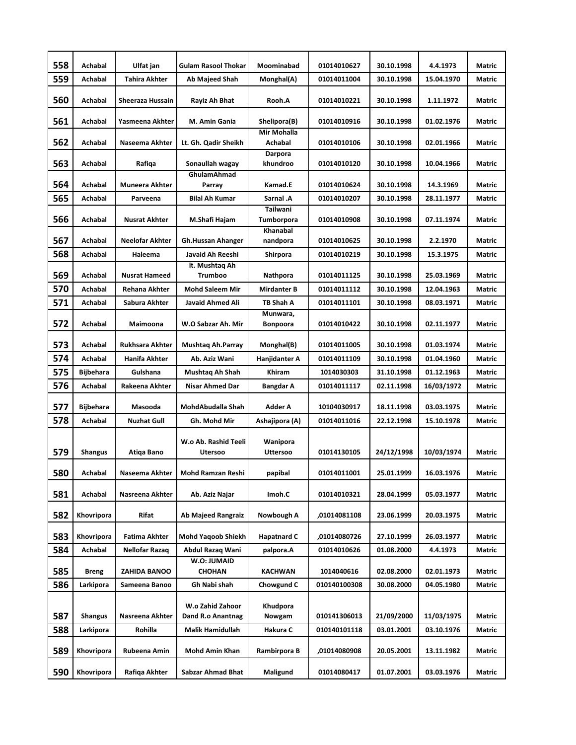| | | | | | | | | |
|---|---|---|---|---|---|---|---|---|
| 558 | Achabal | Ulfat jan | Gulam Rasool Thokar | Moominabad | 01014010627 | 30.10.1998 | 4.4.1973 | Matric |
| 559 | Achabal | Tahira Akhter | Ab Majeed Shah | Monghal(A) | 01014011004 | 30.10.1998 | 15.04.1970 | Matric |
| 560 | Achabal | Sheeraza Hussain | Rayiz Ah Bhat | Rooh.A | 01014010221 | 30.10.1998 | 1.11.1972 | Matric |
| 561 | Achabal | Yasmeena Akhter | M. Amin Gania | Shelipora(B) | 01014010916 | 30.10.1998 | 01.02.1976 | Matric |
| 562 | Achabal | Naseema Akhter | Lt. Gh. Qadir Sheikh | Mir Mohalla Achabal | 01014010106 | 30.10.1998 | 02.01.1966 | Matric |
| 563 | Achabal | Rafiqa | Sonaullah wagay | Darpora khundroo | 01014010120 | 30.10.1998 | 10.04.1966 | Matric |
| 564 | Achabal | Muneera Akhter | GhulamAhmad Parray | Kamad.E | 01014010624 | 30.10.1998 | 14.3.1969 | Matric |
| 565 | Achabal | Parveena | Bilal Ah Kumar | Sarnal .A | 01014010207 | 30.10.1998 | 28.11.1977 | Matric |
| 566 | Achabal | Nusrat Akhter | M.Shafi Hajam | Tailwani Tumborpora | 01014010908 | 30.10.1998 | 07.11.1974 | Matric |
| 567 | Achabal | Neelofar Akhter | Gh.Hussan Ahanger | Khanabal nandpora | 01014010625 | 30.10.1998 | 2.2.1970 | Matric |
| 568 | Achabal | Haleema | Javaid Ah Reeshi | Shirpora | 01014010219 | 30.10.1998 | 15.3.1975 | Matric |
| 569 | Achabal | Nusrat Hameed | lt. Mushtaq Ah Trumboo | Nathpora | 01014011125 | 30.10.1998 | 25.03.1969 | Matric |
| 570 | Achabal | Rehana Akhter | Mohd Saleem Mir | Mirdanter B | 01014011112 | 30.10.1998 | 12.04.1963 | Matric |
| 571 | Achabal | Sabura Akhter | Javaid Ahmed Ali | TB Shah A | 01014011101 | 30.10.1998 | 08.03.1971 | Matric |
| 572 | Achabal | Maimoona | W.O Sabzar Ah. Mir | Munwara, Bonpoora | 01014010422 | 30.10.1998 | 02.11.1977 | Matric |
| 573 | Achabal | Rukhsara Akhter | Mushtaq Ah.Parray | Monghal(B) | 01014011005 | 30.10.1998 | 01.03.1974 | Matric |
| 574 | Achabal | Hanifa Akhter | Ab. Aziz Wani | Hanjidanter A | 01014011109 | 30.10.1998 | 01.04.1960 | Matric |
| 575 | Bijbehara | Gulshana | Mushtaq Ah Shah | Khiram | 1014030303 | 31.10.1998 | 01.12.1963 | Matric |
| 576 | Achabal | Rakeena Akhter | Nisar Ahmed Dar | Bangdar A | 01014011117 | 02.11.1998 | 16/03/1972 | Matric |
| 577 | Bijbehara | Masooda | MohdAbudalla Shah | Adder A | 10104030917 | 18.11.1998 | 03.03.1975 | Matric |
| 578 | Achabal | Nuzhat Gull | Gh. Mohd Mir | Ashajipora (A) | 01014011016 | 22.12.1998 | 15.10.1978 | Matric |
| 579 | Shangus | Atiqa Bano | W.o Ab. Rashid Teeli Utersoo | Wanipora Uttersoo | 01014130105 | 24/12/1998 | 10/03/1974 | Matric |
| 580 | Achabal | Naseema Akhter | Mohd Ramzan Reshi | papibal | 01014011001 | 25.01.1999 | 16.03.1976 | Matric |
| 581 | Achabal | Nasreena Akhter | Ab. Aziz Najar | Imoh.C | 01014010321 | 28.04.1999 | 05.03.1977 | Matric |
| 582 | Khovripora | Rifat | Ab Majeed Rangraiz | Nowbough A | ,01014081108 | 23.06.1999 | 20.03.1975 | Matric |
| 583 | Khovripora | Fatima Akhter | Mohd Yaqoob Shiekh | Hapatnard C | ,01014080726 | 27.10.1999 | 26.03.1977 | Matric |
| 584 | Achabal | Nellofar Razaq | Abdul Razaq Wani | palpora.A | 01014010626 | 01.08.2000 | 4.4.1973 | Matric |
| 585 | Breng | ZAHIDA BANOO | W.O: JUMAID CHOHAN | KACHWAN | 1014040616 | 02.08.2000 | 02.01.1973 | Matric |
| 586 | Larkipora | Sameena Banoo | Gh Nabi shah | Chowgund C | 010140100308 | 30.08.2000 | 04.05.1980 | Matric |
| 587 | Shangus | Nasreena Akhter | W.o Zahid Zahoor Dand R.o Anantnag | Khudpora Nowgam | 010141306013 | 21/09/2000 | 11/03/1975 | Matric |
| 588 | Larkipora | Rohilla | Malik Hamidullah | Hakura C | 010140101118 | 03.01.2001 | 03.10.1976 | Matric |
| 589 | Khovripora | Rubeena Amin | Mohd Amin Khan | Rambirpora B | ,01014080908 | 20.05.2001 | 13.11.1982 | Matric |
| 590 | Khovripora | Rafiqa Akhter | Sabzar Ahmad Bhat | Maligund | 01014080417 | 01.07.2001 | 03.03.1976 | Matric |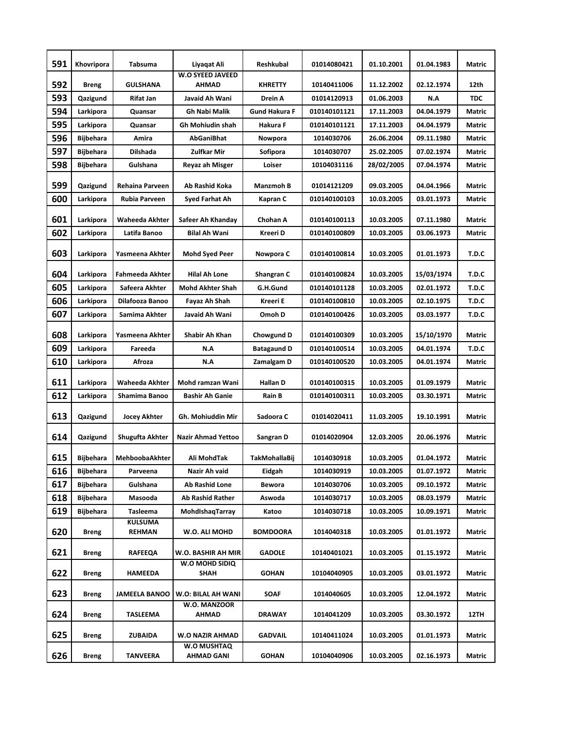| 591 | Khovripora | Tabsuma | Liyaqat Ali | Reshkubal | 01014080421 | 01.10.2001 | 01.04.1983 | Matric |
|---|---|---|---|---|---|---|---|---|
| 592 | Breng | GULSHANA | W.O SYEED JAVEED AHMAD | KHRETTY | 10140411006 | 11.12.2002 | 02.12.1974 | 12th |
| 593 | Qazigund | Rifat Jan | Javaid Ah Wani | Drein A | 01014120913 | 01.06.2003 | N.A | TDC |
| 594 | Larkipora | Quansar | Gh Nabi Malik | Gund Hakura F | 010140101121 | 17.11.2003 | 04.04.1979 | Matric |
| 595 | Larkipora | Quansar | Gh Mohiudin shah | Hakura F | 010140101121 | 17.11.2003 | 04.04.1979 | Matric |
| 596 | Bijbehara | Amira | AbGaniBhat | Nowpora | 1014030706 | 26.06.2004 | 09.11.1980 | Matric |
| 597 | Bijbehara | Dilshada | Zulfkar Mir | Sofipora | 1014030707 | 25.02.2005 | 07.02.1974 | Matric |
| 598 | Bijbehara | Gulshana | Reyaz ah Misger | Loiser | 10104031116 | 28/02/2005 | 07.04.1974 | Matric |
| 599 | Qazigund | Rehaina Parveen | Ab Rashid Koka | Manzmoh B | 01014121209 | 09.03.2005 | 04.04.1966 | Matric |
| 600 | Larkipora | Rubia Parveen | Syed Farhat Ah | Kapran C | 010140100103 | 10.03.2005 | 03.01.1973 | Matric |
| 601 | Larkipora | Waheeda Akhter | Safeer Ah Khanday | Chohan A | 010140100113 | 10.03.2005 | 07.11.1980 | Matric |
| 602 | Larkipora | Latifa Banoo | Bilal Ah Wani | Kreeri D | 010140100809 | 10.03.2005 | 03.06.1973 | Matric |
| 603 | Larkipora | Yasmeena Akhter | Mohd Syed Peer | Nowpora C | 010140100814 | 10.03.2005 | 01.01.1973 | T.D.C |
| 604 | Larkipora | Fahmeeda Akhter | Hilal Ah Lone | Shangran C | 010140100824 | 10.03.2005 | 15/03/1974 | T.D.C |
| 605 | Larkipora | Safeera Akhter | Mohd Akhter Shah | G.H.Gund | 010140101128 | 10.03.2005 | 02.01.1972 | T.D.C |
| 606 | Larkipora | Dilafooza Banoo | Fayaz Ah Shah | Kreeri E | 010140100810 | 10.03.2005 | 02.10.1975 | T.D.C |
| 607 | Larkipora | Samima Akhter | Javaid Ah Wani | Omoh D | 010140100426 | 10.03.2005 | 03.03.1977 | T.D.C |
| 608 | Larkipora | Yasmeena Akhter | Shabir Ah Khan | Chowgund D | 010140100309 | 10.03.2005 | 15/10/1970 | Matric |
| 609 | Larkipora | Fareeda | N.A | Batagaund D | 010140100514 | 10.03.2005 | 04.01.1974 | T.D.C |
| 610 | Larkipora | Afroza | N.A | Zamalgam D | 010140100520 | 10.03.2005 | 04.01.1974 | Matric |
| 611 | Larkipora | Waheeda Akhter | Mohd ramzan Wani | Hallan D | 010140100315 | 10.03.2005 | 01.09.1979 | Matric |
| 612 | Larkipora | Shamima Banoo | Bashir Ah Ganie | Rain B | 010140100311 | 10.03.2005 | 03.30.1971 | Matric |
| 613 | Qazigund | Jocey Akhter | Gh. Mohiuddin Mir | Sadoora C | 01014020411 | 11.03.2005 | 19.10.1991 | Matric |
| 614 | Qazigund | Shugufta Akhter | Nazir Ahmad Yettoo | Sangran D | 01014020904 | 12.03.2005 | 20.06.1976 | Matric |
| 615 | Bijbehara | MehboobaAkhter | Ali MohdTak | TakMohallaBij | 1014030918 | 10.03.2005 | 01.04.1972 | Matric |
| 616 | Bijbehara | Parveena | Nazir Ah vaid | Eidgah | 1014030919 | 10.03.2005 | 01.07.1972 | Matric |
| 617 | Bijbehara | Gulshana | Ab Rashid Lone | Bewora | 1014030706 | 10.03.2005 | 09.10.1972 | Matric |
| 618 | Bijbehara | Masooda | Ab Rashid Rather | Aswoda | 1014030717 | 10.03.2005 | 08.03.1979 | Matric |
| 619 | Bijbehara | Tasleema | MohdIshaqTarray | Katoo | 1014030718 | 10.03.2005 | 10.09.1971 | Matric |
| 620 | Breng | KULSUMA REHMAN | W.O. ALI MOHD | BOMDOORA | 1014040318 | 10.03.2005 | 01.01.1972 | Matric |
| 621 | Breng | RAFEEQA | W.O. BASHIR AH MIR | GADOLE | 10140401021 | 10.03.2005 | 01.15.1972 | Matric |
| 622 | Breng | HAMEEDA | W.O MOHD SIDIQ SHAH | GOHAN | 10104040905 | 10.03.2005 | 03.01.1972 | Matric |
| 623 | Breng | JAMEELA BANOO | W.O: BILAL AH WANI | SOAF | 1014040605 | 10.03.2005 | 12.04.1972 | Matric |
| 624 | Breng | TASLEEMA | W.O. MANZOOR AHMAD | DRAWAY | 1014041209 | 10.03.2005 | 03.30.1972 | 12TH |
| 625 | Breng | ZUBAIDA | W.O NAZIR AHMAD | GADVAIL | 10140411024 | 10.03.2005 | 01.01.1973 | Matric |
| 626 | Breng | TANVEERA | W.O MUSHTAQ AHMAD GANI | GOHAN | 10104040906 | 10.03.2005 | 02.16.1973 | Matric |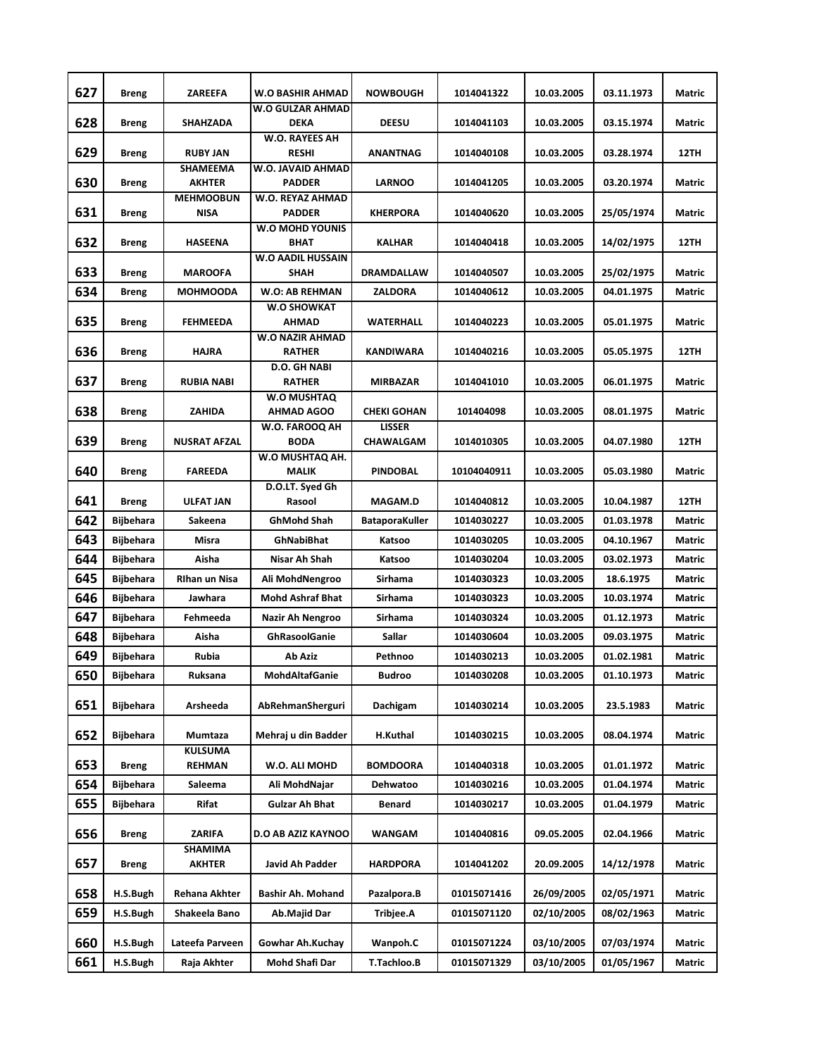| 627 | Breng | ZAREEFA | W.O BASHIR AHMAD | NOWBOUGH | 1014041322 | 10.03.2005 | 03.11.1973 | Matric |
|---|---|---|---|---|---|---|---|---|
| 628 | Breng | SHAHZADA | W.O GULZAR AHMAD DEKA | DEESU | 1014041103 | 10.03.2005 | 03.15.1974 | Matric |
| 629 | Breng | RUBY JAN | W.O. RAYEES AH RESHI | ANANTNAG | 1014040108 | 10.03.2005 | 03.28.1974 | 12TH |
| 630 | Breng | SHAMEEMA AKHTER | W.O. JAVAID AHMAD PADDER | LARNOO | 1014041205 | 10.03.2005 | 03.20.1974 | Matric |
| 631 | Breng | MEHMOOBUN NISA | W.O. REYAZ AHMAD PADDER | KHERPORA | 1014040620 | 10.03.2005 | 25/05/1974 | Matric |
| 632 | Breng | HASEENA | W.O MOHD YOUNIS BHAT | KALHAR | 1014040418 | 10.03.2005 | 14/02/1975 | 12TH |
| 633 | Breng | MAROOFA | W.O AADIL HUSSAIN SHAH | DRAMDALLAW | 1014040507 | 10.03.2005 | 25/02/1975 | Matric |
| 634 | Breng | MOHMOODA | W.O: AB REHMAN | ZALDORA | 1014040612 | 10.03.2005 | 04.01.1975 | Matric |
| 635 | Breng | FEHMEEDA | W.O SHOWKAT AHMAD | WATERHALL | 1014040223 | 10.03.2005 | 05.01.1975 | Matric |
| 636 | Breng | HAJRA | W.O NAZIR AHMAD RATHER | KANDIWARA | 1014040216 | 10.03.2005 | 05.05.1975 | 12TH |
| 637 | Breng | RUBIA NABI | D.O. GH NABI RATHER | MIRBAZAR | 1014041010 | 10.03.2005 | 06.01.1975 | Matric |
| 638 | Breng | ZAHIDA | W.O MUSHTAQ AHMAD AGOO | CHEKI GOHAN | 101404098 | 10.03.2005 | 08.01.1975 | Matric |
| 639 | Breng | NUSRAT AFZAL | W.O. FAROOQ AH BODA | LISSER CHAWALGAM | 1014010305 | 10.03.2005 | 04.07.1980 | 12TH |
| 640 | Breng | FAREEDA | W.O MUSHTAQ AH. MALIK | PINDOBAL | 10104040911 | 10.03.2005 | 05.03.1980 | Matric |
| 641 | Breng | ULFAT JAN | D.O.LT. Syed Gh Rasool | MAGAM.D | 1014040812 | 10.03.2005 | 10.04.1987 | 12TH |
| 642 | Bijbehara | Sakeena | GhMohd Shah | BataporaKuller | 1014030227 | 10.03.2005 | 01.03.1978 | Matric |
| 643 | Bijbehara | Misra | GhNabiBhat | Katsoo | 1014030205 | 10.03.2005 | 04.10.1967 | Matric |
| 644 | Bijbehara | Aisha | Nisar Ah Shah | Katsoo | 1014030204 | 10.03.2005 | 03.02.1973 | Matric |
| 645 | Bijbehara | RIhan un Nisa | Ali MohdNengroo | Sirhama | 1014030323 | 10.03.2005 | 18.6.1975 | Matric |
| 646 | Bijbehara | Jawhara | Mohd Ashraf Bhat | Sirhama | 1014030323 | 10.03.2005 | 10.03.1974 | Matric |
| 647 | Bijbehara | Fehmeeda | Nazir Ah Nengroo | Sirhama | 1014030324 | 10.03.2005 | 01.12.1973 | Matric |
| 648 | Bijbehara | Aisha | GhRasoolGanie | Sallar | 1014030604 | 10.03.2005 | 09.03.1975 | Matric |
| 649 | Bijbehara | Rubia | Ab Aziz | Pethnoo | 1014030213 | 10.03.2005 | 01.02.1981 | Matric |
| 650 | Bijbehara | Ruksana | MohdAltafGanie | Budroo | 1014030208 | 10.03.2005 | 01.10.1973 | Matric |
| 651 | Bijbehara | Arsheeda | AbRehmanSherguri | Dachigam | 1014030214 | 10.03.2005 | 23.5.1983 | Matric |
| 652 | Bijbehara | Mumtaza | Mehraj u din Badder | H.Kuthal | 1014030215 | 10.03.2005 | 08.04.1974 | Matric |
| 653 | Breng | KULSUMA REHMAN | W.O. ALI MOHD | BOMDOORA | 1014040318 | 10.03.2005 | 01.01.1972 | Matric |
| 654 | Bijbehara | Saleema | Ali MohdNajar | Dehwatoo | 1014030216 | 10.03.2005 | 01.04.1974 | Matric |
| 655 | Bijbehara | Rifat | Gulzar Ah Bhat | Benard | 1014030217 | 10.03.2005 | 01.04.1979 | Matric |
| 656 | Breng | ZARIFA | D.O AB AZIZ KAYNOO | WANGAM | 1014040816 | 09.05.2005 | 02.04.1966 | Matric |
| 657 | Breng | SHAMIMA AKHTER | Javid Ah Padder | HARDPORA | 1014041202 | 20.09.2005 | 14/12/1978 | Matric |
| 658 | H.S.Bugh | Rehana Akhter | Bashir Ah. Mohand | Pazalpora.B | 01015071416 | 26/09/2005 | 02/05/1971 | Matric |
| 659 | H.S.Bugh | Shakeela Bano | Ab.Majid Dar | Tribjee.A | 01015071120 | 02/10/2005 | 08/02/1963 | Matric |
| 660 | H.S.Bugh | Lateefa Parveen | Gowhar Ah.Kuchay | Wanpoh.C | 01015071224 | 03/10/2005 | 07/03/1974 | Matric |
| 661 | H.S.Bugh | Raja Akhter | Mohd Shafi Dar | T.Tachloo.B | 01015071329 | 03/10/2005 | 01/05/1967 | Matric |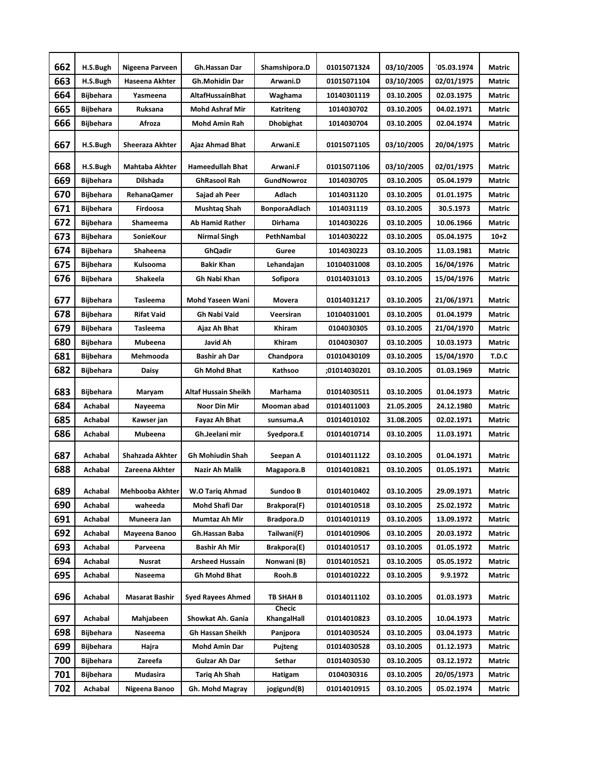| 662 | H.S.Bugh | Nigeena Parveen | Gh.Hassan Dar | Shamshipora.D | 01015071324 | 03/10/2005 | `05.03.1974 | Matric |
|---|---|---|---|---|---|---|---|---|
| 663 | H.S.Bugh | Haseena Akhter | Gh.Mohidin Dar | Arwani.D | 01015071104 | 03/10/2005 | 02/01/1975 | Matric |
| 664 | Bijbehara | Yasmeena | AltafHussainBhat | Waghama | 10140301119 | 03.10.2005 | 02.03.1975 | Matric |
| 665 | Bijbehara | Ruksana | Mohd Ashraf Mir | Katriteng | 1014030702 | 03.10.2005 | 04.02.1971 | Matric |
| 666 | Bijbehara | Afroza | Mohd Amin Rah | Dhobighat | 1014030704 | 03.10.2005 | 02.04.1974 | Matric |
| 667 | H.S.Bugh | Sheeraza Akhter | Ajaz Ahmad Bhat | Arwani.E | 01015071105 | 03/10/2005 | 20/04/1975 | Matric |
| 668 | H.S.Bugh | Mahtaba Akhter | Hameedullah Bhat | Arwani.F | 01015071106 | 03/10/2005 | 02/01/1975 | Matric |
| 669 | Bijbehara | Dilshada | GhRasool Rah | GundNowroz | 1014030705 | 03.10.2005 | 05.04.1979 | Matric |
| 670 | Bijbehara | RehanaQamer | Sajad ah Peer | Adlach | 1014031120 | 03.10.2005 | 01.01.1975 | Matric |
| 671 | Bijbehara | Firdoosa | Mushtaq Shah | BonporaAdlach | 1014031119 | 03.10.2005 | 30.5.1973 | Matric |
| 672 | Bijbehara | Shameema | Ab Hamid Rather | Dirhama | 1014030226 | 03.10.2005 | 10.06.1966 | Matric |
| 673 | Bijbehara | SonieKour | Nirmal Singh | PethNambal | 1014030222 | 03.10.2005 | 05.04.1975 | 10+2 |
| 674 | Bijbehara | Shaheena | GhQadir | Guree | 1014030223 | 03.10.2005 | 11.03.1981 | Matric |
| 675 | Bijbehara | Kulsooma | Bakir Khan | Lehandajan | 10104031008 | 03.10.2005 | 16/04/1976 | Matric |
| 676 | Bijbehara | Shakeela | Gh Nabi Khan | Sofipora | 01014031013 | 03.10.2005 | 15/04/1976 | Matric |
| 677 | Bijbehara | Tasleema | Mohd Yaseen Wani | Movera | 01014031217 | 03.10.2005 | 21/06/1971 | Matric |
| 678 | Bijbehara | Rifat Vaid | Gh Nabi Vaid | Veersiran | 10104031001 | 03.10.2005 | 01.04.1979 | Matric |
| 679 | Bijbehara | Tasleema | Ajaz Ah Bhat | Khiram | 0104030305 | 03.10.2005 | 21/04/1970 | Matric |
| 680 | Bijbehara | Mubeena | Javid Ah | Khiram | 0104030307 | 03.10.2005 | 10.03.1973 | Matric |
| 681 | Bijbehara | Mehmooda | Bashir ah Dar | Chandpora | 01010430109 | 03.10.2005 | 15/04/1970 | T.D.C |
| 682 | Bijbehara | Daisy | Gh Mohd Bhat | Kathsoo | ;01014030201 | 03.10.2005 | 01.03.1969 | Matric |
| 683 | Bijbehara | Maryam | Altaf Hussain Sheikh | Marhama | 01014030511 | 03.10.2005 | 01.04.1973 | Matric |
| 684 | Achabal | Nayeema | Noor Din Mir | Mooman abad | 01014011003 | 21.05.2005 | 24.12.1980 | Matric |
| 685 | Achabal | Kawser jan | Fayaz Ah Bhat | sunsuma.A | 01014010102 | 31.08.2005 | 02.02.1971 | Matric |
| 686 | Achabal | Mubeena | Gh.Jeelani mir | Syedpora.E | 01014010714 | 03.10.2005 | 11.03.1971 | Matric |
| 687 | Achabal | Shahzada Akhter | Gh Mohiudin Shah | Seepan A | 01014011122 | 03.10.2005 | 01.04.1971 | Matric |
| 688 | Achabal | Zareena Akhter | Nazir Ah Malik | Magapora.B | 01014010821 | 03.10.2005 | 01.05.1971 | Matric |
| 689 | Achabal | Mehbooba Akhter | W.O Tariq Ahmad | Sundoo B | 01014010402 | 03.10.2005 | 29.09.1971 | Matric |
| 690 | Achabal | waheeda | Mohd Shafi Dar | Brakpora(F) | 01014010518 | 03.10.2005 | 25.02.1972 | Matric |
| 691 | Achabal | Muneera Jan | Mumtaz Ah Mir | Bradpora.D | 01014010119 | 03.10.2005 | 13.09.1972 | Matric |
| 692 | Achabal | Mayeena Banoo | Gh.Hassan Baba | Tailwani(F) | 01014010906 | 03.10.2005 | 20.03.1972 | Matric |
| 693 | Achabal | Parveena | Bashir Ah Mir | Brakpora(E) | 01014010517 | 03.10.2005 | 01.05.1972 | Matric |
| 694 | Achabal | Nusrat | Arsheed Hussain | Nonwani (B) | 01014010521 | 03.10.2005 | 05.05.1972 | Matric |
| 695 | Achabal | Naseema | Gh Mohd Bhat | Rooh.B | 01014010222 | 03.10.2005 | 9.9.1972 | Matric |
| 696 | Achabal | Masarat Bashir | Syed Rayees Ahmed | TB SHAH B | 01014011102 | 03.10.2005 | 01.03.1973 | Matric |
| 697 | Achabal | Mahjabeen | Showkat Ah. Gania | Checic KhangalHall | 01014010823 | 03.10.2005 | 10.04.1973 | Matric |
| 698 | Bijbehara | Naseema | Gh Hassan Sheikh | Panjpora | 01014030524 | 03.10.2005 | 03.04.1973 | Matric |
| 699 | Bijbehara | Hajra | Mohd Amin Dar | Pujteng | 01014030528 | 03.10.2005 | 01.12.1973 | Matric |
| 700 | Bijbehara | Zareefa | Gulzar Ah Dar | Sethar | 01014030530 | 03.10.2005 | 03.12.1972 | Matric |
| 701 | Bijbehara | Mudasira | Tariq Ah Shah | Hatigam | 0104030316 | 03.10.2005 | 20/05/1973 | Matric |
| 702 | Achabal | Nigeena Banoo | Gh. Mohd Magray | jogigund(B) | 01014010915 | 03.10.2005 | 05.02.1974 | Matric |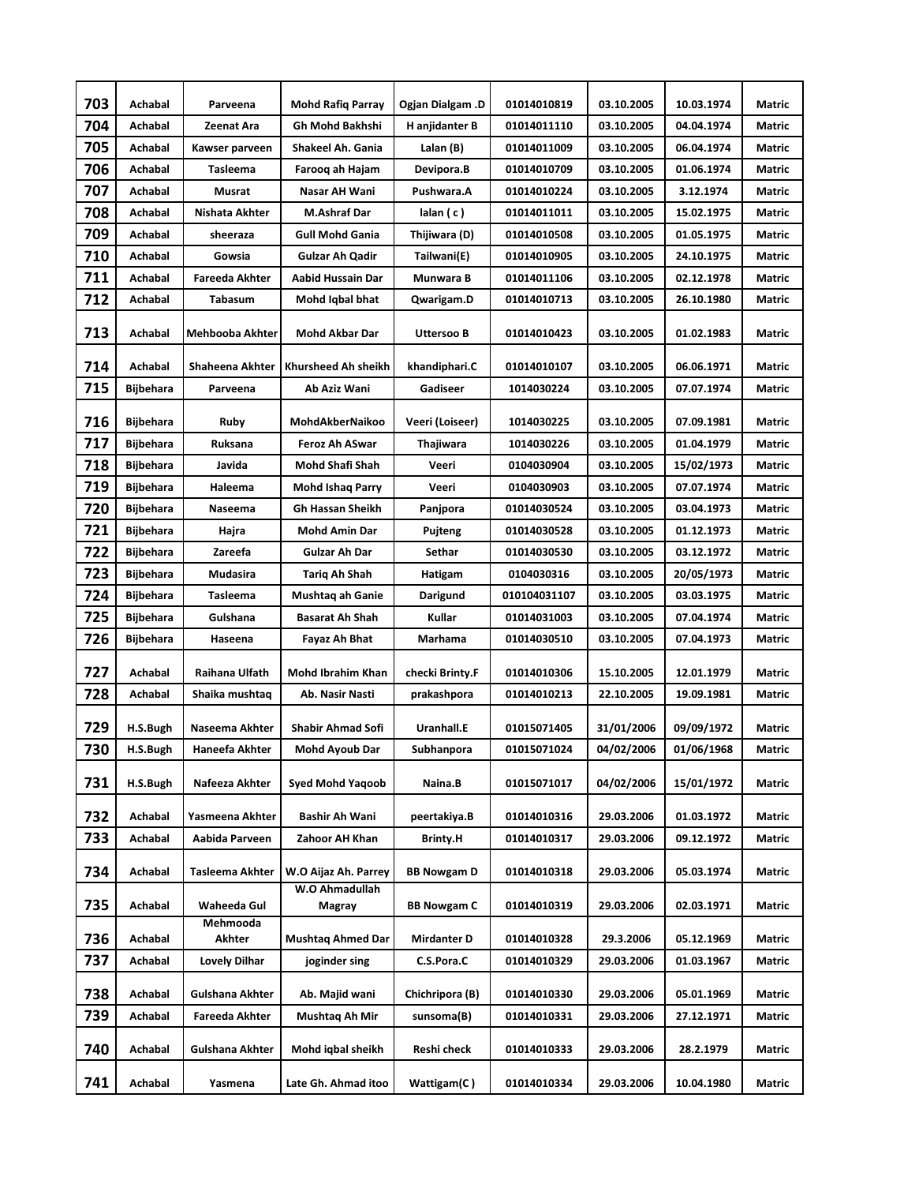| 703 | Achabal | Parveena | Mohd Rafiq Parray | Ogjan Dialgam .D | 01014010819 | 03.10.2005 | 10.03.1974 | Matric |
|---|---|---|---|---|---|---|---|---|
| 704 | Achabal | Zeenat Ara | Gh Mohd Bakhshi | H anjidanter B | 01014011110 | 03.10.2005 | 04.04.1974 | Matric |
| 705 | Achabal | Kawser parveen | Shakeel Ah. Gania | Lalan (B) | 01014011009 | 03.10.2005 | 06.04.1974 | Matric |
| 706 | Achabal | Tasleema | Farooq ah Hajam | Devipora.B | 01014010709 | 03.10.2005 | 01.06.1974 | Matric |
| 707 | Achabal | Musrat | Nasar AH Wani | Pushwara.A | 01014010224 | 03.10.2005 | 3.12.1974 | Matric |
| 708 | Achabal | Nishata Akhter | M.Ashraf Dar | lalan ( c ) | 01014011011 | 03.10.2005 | 15.02.1975 | Matric |
| 709 | Achabal | sheeraza | Gull Mohd Gania | Thijiwara (D) | 01014010508 | 03.10.2005 | 01.05.1975 | Matric |
| 710 | Achabal | Gowsia | Gulzar Ah Qadir | Tailwani(E) | 01014010905 | 03.10.2005 | 24.10.1975 | Matric |
| 711 | Achabal | Fareeda Akhter | Aabid Hussain Dar | Munwara B | 01014011106 | 03.10.2005 | 02.12.1978 | Matric |
| 712 | Achabal | Tabasum | Mohd Iqbal bhat | Qwarigam.D | 01014010713 | 03.10.2005 | 26.10.1980 | Matric |
| 713 | Achabal | Mehbooba Akhter | Mohd Akbar Dar | Uttersoo B | 01014010423 | 03.10.2005 | 01.02.1983 | Matric |
| 714 | Achabal | Shaheena Akhter | Khursheed Ah sheikh | khandiphari.C | 01014010107 | 03.10.2005 | 06.06.1971 | Matric |
| 715 | Bijbehara | Parveena | Ab Aziz Wani | Gadiseer | 1014030224 | 03.10.2005 | 07.07.1974 | Matric |
| 716 | Bijbehara | Ruby | MohdAkberNaikoo | Veeri (Loiseer) | 1014030225 | 03.10.2005 | 07.09.1981 | Matric |
| 717 | Bijbehara | Ruksana | Feroz Ah ASwar | Thajiwara | 1014030226 | 03.10.2005 | 01.04.1979 | Matric |
| 718 | Bijbehara | Javida | Mohd Shafi Shah | Veeri | 0104030904 | 03.10.2005 | 15/02/1973 | Matric |
| 719 | Bijbehara | Haleema | Mohd Ishaq Parry | Veeri | 0104030903 | 03.10.2005 | 07.07.1974 | Matric |
| 720 | Bijbehara | Naseema | Gh Hassan Sheikh | Panjpora | 01014030524 | 03.10.2005 | 03.04.1973 | Matric |
| 721 | Bijbehara | Hajra | Mohd Amin Dar | Pujteng | 01014030528 | 03.10.2005 | 01.12.1973 | Matric |
| 722 | Bijbehara | Zareefa | Gulzar Ah Dar | Sethar | 01014030530 | 03.10.2005 | 03.12.1972 | Matric |
| 723 | Bijbehara | Mudasira | Tariq Ah Shah | Hatigam | 0104030316 | 03.10.2005 | 20/05/1973 | Matric |
| 724 | Bijbehara | Tasleema | Mushtaq ah Ganie | Darigund | 010104031107 | 03.10.2005 | 03.03.1975 | Matric |
| 725 | Bijbehara | Gulshana | Basarat Ah Shah | Kullar | 01014031003 | 03.10.2005 | 07.04.1974 | Matric |
| 726 | Bijbehara | Haseena | Fayaz Ah Bhat | Marhama | 01014030510 | 03.10.2005 | 07.04.1973 | Matric |
| 727 | Achabal | Raihana Ulfath | Mohd Ibrahim Khan | checki Brinty.F | 01014010306 | 15.10.2005 | 12.01.1979 | Matric |
| 728 | Achabal | Shaika mushtaq | Ab. Nasir Nasti | prakashpora | 01014010213 | 22.10.2005 | 19.09.1981 | Matric |
| 729 | H.S.Bugh | Naseema Akhter | Shabir Ahmad Sofi | Uranhall.E | 01015071405 | 31/01/2006 | 09/09/1972 | Matric |
| 730 | H.S.Bugh | Haneefa Akhter | Mohd Ayoub Dar | Subhanpora | 01015071024 | 04/02/2006 | 01/06/1968 | Matric |
| 731 | H.S.Bugh | Nafeeza Akhter | Syed Mohd Yaqoob | Naina.B | 01015071017 | 04/02/2006 | 15/01/1972 | Matric |
| 732 | Achabal | Yasmeena Akhter | Bashir Ah Wani | peertakiya.B | 01014010316 | 29.03.2006 | 01.03.1972 | Matric |
| 733 | Achabal | Aabida Parveen | Zahoor AH Khan | Brinty.H | 01014010317 | 29.03.2006 | 09.12.1972 | Matric |
| 734 | Achabal | Tasleema Akhter | W.O Aijaz Ah. Parrey | BB Nowgam D | 01014010318 | 29.03.2006 | 05.03.1974 | Matric |
| 735 | Achabal | Waheeda Gul | W.O Ahmadullah Magray | BB Nowgam C | 01014010319 | 29.03.2006 | 02.03.1971 | Matric |
| 736 | Achabal | Mehmooda Akhter | Mushtaq Ahmed Dar | Mirdanter D | 01014010328 | 29.3.2006 | 05.12.1969 | Matric |
| 737 | Achabal | Lovely Dilhar | joginder sing | C.S.Pora.C | 01014010329 | 29.03.2006 | 01.03.1967 | Matric |
| 738 | Achabal | Gulshana Akhter | Ab. Majid wani | Chichripora (B) | 01014010330 | 29.03.2006 | 05.01.1969 | Matric |
| 739 | Achabal | Fareeda Akhter | Mushtaq Ah Mir | sunsoma(B) | 01014010331 | 29.03.2006 | 27.12.1971 | Matric |
| 740 | Achabal | Gulshana Akhter | Mohd iqbal sheikh | Reshi check | 01014010333 | 29.03.2006 | 28.2.1979 | Matric |
| 741 | Achabal | Yasmena | Late Gh. Ahmad itoo | Wattigam(C ) | 01014010334 | 29.03.2006 | 10.04.1980 | Matric |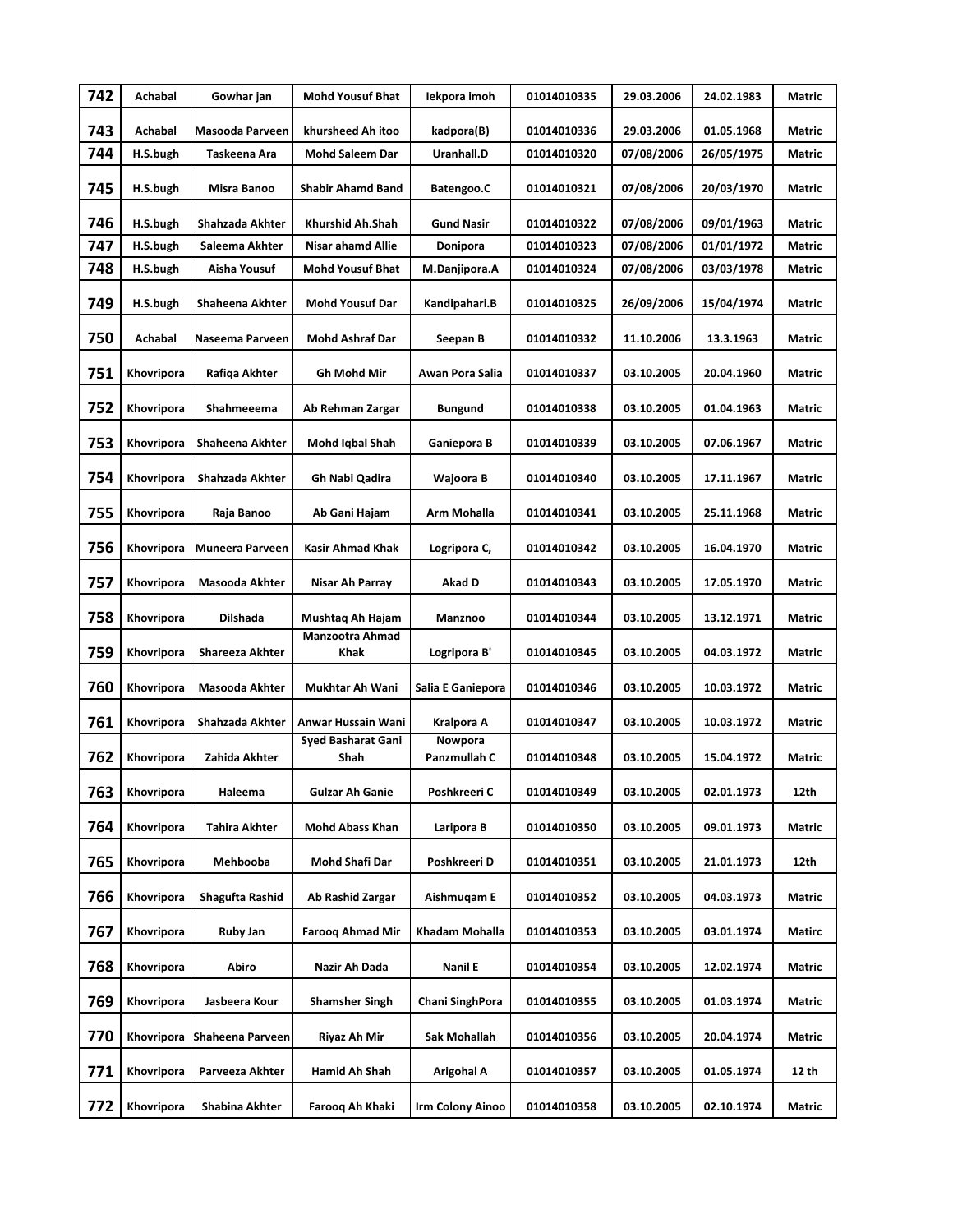| 742 | Achabal | Gowhar jan | Mohd Yousuf Bhat | Iekpora imoh | 01014010335 | 29.03.2006 | 24.02.1983 | Matric |
|---|---|---|---|---|---|---|---|---|
| 743 | Achabal | Masooda Parveen | khursheed Ah itoo | kadpora(B) | 01014010336 | 29.03.2006 | 01.05.1968 | Matric |
| 744 | H.S.bugh | Taskeena Ara | Mohd Saleem Dar | Uranhall.D | 01014010320 | 07/08/2006 | 26/05/1975 | Matric |
| 745 | H.S.bugh | Misra Banoo | Shabir Ahamd Band | Batengoo.C | 01014010321 | 07/08/2006 | 20/03/1970 | Matric |
| 746 | H.S.bugh | Shahzada Akhter | Khurshid Ah.Shah | Gund Nasir | 01014010322 | 07/08/2006 | 09/01/1963 | Matric |
| 747 | H.S.bugh | Saleema Akhter | Nisar ahamd Allie | Donipora | 01014010323 | 07/08/2006 | 01/01/1972 | Matric |
| 748 | H.S.bugh | Aisha Yousuf | Mohd Yousuf Bhat | M.Danjipora.A | 01014010324 | 07/08/2006 | 03/03/1978 | Matric |
| 749 | H.S.bugh | Shaheena Akhter | Mohd Yousuf Dar | Kandipahari.B | 01014010325 | 26/09/2006 | 15/04/1974 | Matric |
| 750 | Achabal | Naseema Parveen | Mohd Ashraf Dar | Seepan B | 01014010332 | 11.10.2006 | 13.3.1963 | Matric |
| 751 | Khovripora | Rafiqa Akhter | Gh Mohd Mir | Awan Pora Salia | 01014010337 | 03.10.2005 | 20.04.1960 | Matric |
| 752 | Khovripora | Shahmeeema | Ab Rehman Zargar | Bungund | 01014010338 | 03.10.2005 | 01.04.1963 | Matric |
| 753 | Khovripora | Shaheena Akhter | Mohd Iqbal Shah | Ganiepora B | 01014010339 | 03.10.2005 | 07.06.1967 | Matric |
| 754 | Khovripora | Shahzada Akhter | Gh Nabi Qadira | Wajoora B | 01014010340 | 03.10.2005 | 17.11.1967 | Matric |
| 755 | Khovripora | Raja Banoo | Ab Gani Hajam | Arm Mohalla | 01014010341 | 03.10.2005 | 25.11.1968 | Matric |
| 756 | Khovripora | Muneera Parveen | Kasir Ahmad Khak | Logripora C, | 01014010342 | 03.10.2005 | 16.04.1970 | Matric |
| 757 | Khovripora | Masooda Akhter | Nisar Ah Parray | Akad D | 01014010343 | 03.10.2005 | 17.05.1970 | Matric |
| 758 | Khovripora | Dilshada | Mushtaq Ah Hajam | Manznoo | 01014010344 | 03.10.2005 | 13.12.1971 | Matric |
| 759 | Khovripora | Shareeza Akhter | Manzootra Ahmad Khak | Logripora B' | 01014010345 | 03.10.2005 | 04.03.1972 | Matric |
| 760 | Khovripora | Masooda Akhter | Mukhtar Ah Wani | Salia E Ganiepora | 01014010346 | 03.10.2005 | 10.03.1972 | Matric |
| 761 | Khovripora | Shahzada Akhter | Anwar Hussain Wani | Kralpora A | 01014010347 | 03.10.2005 | 10.03.1972 | Matric |
| 762 | Khovripora | Zahida Akhter | Syed Basharat Gani Shah | Nowpora Panzmullah C | 01014010348 | 03.10.2005 | 15.04.1972 | Matric |
| 763 | Khovripora | Haleema | Gulzar Ah Ganie | Poshkreeri C | 01014010349 | 03.10.2005 | 02.01.1973 | 12th |
| 764 | Khovripora | Tahira Akhter | Mohd Abass Khan | Laripora B | 01014010350 | 03.10.2005 | 09.01.1973 | Matric |
| 765 | Khovripora | Mehbooba | Mohd Shafi Dar | Poshkreeri D | 01014010351 | 03.10.2005 | 21.01.1973 | 12th |
| 766 | Khovripora | Shagufta Rashid | Ab Rashid Zargar | Aishmuqam E | 01014010352 | 03.10.2005 | 04.03.1973 | Matric |
| 767 | Khovripora | Ruby Jan | Farooq Ahmad Mir | Khadam Mohalla | 01014010353 | 03.10.2005 | 03.01.1974 | Matirc |
| 768 | Khovripora | Abiro | Nazir Ah Dada | Nanil E | 01014010354 | 03.10.2005 | 12.02.1974 | Matric |
| 769 | Khovripora | Jasbeera Kour | Shamsher Singh | Chani SinghPora | 01014010355 | 03.10.2005 | 01.03.1974 | Matric |
| 770 | Khovripora | Shaheena Parveen | Riyaz Ah Mir | Sak Mohallah | 01014010356 | 03.10.2005 | 20.04.1974 | Matric |
| 771 | Khovripora | Parveeza Akhter | Hamid Ah Shah | Arigohal A | 01014010357 | 03.10.2005 | 01.05.1974 | 12 th |
| 772 | Khovripora | Shabina Akhter | Farooq Ah Khaki | Irm Colony Ainoo | 01014010358 | 03.10.2005 | 02.10.1974 | Matric |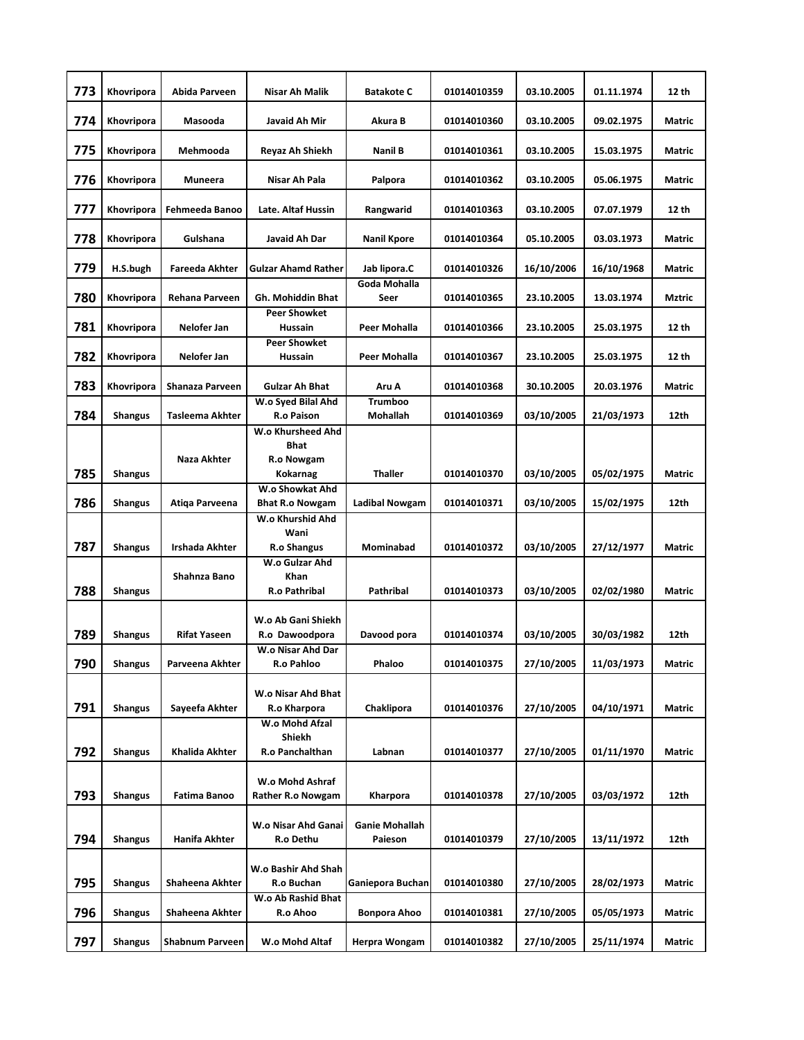| 773 | Khovripora | Abida Parveen | Nisar Ah Malik | Batakote C | 01014010359 | 03.10.2005 | 01.11.1974 | 12 th |
|---|---|---|---|---|---|---|---|---|
| 774 | Khovripora | Masooda | Javaid Ah Mir | Akura B | 01014010360 | 03.10.2005 | 09.02.1975 | Matric |
| 775 | Khovripora | Mehmooda | Reyaz Ah Shiekh | Nanil B | 01014010361 | 03.10.2005 | 15.03.1975 | Matric |
| 776 | Khovripora | Muneera | Nisar Ah Pala | Palpora | 01014010362 | 03.10.2005 | 05.06.1975 | Matric |
| 777 | Khovripora | Fehmeeda Banoo | Late. Altaf Hussin | Rangwarid | 01014010363 | 03.10.2005 | 07.07.1979 | 12 th |
| 778 | Khovripora | Gulshana | Javaid Ah Dar | Nanil Kpore | 01014010364 | 05.10.2005 | 03.03.1973 | Matric |
| 779 | H.S.bugh | Fareeda Akhter | Gulzar Ahamd Rather | Jab lipora.C | 01014010326 | 16/10/2006 | 16/10/1968 | Matric |
| 780 | Khovripora | Rehana Parveen | Gh. Mohiddin Bhat | Goda Mohalla Seer | 01014010365 | 23.10.2005 | 13.03.1974 | Mztric |
| 781 | Khovripora | Nelofer Jan | Peer Showket Hussain | Peer Mohalla | 01014010366 | 23.10.2005 | 25.03.1975 | 12 th |
| 782 | Khovripora | Nelofer Jan | Peer Showket Hussain | Peer Mohalla | 01014010367 | 23.10.2005 | 25.03.1975 | 12 th |
| 783 | Khovripora | Shanaza Parveen | Gulzar Ah Bhat | Aru A | 01014010368 | 30.10.2005 | 20.03.1976 | Matric |
| 784 | Shangus | Tasleema Akhter | W.o Syed Bilal Ahd R.o Paison | Trumboo Mohallah | 01014010369 | 03/10/2005 | 21/03/1973 | 12th |
| 785 | Shangus | Naza Akhter | W.o Khursheed Ahd Bhat R.o Nowgam Kokarnag | Thaller | 01014010370 | 03/10/2005 | 05/02/1975 | Matric |
| 786 | Shangus | Atiqa Parveena | W.o Showkat Ahd Bhat R.o Nowgam | Ladibal Nowgam | 01014010371 | 03/10/2005 | 15/02/1975 | 12th |
| 787 | Shangus | Irshada Akhter | W.o Khurshid Ahd Wani R.o Shangus | Mominabad | 01014010372 | 03/10/2005 | 27/12/1977 | Matric |
| 788 | Shangus | Shahnza Bano | W.o Gulzar Ahd Khan R.o Pathribal | Pathribal | 01014010373 | 03/10/2005 | 02/02/1980 | Matric |
| 789 | Shangus | Rifat Yaseen | W.o Ab Gani Shiekh R.o Dawoodpora | Davood pora | 01014010374 | 03/10/2005 | 30/03/1982 | 12th |
| 790 | Shangus | Parveena Akhter | W.o Nisar Ahd Dar R.o Pahloo | Phaloo | 01014010375 | 27/10/2005 | 11/03/1973 | Matric |
| 791 | Shangus | Sayeefa Akhter | W.o Nisar Ahd Bhat R.o Kharpora | Chaklipora | 01014010376 | 27/10/2005 | 04/10/1971 | Matric |
| 792 | Shangus | Khalida Akhter | W.o Mohd Afzal Shiekh R.o Panchalthan | Labnan | 01014010377 | 27/10/2005 | 01/11/1970 | Matric |
| 793 | Shangus | Fatima Banoo | W.o Mohd Ashraf Rather R.o Nowgam | Kharpora | 01014010378 | 27/10/2005 | 03/03/1972 | 12th |
| 794 | Shangus | Hanifa Akhter | W.o Nisar Ahd Ganai R.o Dethu | Ganie Mohallah Paieson | 01014010379 | 27/10/2005 | 13/11/1972 | 12th |
| 795 | Shangus | Shaheena Akhter | W.o Bashir Ahd Shah R.o Buchan | Ganiepora Buchan | 01014010380 | 27/10/2005 | 28/02/1973 | Matric |
| 796 | Shangus | Shaheena Akhter | W.o Ab Rashid Bhat R.o Ahoo | Bonpora Ahoo | 01014010381 | 27/10/2005 | 05/05/1973 | Matric |
| 797 | Shangus | Shabnum Parveen | W.o Mohd Altaf | Herpra Wongam | 01014010382 | 27/10/2005 | 25/11/1974 | Matric |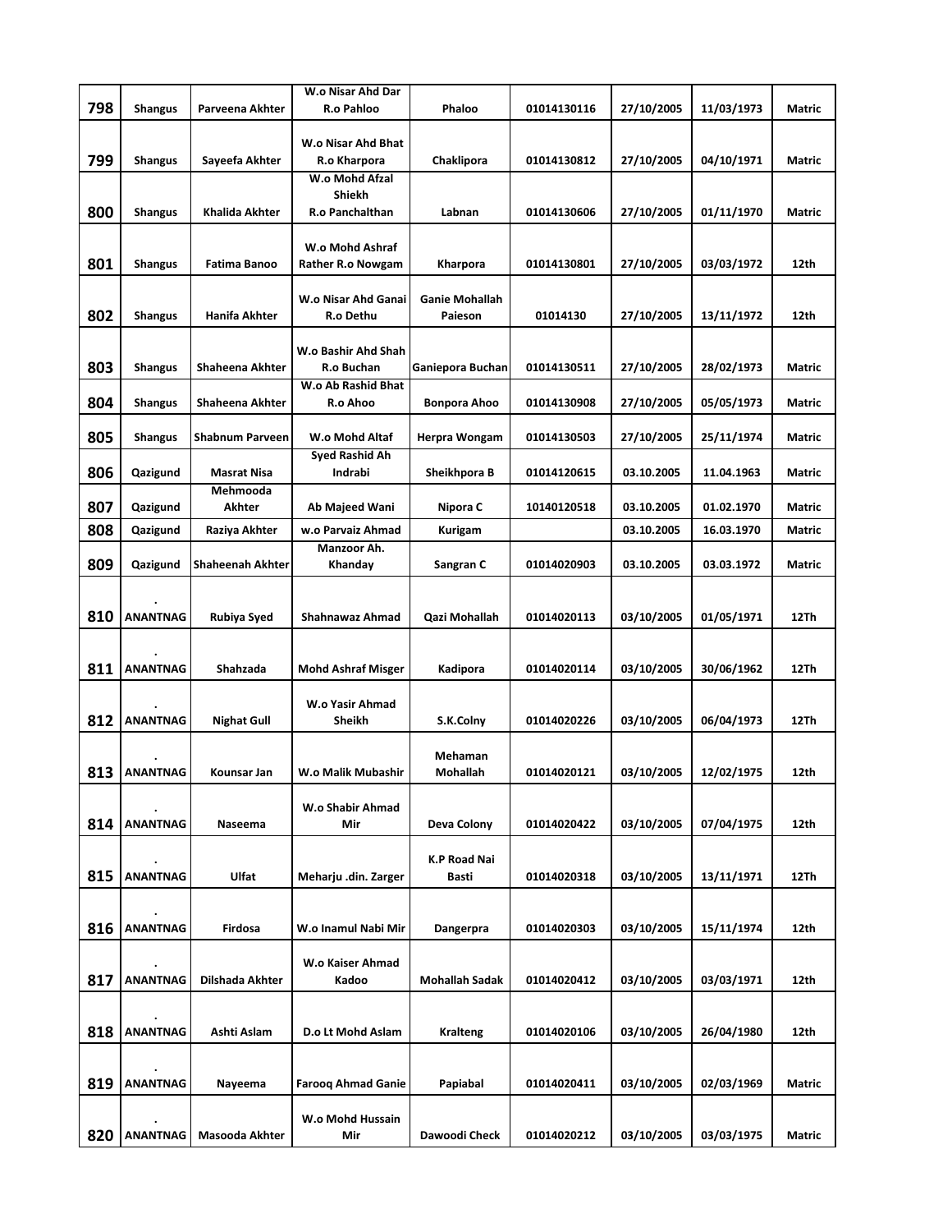| | | | | | | | | |
|---|---|---|---|---|---|---|---|---|
| 798 | Shangus | Parveena Akhter | W.o Nisar Ahd Dar R.o Pahloo | Phaloo | 01014130116 | 27/10/2005 | 11/03/1973 | Matric |
| 799 | Shangus | Sayeefa Akhter | W.o Nisar Ahd Bhat R.o Kharpora | Chaklipora | 01014130812 | 27/10/2005 | 04/10/1971 | Matric |
| 800 | Shangus | Khalida Akhter | W.o Mohd Afzal Shiekh R.o Panchalthan | Labnan | 01014130606 | 27/10/2005 | 01/11/1970 | Matric |
| 801 | Shangus | Fatima Banoo | W.o Mohd Ashraf Rather R.o Nowgam | Kharpora | 01014130801 | 27/10/2005 | 03/03/1972 | 12th |
| 802 | Shangus | Hanifa Akhter | W.o Nisar Ahd Ganai R.o Dethu | Ganie Mohallah Paieson | 01014130 | 27/10/2005 | 13/11/1972 | 12th |
| 803 | Shangus | Shaheena Akhter | W.o Bashir Ahd Shah R.o Buchan | Ganiepora Buchan | 01014130511 | 27/10/2005 | 28/02/1973 | Matric |
| 804 | Shangus | Shaheena Akhter | W.o Ab Rashid Bhat R.o Ahoo | Bonpora Ahoo | 01014130908 | 27/10/2005 | 05/05/1973 | Matric |
| 805 | Shangus | Shabnum Parveen | W.o Mohd Altaf | Herpra Wongam | 01014130503 | 27/10/2005 | 25/11/1974 | Matric |
| 806 | Qazigund | Masrat Nisa | Syed Rashid Ah Indrabi | Sheikhpora B | 01014120615 | 03.10.2005 | 11.04.1963 | Matric |
| 807 | Qazigund | Mehmooda Akhter | Ab Majeed Wani | Nipora C | 10140120518 | 03.10.2005 | 01.02.1970 | Matric |
| 808 | Qazigund | Raziya Akhter | w.o Parvaiz Ahmad | Kurigam | | 03.10.2005 | 16.03.1970 | Matric |
| 809 | Qazigund | Shaheenah Akhter | Manzoor Ah. Khanday | Sangran C | 01014020903 | 03.10.2005 | 03.03.1972 | Matric |
| 810 | . ANANTNAG | Rubiya Syed | Shahnawaz Ahmad | Qazi Mohallah | 01014020113 | 03/10/2005 | 01/05/1971 | 12Th |
| 811 | . ANANTNAG | Shahzada | Mohd Ashraf Misger | Kadipora | 01014020114 | 03/10/2005 | 30/06/1962 | 12Th |
| 812 | . ANANTNAG | Nighat Gull | W.o Yasir Ahmad Sheikh | S.K.Colny | 01014020226 | 03/10/2005 | 06/04/1973 | 12Th |
| 813 | . ANANTNAG | Kounsar Jan | W.o Malik Mubashir | Mehaman Mohallah | 01014020121 | 03/10/2005 | 12/02/1975 | 12th |
| 814 | . ANANTNAG | Naseema | W.o Shabir Ahmad Mir | Deva Colony | 01014020422 | 03/10/2005 | 07/04/1975 | 12th |
| 815 | . ANANTNAG | Ulfat | Meharju .din. Zarger | K.P Road Nai Basti | 01014020318 | 03/10/2005 | 13/11/1971 | 12Th |
| 816 | . ANANTNAG | Firdosa | W.o Inamul Nabi Mir | Dangerpra | 01014020303 | 03/10/2005 | 15/11/1974 | 12th |
| 817 | . ANANTNAG | Dilshada Akhter | W.o Kaiser Ahmad Kadoo | Mohallah Sadak | 01014020412 | 03/10/2005 | 03/03/1971 | 12th |
| 818 | . ANANTNAG | Ashti Aslam | D.o Lt Mohd Aslam | Kralteng | 01014020106 | 03/10/2005 | 26/04/1980 | 12th |
| 819 | . ANANTNAG | Nayeema | Farooq Ahmad Ganie | Papiabal | 01014020411 | 03/10/2005 | 02/03/1969 | Matric |
| 820 | . ANANTNAG | Masooda Akhter | W.o Mohd Hussain Mir | Dawoodi Check | 01014020212 | 03/10/2005 | 03/03/1975 | Matric |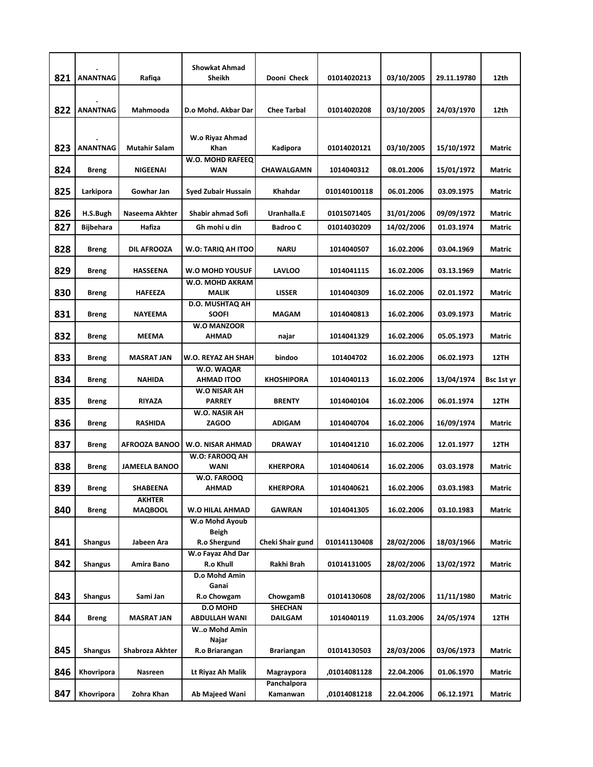| 821 | . ANANTNAG | Rafiqa | Showkat Ahmad Sheikh | Dooni Check | 01014020213 | 03/10/2005 | 29.11.19780 | 12th |
|---|---|---|---|---|---|---|---|---|
| 822 | . ANANTNAG | Mahmooda | D.o Mohd. Akbar Dar | Chee Tarbal | 01014020208 | 03/10/2005 | 24/03/1970 | 12th |
| 823 | . ANANTNAG | Mutahir Salam | W.o Riyaz Ahmad Khan | Kadipora | 01014020121 | 03/10/2005 | 15/10/1972 | Matric |
| 824 | Breng | NIGEENAI | W.O. MOHD RAFEEQ WAN | CHAWALGAMN | 1014040312 | 08.01.2006 | 15/01/1972 | Matric |
| 825 | Larkipora | Gowhar Jan | Syed Zubair Hussain | Khahdar | 010140100118 | 06.01.2006 | 03.09.1975 | Matric |
| 826 | H.S.Bugh | Naseema Akhter | Shabir ahmad Sofi | Uranhalla.E | 01015071405 | 31/01/2006 | 09/09/1972 | Matric |
| 827 | Bijbehara | Hafiza | Gh mohi u din | Badroo C | 01014030209 | 14/02/2006 | 01.03.1974 | Matric |
| 828 | Breng | DIL AFROOZA | W.O: TARIQ AH ITOO | NARU | 1014040507 | 16.02.2006 | 03.04.1969 | Matric |
| 829 | Breng | HASSEENA | W.O MOHD YOUSUF | LAVLOO | 1014041115 | 16.02.2006 | 03.13.1969 | Matric |
| 830 | Breng | HAFEEZA | W.O. MOHD AKRAM MALIK | LISSER | 1014040309 | 16.02.2006 | 02.01.1972 | Matric |
| 831 | Breng | NAYEEMA | D.O. MUSHTAQ AH SOOFI | MAGAM | 1014040813 | 16.02.2006 | 03.09.1973 | Matric |
| 832 | Breng | MEEMA | W.O MANZOOR AHMAD | najar | 1014041329 | 16.02.2006 | 05.05.1973 | Matric |
| 833 | Breng | MASRAT JAN | W.O. REYAZ AH SHAH | bindoo | 101404702 | 16.02.2006 | 06.02.1973 | 12TH |
| 834 | Breng | NAHIDA | W.O. WAQAR AHMAD ITOO | KHOSHIPORA | 1014040113 | 16.02.2006 | 13/04/1974 | Bsc 1st yr |
| 835 | Breng | RIYAZA | W.O NISAR AH PARREY | BRENTY | 1014040104 | 16.02.2006 | 06.01.1974 | 12TH |
| 836 | Breng | RASHIDA | W.O. NASIR AH ZAGOO | ADIGAM | 1014040704 | 16.02.2006 | 16/09/1974 | Matric |
| 837 | Breng | AFROOZA BANOO | W.O. NISAR AHMAD | DRAWAY | 1014041210 | 16.02.2006 | 12.01.1977 | 12TH |
| 838 | Breng | JAMEELA BANOO | W.O: FAROOQ AH WANI | KHERPORA | 1014040614 | 16.02.2006 | 03.03.1978 | Matric |
| 839 | Breng | SHABEENA | W.O. FAROOQ AHMAD | KHERPORA | 1014040621 | 16.02.2006 | 03.03.1983 | Matric |
| 840 | Breng | AKHTER MAQBOOL | W.O HILAL AHMAD | GAWRAN | 1014041305 | 16.02.2006 | 03.10.1983 | Matric |
| 841 | Shangus | Jabeen Ara | W.o Mohd Ayoub Beigh R.o Shergund | Cheki Shair gund | 010141130408 | 28/02/2006 | 18/03/1966 | Matric |
| 842 | Shangus | Amira Bano | W.o Fayaz Ahd Dar R.o Khull | Rakhi Brah | 01014131005 | 28/02/2006 | 13/02/1972 | Matric |
| 843 | Shangus | Sami Jan | D.o Mohd Amin Ganai R.o Chowgam | ChowgamB | 01014130608 | 28/02/2006 | 11/11/1980 | Matric |
| 844 | Breng | MASRAT JAN | D.O MOHD ABDULLAH WANI | SHECHAN DAILGAM | 1014040119 | 11.03.2006 | 24/05/1974 | 12TH |
| 845 | Shangus | Shabroza Akhter | W..o Mohd Amin Najar R.o Briarangan | Brariangan | 01014130503 | 28/03/2006 | 03/06/1973 | Matric |
| 846 | Khovripora | Nasreen | Lt Riyaz Ah Malik | Magraypora | ,01014081128 | 22.04.2006 | 01.06.1970 | Matric |
| 847 | Khovripora | Zohra Khan | Ab Majeed Wani | Panchalpora Kamanwan | ,01014081218 | 22.04.2006 | 06.12.1971 | Matric |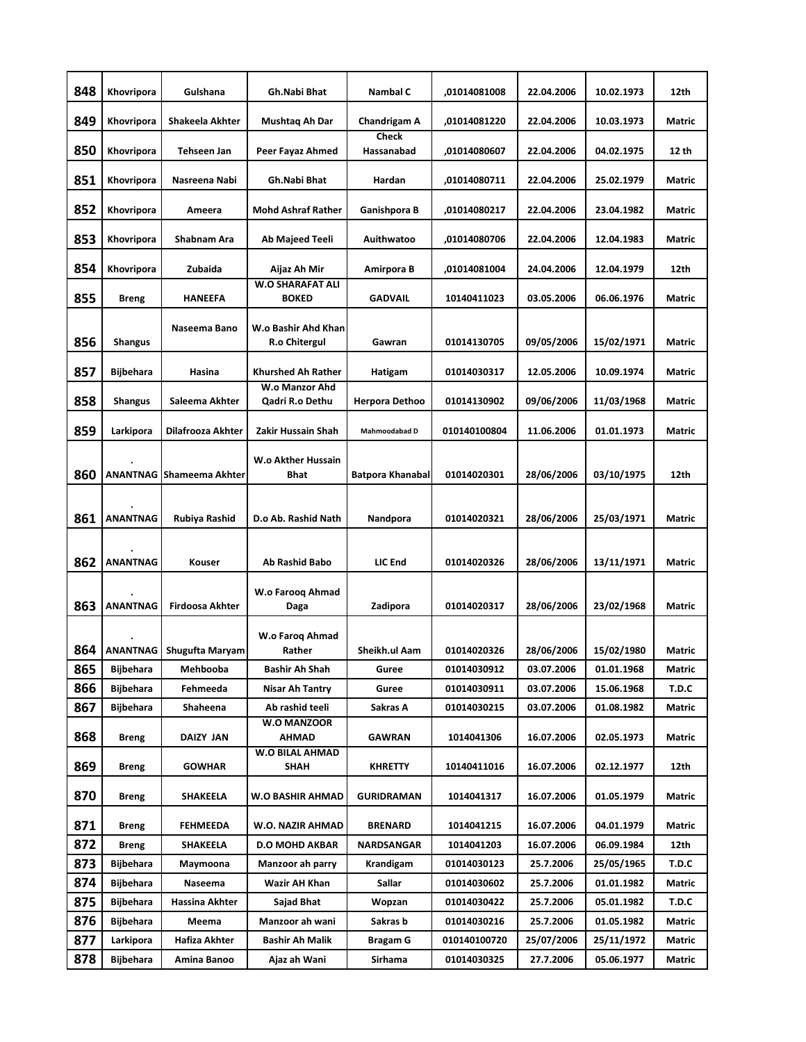| 848 | Khovripora | Gulshana | Gh.Nabi Bhat | Nambal C | ,01014081008 | 22.04.2006 | 10.02.1973 | 12th |
|---|---|---|---|---|---|---|---|---|
| 849 | Khovripora | Shakeela Akhter | Mushtaq Ah Dar | Chandrigam A | ,01014081220 | 22.04.2006 | 10.03.1973 | Matric |
| 850 | Khovripora | Tehseen Jan | Peer Fayaz Ahmed | Check Hassanabad | ,01014080607 | 22.04.2006 | 04.02.1975 | 12 th |
| 851 | Khovripora | Nasreena Nabi | Gh.Nabi Bhat | Hardan | ,01014080711 | 22.04.2006 | 25.02.1979 | Matric |
| 852 | Khovripora | Ameera | Mohd Ashraf Rather | Ganishpora B | ,01014080217 | 22.04.2006 | 23.04.1982 | Matric |
| 853 | Khovripora | Shabnam Ara | Ab Majeed Teeli | Auithwatoo | ,01014080706 | 22.04.2006 | 12.04.1983 | Matric |
| 854 | Khovripora | Zubaida | Aijaz Ah Mir | Amirpora B | ,01014081004 | 24.04.2006 | 12.04.1979 | 12th |
| 855 | Breng | HANEEFA | W.O SHARAFAT ALI BOKED | GADVAIL | 10140411023 | 03.05.2006 | 06.06.1976 | Matric |
| 856 | Shangus | Naseema Bano | W.o Bashir Ahd Khan R.o Chitergul | Gawran | 01014130705 | 09/05/2006 | 15/02/1971 | Matric |
| 857 | Bijbehara | Hasina | Khurshed Ah Rather | Hatigam | 01014030317 | 12.05.2006 | 10.09.1974 | Matric |
| 858 | Shangus | Saleema Akhter | W.o Manzor Ahd Qadri R.o Dethu | Herpora Dethoo | 01014130902 | 09/06/2006 | 11/03/1968 | Matric |
| 859 | Larkipora | Dilafrooza Akhter | Zakir Hussain Shah | Mahmoodabad D | 010140100804 | 11.06.2006 | 01.01.1973 | Matric |
| 860 | . ANANTNAG | Shameema Akhter | W.o Akther Hussain Bhat | Batpora Khanabal | 01014020301 | 28/06/2006 | 03/10/1975 | 12th |
| 861 | . ANANTNAG | Rubiya Rashid | D.o Ab. Rashid Nath | Nandpora | 01014020321 | 28/06/2006 | 25/03/1971 | Matric |
| 862 | . ANANTNAG | Kouser | Ab Rashid Babo | LIC End | 01014020326 | 28/06/2006 | 13/11/1971 | Matric |
| 863 | . ANANTNAG | Firdoosa Akhter | W.o Farooq Ahmad Daga | Zadipora | 01014020317 | 28/06/2006 | 23/02/1968 | Matric |
| 864 | . ANANTNAG | Shugufta Maryam | W.o Faroq Ahmad Rather | Sheikh.ul Aam | 01014020326 | 28/06/2006 | 15/02/1980 | Matric |
| 865 | Bijbehara | Mehbooba | Bashir Ah Shah | Guree | 01014030912 | 03.07.2006 | 01.01.1968 | Matric |
| 866 | Bijbehara | Fehmeeda | Nisar Ah Tantry | Guree | 01014030911 | 03.07.2006 | 15.06.1968 | T.D.C |
| 867 | Bijbehara | Shaheena | Ab rashid teeli | Sakras A | 01014030215 | 03.07.2006 | 01.08.1982 | Matric |
| 868 | Breng | DAIZY JAN | W.O MANZOOR AHMAD | GAWRAN | 1014041306 | 16.07.2006 | 02.05.1973 | Matric |
| 869 | Breng | GOWHAR | W.O BILAL AHMAD SHAH | KHRETTY | 10140411016 | 16.07.2006 | 02.12.1977 | 12th |
| 870 | Breng | SHAKEELA | W.O BASHIR AHMAD | GURIDRAMAN | 1014041317 | 16.07.2006 | 01.05.1979 | Matric |
| 871 | Breng | FEHMEEDA | W.O. NAZIR AHMAD | BRENARD | 1014041215 | 16.07.2006 | 04.01.1979 | Matric |
| 872 | Breng | SHAKEELA | D.O MOHD AKBAR | NARDSANGAR | 1014041203 | 16.07.2006 | 06.09.1984 | 12th |
| 873 | Bijbehara | Maymoona | Manzoor ah parry | Krandigam | 01014030123 | 25.7.2006 | 25/05/1965 | T.D.C |
| 874 | Bijbehara | Naseema | Wazir AH Khan | Sallar | 01014030602 | 25.7.2006 | 01.01.1982 | Matric |
| 875 | Bijbehara | Hassina Akhter | Sajad Bhat | Wopzan | 01014030422 | 25.7.2006 | 05.01.1982 | T.D.C |
| 876 | Bijbehara | Meema | Manzoor ah wani | Sakras b | 01014030216 | 25.7.2006 | 01.05.1982 | Matric |
| 877 | Larkipora | Hafiza Akhter | Bashir Ah Malik | Bragam G | 010140100720 | 25/07/2006 | 25/11/1972 | Matric |
| 878 | Bijbehara | Amina Banoo | Ajaz ah Wani | Sirhama | 01014030325 | 27.7.2006 | 05.06.1977 | Matric |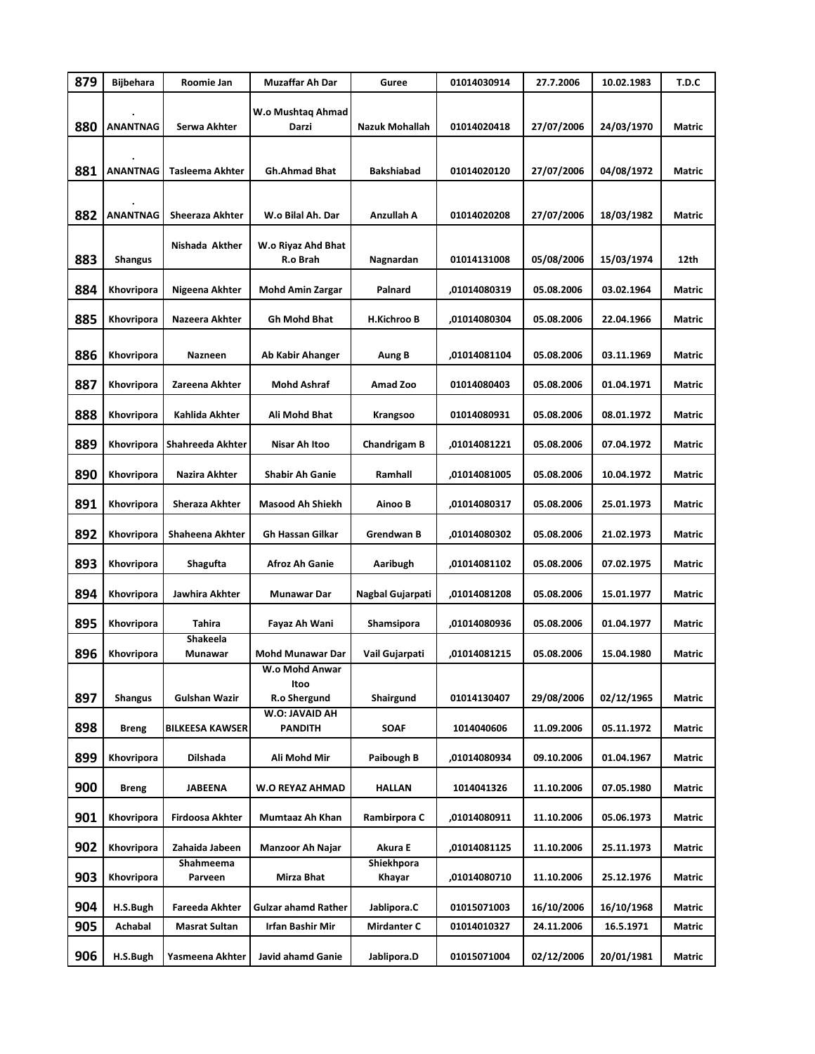| 879 | Bijbehara | Roomie Jan | Muzaffar Ah Dar | Guree | 01014030914 | 27.7.2006 | 10.02.1983 | T.D.C |
|---|---|---|---|---|---|---|---|---|
| 880 | . ANANTNAG | Serwa Akhter | W.o Mushtaq Ahmad Darzi | Nazuk Mohallah | 01014020418 | 27/07/2006 | 24/03/1970 | Matric |
| 881 | . ANANTNAG | Tasleema Akhter | Gh.Ahmad Bhat | Bakshiabad | 01014020120 | 27/07/2006 | 04/08/1972 | Matric |
| 882 | . ANANTNAG | Sheeraza Akhter | W.o Bilal Ah. Dar | Anzullah A | 01014020208 | 27/07/2006 | 18/03/1982 | Matric |
| 883 | Shangus | Nishada Akther | W.o Riyaz Ahd Bhat R.o Brah | Nagnardan | 01014131008 | 05/08/2006 | 15/03/1974 | 12th |
| 884 | Khovripora | Nigeena Akhter | Mohd Amin Zargar | Palnard | ,01014080319 | 05.08.2006 | 03.02.1964 | Matric |
| 885 | Khovripora | Nazeera Akhter | Gh Mohd Bhat | H.Kichroo B | ,01014080304 | 05.08.2006 | 22.04.1966 | Matric |
| 886 | Khovripora | Nazneen | Ab Kabir Ahanger | Aung B | ,01014081104 | 05.08.2006 | 03.11.1969 | Matric |
| 887 | Khovripora | Zareena Akhter | Mohd Ashraf | Amad Zoo | 01014080403 | 05.08.2006 | 01.04.1971 | Matric |
| 888 | Khovripora | Kahlida Akhter | Ali Mohd Bhat | Krangsoo | 01014080931 | 05.08.2006 | 08.01.1972 | Matric |
| 889 | Khovripora | Shahreeda Akhter | Nisar Ah Itoo | Chandrigam B | ,01014081221 | 05.08.2006 | 07.04.1972 | Matric |
| 890 | Khovripora | Nazira Akhter | Shabir Ah Ganie | Ramhall | ,01014081005 | 05.08.2006 | 10.04.1972 | Matric |
| 891 | Khovripora | Sheraza Akhter | Masood Ah Shiekh | Ainoo B | ,01014080317 | 05.08.2006 | 25.01.1973 | Matric |
| 892 | Khovripora | Shaheena Akhter | Gh Hassan Gilkar | Grendwan B | ,01014080302 | 05.08.2006 | 21.02.1973 | Matric |
| 893 | Khovripora | Shagufta | Afroz Ah Ganie | Aaribugh | ,01014081102 | 05.08.2006 | 07.02.1975 | Matric |
| 894 | Khovripora | Jawhira Akhter | Munawar Dar | Nagbal Gujarpati | ,01014081208 | 05.08.2006 | 15.01.1977 | Matric |
| 895 | Khovripora | Tahira | Fayaz Ah Wani | Shamsipora | ,01014080936 | 05.08.2006 | 01.04.1977 | Matric |
| 896 | Khovripora | Shakeela Munawar | Mohd Munawar Dar | Vail Gujarpati | ,01014081215 | 05.08.2006 | 15.04.1980 | Matric |
| 897 | Shangus | Gulshan Wazir | W.o Mohd Anwar Itoo R.o Shergund | Shairgund | 01014130407 | 29/08/2006 | 02/12/1965 | Matric |
| 898 | Breng | BILKEESA KAWSER | W.O: JAVAID AH PANDITH | SOAF | 1014040606 | 11.09.2006 | 05.11.1972 | Matric |
| 899 | Khovripora | Dilshada | Ali Mohd Mir | Paibough B | ,01014080934 | 09.10.2006 | 01.04.1967 | Matric |
| 900 | Breng | JABEENA | W.O REYAZ AHMAD | HALLAN | 1014041326 | 11.10.2006 | 07.05.1980 | Matric |
| 901 | Khovripora | Firdoosa Akhter | Mumtaaz Ah Khan | Rambirpora C | ,01014080911 | 11.10.2006 | 05.06.1973 | Matric |
| 902 | Khovripora | Zahaida Jabeen | Manzoor Ah Najar | Akura E | ,01014081125 | 11.10.2006 | 25.11.1973 | Matric |
| 903 | Khovripora | Shahmeema Parveen | Mirza Bhat | Shiekhpora Khayar | ,01014080710 | 11.10.2006 | 25.12.1976 | Matric |
| 904 | H.S.Bugh | Fareeda Akhter | Gulzar ahamd Rather | Jablipora.C | 01015071003 | 16/10/2006 | 16/10/1968 | Matric |
| 905 | Achabal | Masrat Sultan | Irfan Bashir Mir | Mirdanter C | 01014010327 | 24.11.2006 | 16.5.1971 | Matric |
| 906 | H.S.Bugh | Yasmeena Akhter | Javid ahamd Ganie | Jablipora.D | 01015071004 | 02/12/2006 | 20/01/1981 | Matric |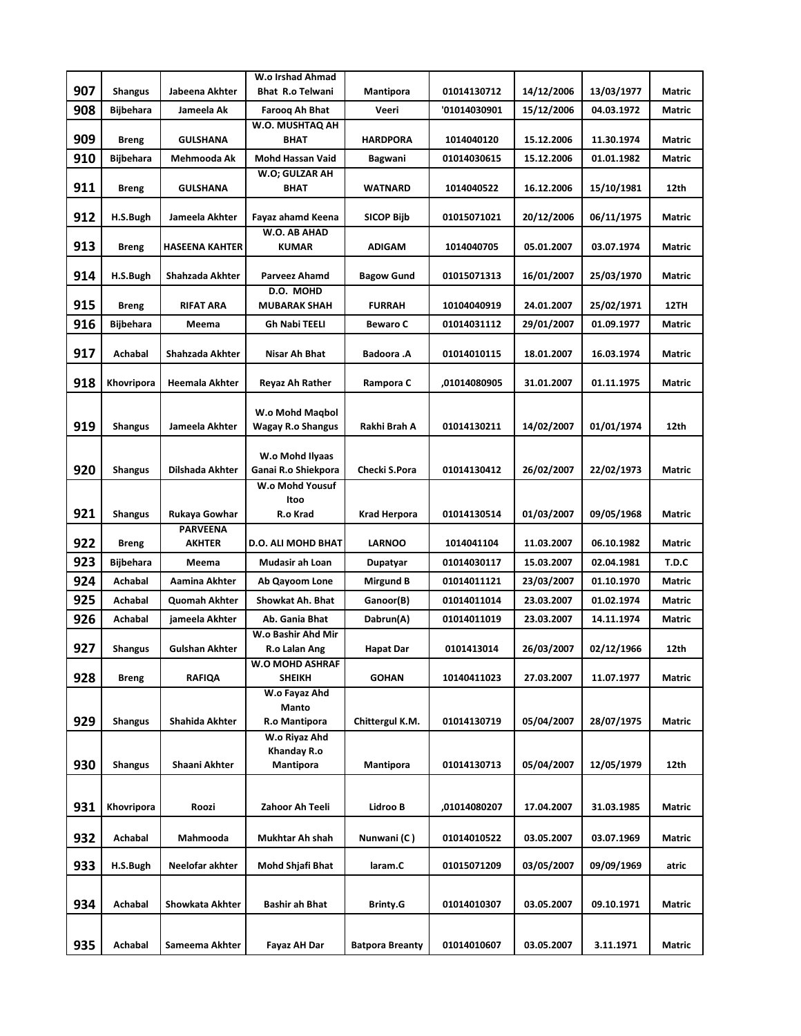| 907 | Shangus | Jabeena Akhter | W.o Irshad Ahmad Bhat R.o Telwani | Mantipora | 01014130712 | 14/12/2006 | 13/03/1977 | Matric |
|---|---|---|---|---|---|---|---|---|
| 908 | Bijbehara | Jameela Ak | Farooq Ah Bhat | Veeri | '01014030901 | 15/12/2006 | 04.03.1972 | Matric |
| 909 | Breng | GULSHANA | W.O. MUSHTAQ AH BHAT | HARDPORA | 1014040120 | 15.12.2006 | 11.30.1974 | Matric |
| 910 | Bijbehara | Mehmooda Ak | Mohd Hassan Vaid | Bagwani | 01014030615 | 15.12.2006 | 01.01.1982 | Matric |
| 911 | Breng | GULSHANA | W.O; GULZAR AH BHAT | WATNARD | 1014040522 | 16.12.2006 | 15/10/1981 | 12th |
| 912 | H.S.Bugh | Jameela Akhter | Fayaz ahamd Keena | SICOP Bijb | 01015071021 | 20/12/2006 | 06/11/1975 | Matric |
| 913 | Breng | HASEENA KAHTER | W.O. AB AHAD KUMAR | ADIGAM | 1014040705 | 05.01.2007 | 03.07.1974 | Matric |
| 914 | H.S.Bugh | Shahzada Akhter | Parveez Ahamd | Bagow Gund | 01015071313 | 16/01/2007 | 25/03/1970 | Matric |
| 915 | Breng | RIFAT ARA | D.O. MOHD MUBARAK SHAH | FURRAH | 10104040919 | 24.01.2007 | 25/02/1971 | 12TH |
| 916 | Bijbehara | Meema | Gh Nabi TEELI | Bewaro C | 01014031112 | 29/01/2007 | 01.09.1977 | Matric |
| 917 | Achabal | Shahzada Akhter | Nisar Ah Bhat | Badoora .A | 01014010115 | 18.01.2007 | 16.03.1974 | Matric |
| 918 | Khovripora | Heemala Akhter | Reyaz Ah Rather | Rampora C | ,01014080905 | 31.01.2007 | 01.11.1975 | Matric |
| 919 | Shangus | Jameela Akhter | W.o Mohd Maqbol Wagay R.o Shangus | Rakhi Brah A | 01014130211 | 14/02/2007 | 01/01/1974 | 12th |
| 920 | Shangus | Dilshada Akhter | W.o Mohd Ilyaas Ganai R.o Shiekpora | Checki S.Pora | 01014130412 | 26/02/2007 | 22/02/1973 | Matric |
| 921 | Shangus | Rukaya Gowhar | W.o Mohd Yousuf Itoo R.o Krad | Krad Herpora | 01014130514 | 01/03/2007 | 09/05/1968 | Matric |
| 922 | Breng | PARVEENA AKHTER | D.O. ALI MOHD BHAT | LARNOO | 1014041104 | 11.03.2007 | 06.10.1982 | Matric |
| 923 | Bijbehara | Meema | Mudasir ah Loan | Dupatyar | 01014030117 | 15.03.2007 | 02.04.1981 | T.D.C |
| 924 | Achabal | Aamina Akhter | Ab Qayoom Lone | Mirgund B | 01014011121 | 23/03/2007 | 01.10.1970 | Matric |
| 925 | Achabal | Quomah Akhter | Showkat Ah. Bhat | Ganoor(B) | 01014011014 | 23.03.2007 | 01.02.1974 | Matric |
| 926 | Achabal | jameela Akhter | Ab. Gania Bhat | Dabrun(A) | 01014011019 | 23.03.2007 | 14.11.1974 | Matric |
| 927 | Shangus | Gulshan Akhter | W.o Bashir Ahd Mir R.o Lalan Ang | Hapat Dar | 0101413014 | 26/03/2007 | 02/12/1966 | 12th |
| 928 | Breng | RAFIQA | W.O MOHD ASHRAF SHEIKH | GOHAN | 10140411023 | 27.03.2007 | 11.07.1977 | Matric |
| 929 | Shangus | Shahida Akhter | W.o Fayaz Ahd Manto R.o Mantipora | Chittergul K.M. | 01014130719 | 05/04/2007 | 28/07/1975 | Matric |
| 930 | Shangus | Shaani Akhter | W.o Riyaz Ahd Khanday R.o Mantipora | Mantipora | 01014130713 | 05/04/2007 | 12/05/1979 | 12th |
| 931 | Khovripora | Roozi | Zahoor Ah Teeli | Lidroo B | ,01014080207 | 17.04.2007 | 31.03.1985 | Matric |
| 932 | Achabal | Mahmooda | Mukhtar Ah shah | Nunwani (C ) | 01014010522 | 03.05.2007 | 03.07.1969 | Matric |
| 933 | H.S.Bugh | Neelofar akhter | Mohd Shjafi Bhat | laram.C | 01015071209 | 03/05/2007 | 09/09/1969 | atric |
| 934 | Achabal | Showkata Akhter | Bashir ah Bhat | Brinty.G | 01014010307 | 03.05.2007 | 09.10.1971 | Matric |
| 935 | Achabal | Sameema Akhter | Fayaz AH Dar | Batpora Breanty | 01014010607 | 03.05.2007 | 3.11.1971 | Matric |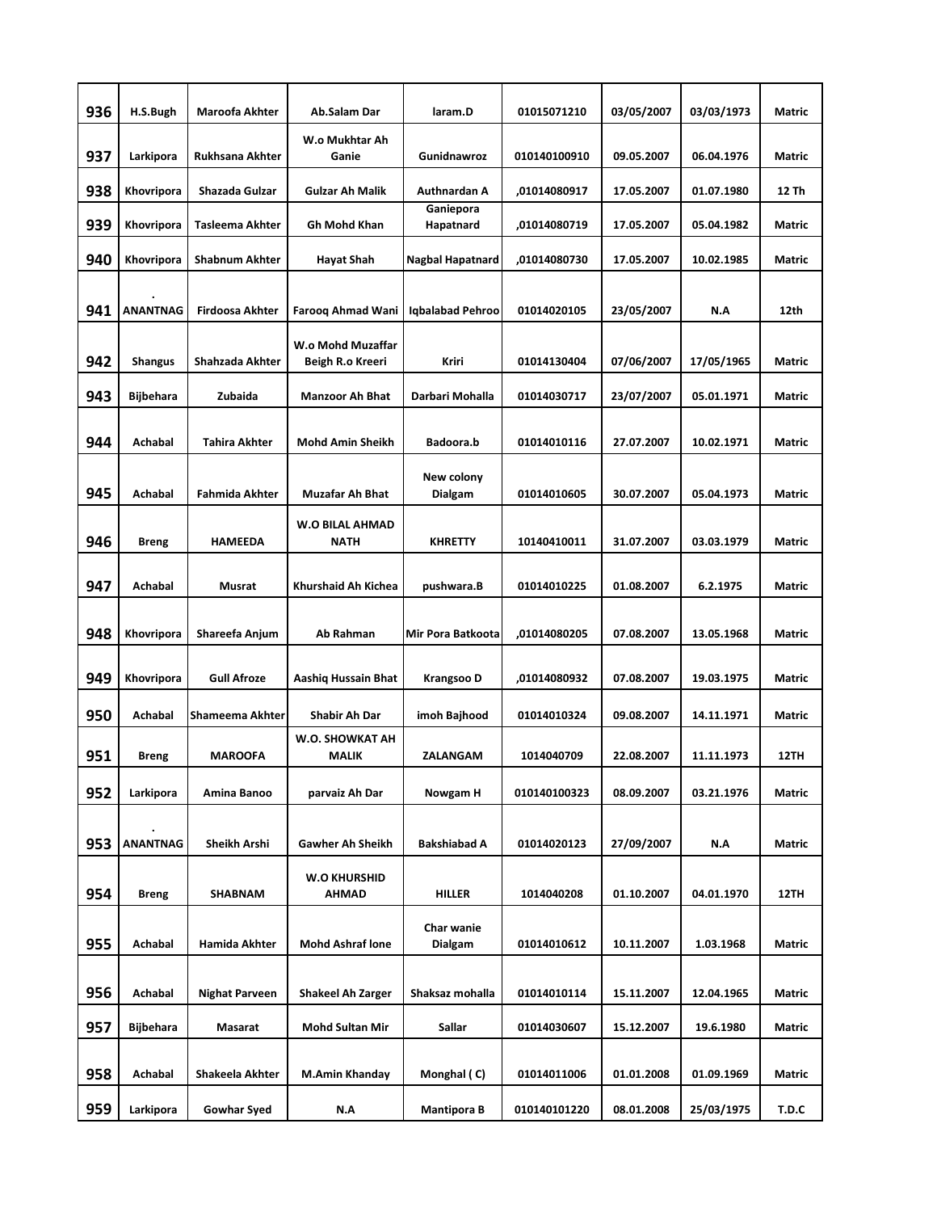| 936 | H.S.Bugh | Maroofa Akhter | Ab.Salam Dar | laram.D | 01015071210 | 03/05/2007 | 03/03/1973 | Matric |
|---|---|---|---|---|---|---|---|---|
| 937 | Larkipora | Rukhsana Akhter | W.o Mukhtar Ah Ganie | Gunidnawroz | 010140100910 | 09.05.2007 | 06.04.1976 | Matric |
| 938 | Khovripora | Shazada Gulzar | Gulzar Ah Malik | Authnardan A | ,01014080917 | 17.05.2007 | 01.07.1980 | 12 Th |
| 939 | Khovripora | Tasleema Akhter | Gh Mohd Khan | Ganiepora Hapatnard | ,01014080719 | 17.05.2007 | 05.04.1982 | Matric |
| 940 | Khovripora | Shabnum Akhter | Hayat Shah | Nagbal Hapatnard | ,01014080730 | 17.05.2007 | 10.02.1985 | Matric |
| 941 | . ANANTNAG | Firdoosa Akhter | Farooq Ahmad Wani | Iqbalabad Pehroo | 01014020105 | 23/05/2007 | N.A | 12th |
| 942 | Shangus | Shahzada Akhter | W.o Mohd Muzaffar Beigh R.o Kreeri | Kriri | 01014130404 | 07/06/2007 | 17/05/1965 | Matric |
| 943 | Bijbehara | Zubaida | Manzoor Ah Bhat | Darbari Mohalla | 01014030717 | 23/07/2007 | 05.01.1971 | Matric |
| 944 | Achabal | Tahira Akhter | Mohd Amin Sheikh | Badoora.b | 01014010116 | 27.07.2007 | 10.02.1971 | Matric |
| 945 | Achabal | Fahmida Akhter | Muzafar Ah Bhat | New colony Dialgam | 01014010605 | 30.07.2007 | 05.04.1973 | Matric |
| 946 | Breng | HAMEEDA | W.O BILAL AHMAD NATH | KHRETTY | 10140410011 | 31.07.2007 | 03.03.1979 | Matric |
| 947 | Achabal | Musrat | Khurshaid Ah Kichea | pushwara.B | 01014010225 | 01.08.2007 | 6.2.1975 | Matric |
| 948 | Khovripora | Shareefa Anjum | Ab Rahman | Mir Pora Batkoota | ,01014080205 | 07.08.2007 | 13.05.1968 | Matric |
| 949 | Khovripora | Gull Afroze | Aashiq Hussain Bhat | Krangsoo D | ,01014080932 | 07.08.2007 | 19.03.1975 | Matric |
| 950 | Achabal | Shameema Akhter | Shabir Ah Dar | imoh Bajhood | 01014010324 | 09.08.2007 | 14.11.1971 | Matric |
| 951 | Breng | MAROOFA | W.O. SHOWKAT AH MALIK | ZALANGAM | 1014040709 | 22.08.2007 | 11.11.1973 | 12TH |
| 952 | Larkipora | Amina Banoo | parvaiz Ah Dar | Nowgam H | 010140100323 | 08.09.2007 | 03.21.1976 | Matric |
| 953 | . ANANTNAG | Sheikh Arshi | Gawher Ah Sheikh | Bakshiabad A | 01014020123 | 27/09/2007 | N.A | Matric |
| 954 | Breng | SHABNAM | W.O KHURSHID AHMAD | HILLER | 1014040208 | 01.10.2007 | 04.01.1970 | 12TH |
| 955 | Achabal | Hamida Akhter | Mohd Ashraf lone | Char wanie Dialgam | 01014010612 | 10.11.2007 | 1.03.1968 | Matric |
| 956 | Achabal | Nighat Parveen | Shakeel Ah Zarger | Shaksaz mohalla | 01014010114 | 15.11.2007 | 12.04.1965 | Matric |
| 957 | Bijbehara | Masarat | Mohd Sultan Mir | Sallar | 01014030607 | 15.12.2007 | 19.6.1980 | Matric |
| 958 | Achabal | Shakeela Akhter | M.Amin Khanday | Monghal ( C) | 01014011006 | 01.01.2008 | 01.09.1969 | Matric |
| 959 | Larkipora | Gowhar Syed | N.A | Mantipora B | 010140101220 | 08.01.2008 | 25/03/1975 | T.D.C |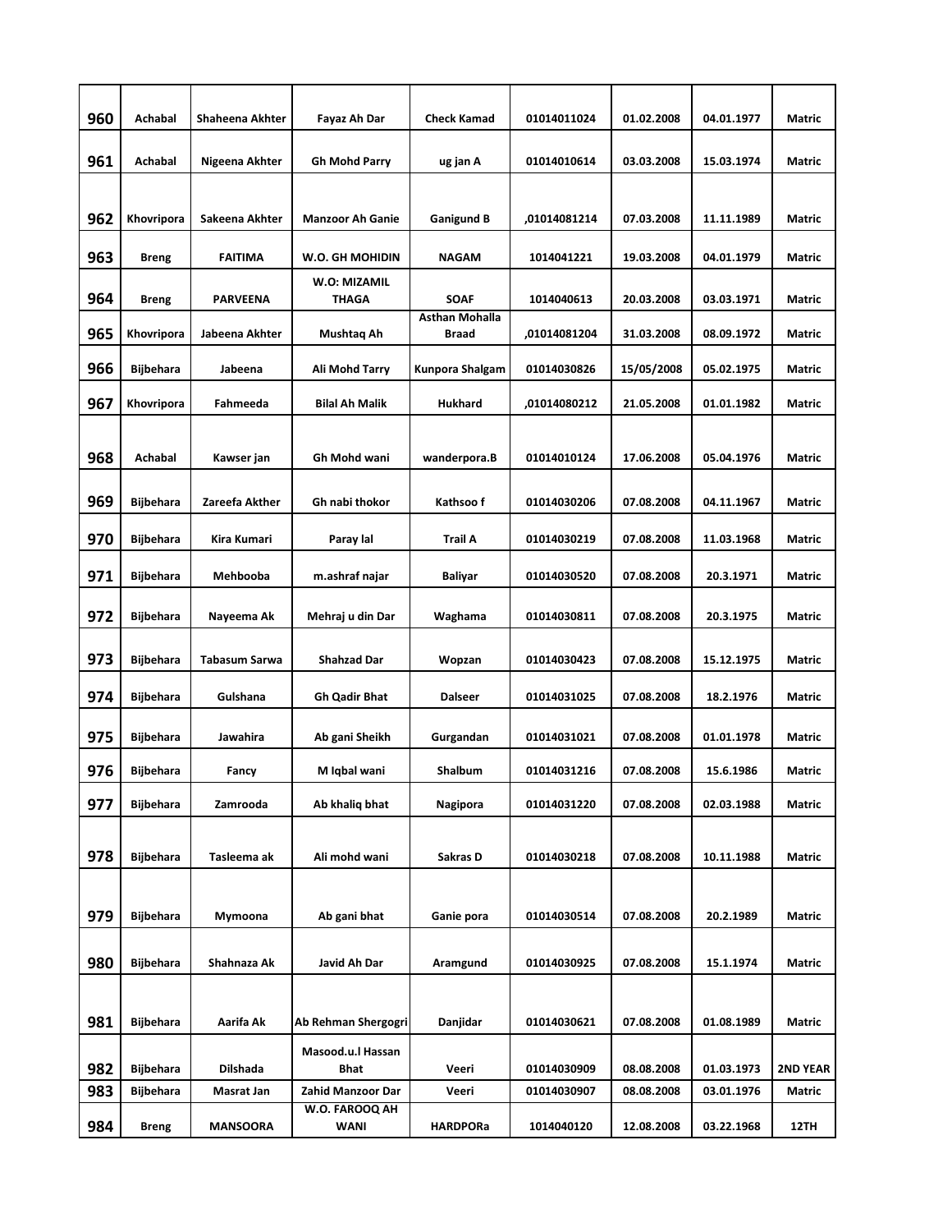| | | | | | | | | |
|---|---|---|---|---|---|---|---|---|
| 960 | Achabal | Shaheena Akhter | Fayaz Ah Dar | Check Kamad | 01014011024 | 01.02.2008 | 04.01.1977 | Matric |
| 961 | Achabal | Nigeena Akhter | Gh Mohd Parry | ug jan A | 01014010614 | 03.03.2008 | 15.03.1974 | Matric |
| 962 | Khovripora | Sakeena Akhter | Manzoor Ah Ganie | Ganigund B | ,01014081214 | 07.03.2008 | 11.11.1989 | Matric |
| 963 | Breng | FAITIMA | W.O. GH MOHIDIN | NAGAM | 1014041221 | 19.03.2008 | 04.01.1979 | Matric |
| 964 | Breng | PARVEENA | W.O: MIZAMIL THAGA | SOAF | 1014040613 | 20.03.2008 | 03.03.1971 | Matric |
| 965 | Khovripora | Jabeena Akhter | Mushtaq Ah | Asthan Mohalla Braad | ,01014081204 | 31.03.2008 | 08.09.1972 | Matric |
| 966 | Bijbehara | Jabeena | Ali Mohd Tarry | Kunpora Shalgam | 01014030826 | 15/05/2008 | 05.02.1975 | Matric |
| 967 | Khovripora | Fahmeeda | Bilal Ah Malik | Hukhard | ,01014080212 | 21.05.2008 | 01.01.1982 | Matric |
| 968 | Achabal | Kawser jan | Gh Mohd wani | wanderpora.B | 01014010124 | 17.06.2008 | 05.04.1976 | Matric |
| 969 | Bijbehara | Zareefa Akther | Gh nabi thokor | Kathsoo f | 01014030206 | 07.08.2008 | 04.11.1967 | Matric |
| 970 | Bijbehara | Kira Kumari | Paray lal | Trail A | 01014030219 | 07.08.2008 | 11.03.1968 | Matric |
| 971 | Bijbehara | Mehbooba | m.ashraf najar | Baliyar | 01014030520 | 07.08.2008 | 20.3.1971 | Matric |
| 972 | Bijbehara | Nayeema Ak | Mehraj u din Dar | Waghama | 01014030811 | 07.08.2008 | 20.3.1975 | Matric |
| 973 | Bijbehara | Tabasum Sarwa | Shahzad Dar | Wopzan | 01014030423 | 07.08.2008 | 15.12.1975 | Matric |
| 974 | Bijbehara | Gulshana | Gh Qadir Bhat | Dalseer | 01014031025 | 07.08.2008 | 18.2.1976 | Matric |
| 975 | Bijbehara | Jawahira | Ab gani Sheikh | Gurgandan | 01014031021 | 07.08.2008 | 01.01.1978 | Matric |
| 976 | Bijbehara | Fancy | M Iqbal wani | Shalbum | 01014031216 | 07.08.2008 | 15.6.1986 | Matric |
| 977 | Bijbehara | Zamrooda | Ab khaliq bhat | Nagipora | 01014031220 | 07.08.2008 | 02.03.1988 | Matric |
| 978 | Bijbehara | Tasleema ak | Ali mohd wani | Sakras D | 01014030218 | 07.08.2008 | 10.11.1988 | Matric |
| 979 | Bijbehara | Mymoona | Ab gani bhat | Ganie pora | 01014030514 | 07.08.2008 | 20.2.1989 | Matric |
| 980 | Bijbehara | Shahnaza Ak | Javid Ah Dar | Aramgund | 01014030925 | 07.08.2008 | 15.1.1974 | Matric |
| 981 | Bijbehara | Aarifa Ak | Ab Rehman Shergogri | Danjidar | 01014030621 | 07.08.2008 | 01.08.1989 | Matric |
| 982 | Bijbehara | Dilshada | Masood.u.l Hassan Bhat | Veeri | 01014030909 | 08.08.2008 | 01.03.1973 | 2ND YEAR |
| 983 | Bijbehara | Masrat Jan | Zahid Manzoor Dar | Veeri | 01014030907 | 08.08.2008 | 03.01.1976 | Matric |
| 984 | Breng | MANSOORA | W.O. FAROOQ AH WANI | HARDPORa | 1014040120 | 12.08.2008 | 03.22.1968 | 12TH |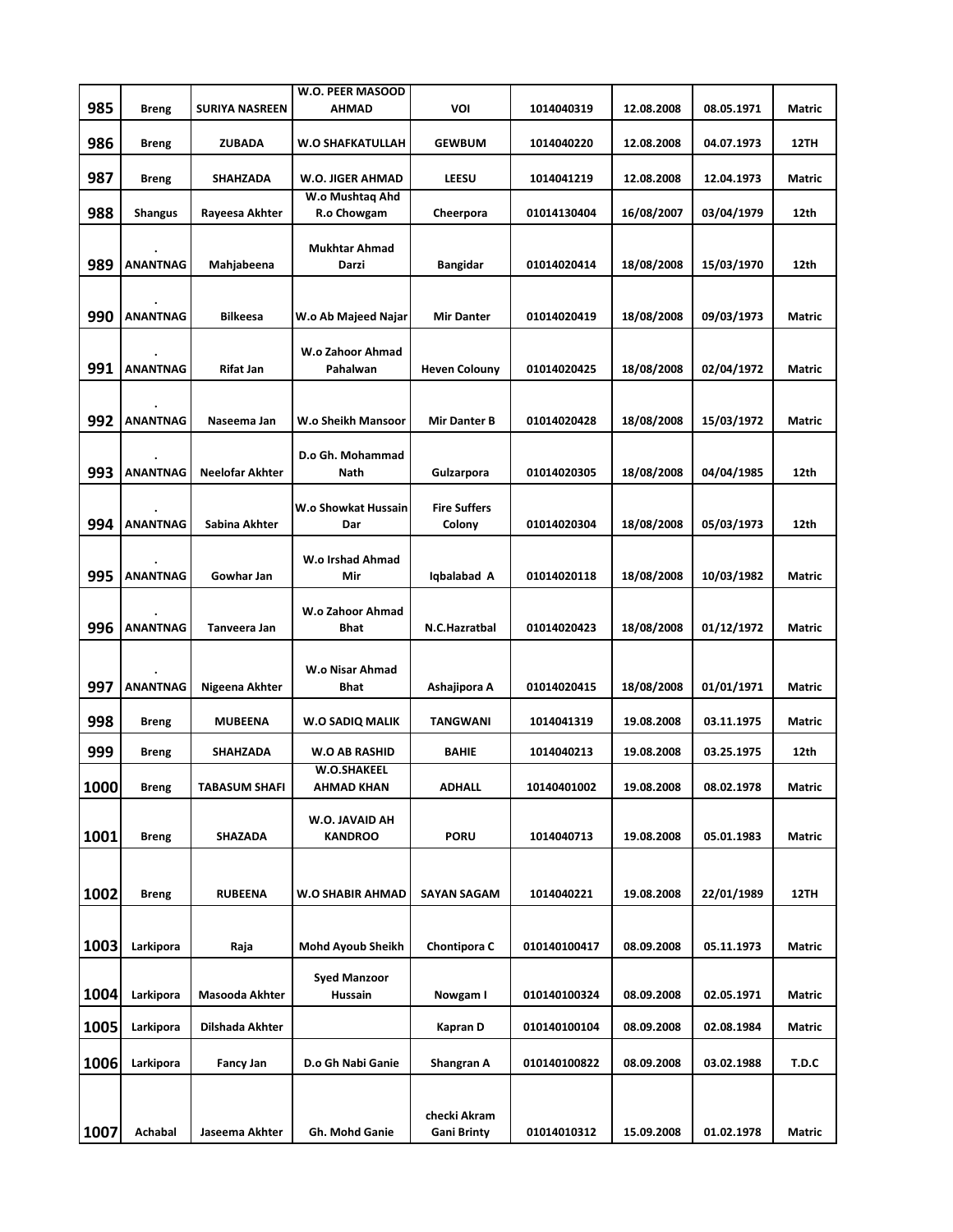| | | | | | | | | |
|---|---|---|---|---|---|---|---|---|
| 985 | Breng | SURIYA NASREEN | W.O. PEER MASOOD AHMAD | VOI | 1014040319 | 12.08.2008 | 08.05.1971 | Matric |
| 986 | Breng | ZUBADA | W.O SHAFKATULLAH | GEWBUM | 1014040220 | 12.08.2008 | 04.07.1973 | 12TH |
| 987 | Breng | SHAHZADA | W.O. JIGER AHMAD | LEESU | 1014041219 | 12.08.2008 | 12.04.1973 | Matric |
| 988 | Shangus | Rayeesa Akhter | W.o Mushtaq Ahd R.o Chowgam | Cheerpora | 01014130404 | 16/08/2007 | 03/04/1979 | 12th |
| 989 | . ANANTNAG | Mahjabeena | Mukhtar Ahmad Darzi | Bangidar | 01014020414 | 18/08/2008 | 15/03/1970 | 12th |
| 990 | . ANANTNAG | Bilkeesa | W.o Ab Majeed Najar | Mir Danter | 01014020419 | 18/08/2008 | 09/03/1973 | Matric |
| 991 | . ANANTNAG | Rifat Jan | W.o Zahoor Ahmad Pahalwan | Heven Colouny | 01014020425 | 18/08/2008 | 02/04/1972 | Matric |
| 992 | . ANANTNAG | Naseema Jan | W.o Sheikh Mansoor | Mir Danter B | 01014020428 | 18/08/2008 | 15/03/1972 | Matric |
| 993 | . ANANTNAG | Neelofar Akhter | D.o Gh. Mohammad Nath | Gulzarpora | 01014020305 | 18/08/2008 | 04/04/1985 | 12th |
| 994 | . ANANTNAG | Sabina Akhter | W.o Showkat Hussain Dar | Fire Suffers Colony | 01014020304 | 18/08/2008 | 05/03/1973 | 12th |
| 995 | . ANANTNAG | Gowhar Jan | W.o Irshad Ahmad Mir | Iqbalabad A | 01014020118 | 18/08/2008 | 10/03/1982 | Matric |
| 996 | . ANANTNAG | Tanveera Jan | W.o Zahoor Ahmad Bhat | N.C.Hazratbal | 01014020423 | 18/08/2008 | 01/12/1972 | Matric |
| 997 | . ANANTNAG | Nigeena Akhter | W.o Nisar Ahmad Bhat | Ashajipora A | 01014020415 | 18/08/2008 | 01/01/1971 | Matric |
| 998 | Breng | MUBEENA | W.O SADIQ MALIK | TANGWANI | 1014041319 | 19.08.2008 | 03.11.1975 | Matric |
| 999 | Breng | SHAHZADA | W.O AB RASHID | BAHIE | 1014040213 | 19.08.2008 | 03.25.1975 | 12th |
| 1000 | Breng | TABASUM SHAFI | W.O.SHAKEEL AHMAD KHAN | ADHALL | 10140401002 | 19.08.2008 | 08.02.1978 | Matric |
| 1001 | Breng | SHAZADA | W.O. JAVAID AH KANDROO | PORU | 1014040713 | 19.08.2008 | 05.01.1983 | Matric |
| 1002 | Breng | RUBEENA | W.O SHABIR AHMAD | SAYAN SAGAM | 1014040221 | 19.08.2008 | 22/01/1989 | 12TH |
| 1003 | Larkipora | Raja | Mohd Ayoub Sheikh | Chontipora C | 010140100417 | 08.09.2008 | 05.11.1973 | Matric |
| 1004 | Larkipora | Masooda Akhter | Syed Manzoor Hussain | Nowgam I | 010140100324 | 08.09.2008 | 02.05.1971 | Matric |
| 1005 | Larkipora | Dilshada Akhter | | Kapran D | 010140100104 | 08.09.2008 | 02.08.1984 | Matric |
| 1006 | Larkipora | Fancy Jan | D.o Gh Nabi Ganie | Shangran A | 010140100822 | 08.09.2008 | 03.02.1988 | T.D.C |
| 1007 | Achabal | Jaseema Akhter | Gh. Mohd Ganie | checki Akram Gani Brinty | 01014010312 | 15.09.2008 | 01.02.1978 | Matric |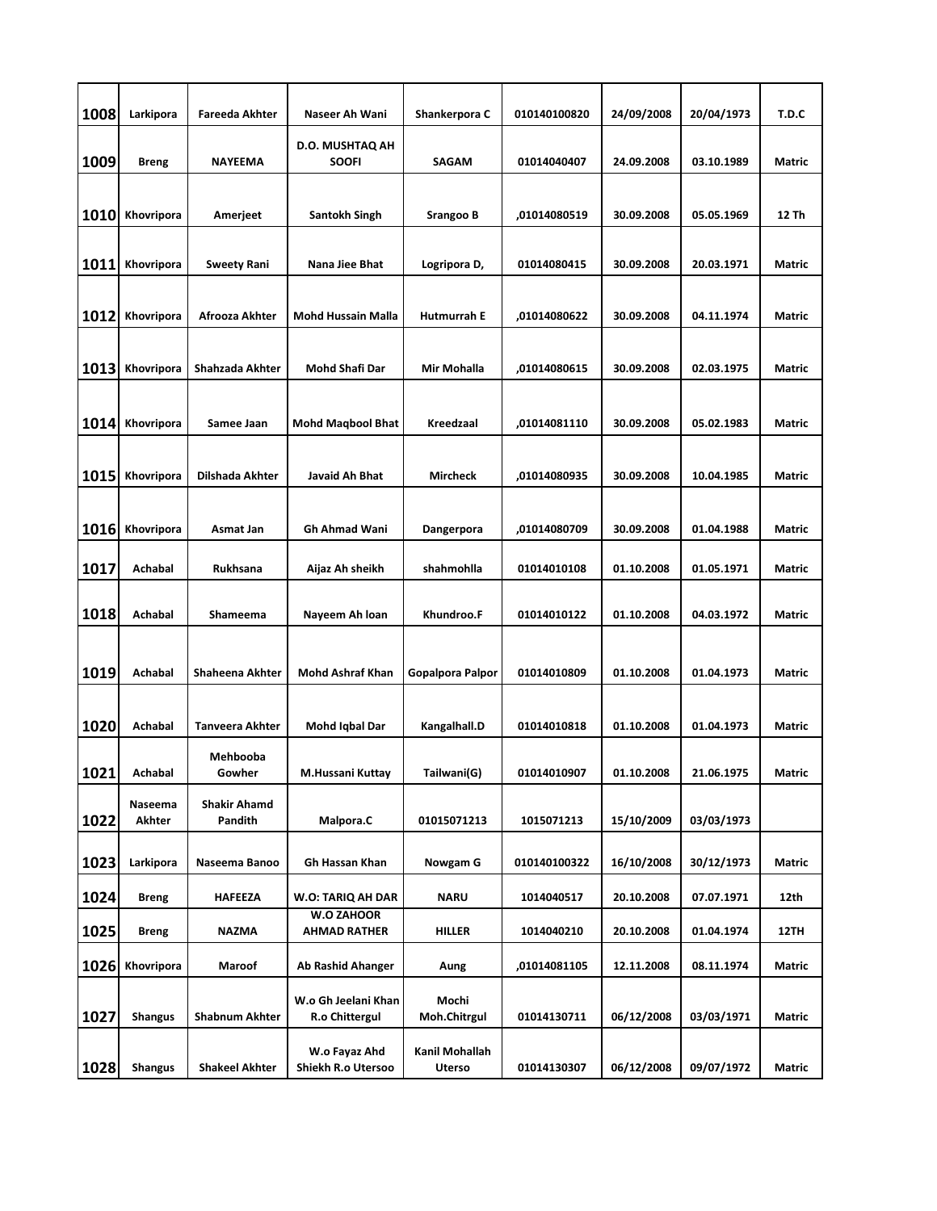| 1008 | Larkipora | Fareeda Akhter | Naseer Ah Wani | Shankerpora C | 010140100820 | 24/09/2008 | 20/04/1973 | T.D.C |
|---|---|---|---|---|---|---|---|---|
| 1009 | Breng | NAYEEMA | D.O. MUSHTAQ AH SOOFI | SAGAM | 01014040407 | 24.09.2008 | 03.10.1989 | Matric |
| 1010 | Khovripora | Amerjeet | Santokh Singh | Srangoo B | ,01014080519 | 30.09.2008 | 05.05.1969 | 12 Th |
| 1011 | Khovripora | Sweety Rani | Nana Jiee Bhat | Logripora D, | 01014080415 | 30.09.2008 | 20.03.1971 | Matric |
| 1012 | Khovripora | Afrooza Akhter | Mohd Hussain Malla | Hutmurrah E | ,01014080622 | 30.09.2008 | 04.11.1974 | Matric |
| 1013 | Khovripora | Shahzada Akhter | Mohd Shafi Dar | Mir Mohalla | ,01014080615 | 30.09.2008 | 02.03.1975 | Matric |
| 1014 | Khovripora | Samee Jaan | Mohd Maqbool Bhat | Kreedzaal | ,01014081110 | 30.09.2008 | 05.02.1983 | Matric |
| 1015 | Khovripora | Dilshada Akhter | Javaid Ah Bhat | Mircheck | ,01014080935 | 30.09.2008 | 10.04.1985 | Matric |
| 1016 | Khovripora | Asmat Jan | Gh Ahmad Wani | Dangerpora | ,01014080709 | 30.09.2008 | 01.04.1988 | Matric |
| 1017 | Achabal | Rukhsana | Aijaz Ah sheikh | shahmohlla | 01014010108 | 01.10.2008 | 01.05.1971 | Matric |
| 1018 | Achabal | Shameema | Nayeem Ah loan | Khundroo.F | 01014010122 | 01.10.2008 | 04.03.1972 | Matric |
| 1019 | Achabal | Shaheena Akhter | Mohd Ashraf Khan | Gopalpora Palpor | 01014010809 | 01.10.2008 | 01.04.1973 | Matric |
| 1020 | Achabal | Tanveera Akhter | Mohd Iqbal Dar | Kangalhall.D | 01014010818 | 01.10.2008 | 01.04.1973 | Matric |
| 1021 | Achabal | Mehbooba Gowher | M.Hussani Kuttay | Tailwani(G) | 01014010907 | 01.10.2008 | 21.06.1975 | Matric |
| 1022 | Naseema Akhter | Shakir Ahamd Pandith | Malpora.C | 01015071213 | 1015071213 | 15/10/2009 | 03/03/1973 | |
| 1023 | Larkipora | Naseema Banoo | Gh Hassan Khan | Nowgam G | 010140100322 | 16/10/2008 | 30/12/1973 | Matric |
| 1024 | Breng | HAFEEZA | W.O: TARIQ AH DAR | NARU | 1014040517 | 20.10.2008 | 07.07.1971 | 12th |
| 1025 | Breng | NAZMA | W.O ZAHOOR AHMAD RATHER | HILLER | 1014040210 | 20.10.2008 | 01.04.1974 | 12TH |
| 1026 | Khovripora | Maroof | Ab Rashid Ahanger | Aung | ,01014081105 | 12.11.2008 | 08.11.1974 | Matric |
| 1027 | Shangus | Shabnum Akhter | W.o Gh Jeelani Khan R.o Chittergul | Mochi Moh.Chitrgul | 01014130711 | 06/12/2008 | 03/03/1971 | Matric |
| 1028 | Shangus | Shakeel Akhter | W.o Fayaz Ahd Shiekh R.o Utersoo | Kanil Mohallah Uterso | 01014130307 | 06/12/2008 | 09/07/1972 | Matric |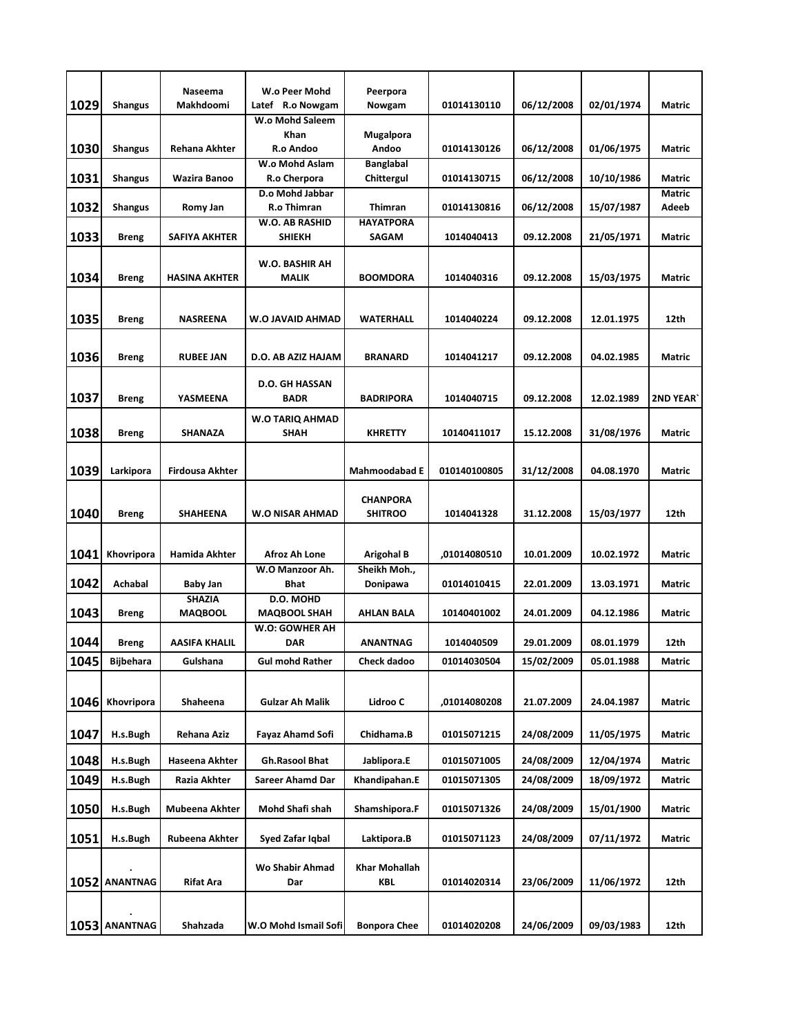| | | | | | | | | |
|---|---|---|---|---|---|---|---|---|
| 1029 | Shangus | Naseema Makhdoomi | W.o Peer Mohd Latef R.o Nowgam | Peerpora Nowgam | 01014130110 | 06/12/2008 | 02/01/1974 | Matric |
| 1030 | Shangus | Rehana Akhter | W.o Mohd Saleem Khan R.o Andoo | Mugalpora Andoo | 01014130126 | 06/12/2008 | 01/06/1975 | Matric |
| 1031 | Shangus | Wazira Banoo | W.o Mohd Aslam R.o Cherpora | Banglabal Chittergul | 01014130715 | 06/12/2008 | 10/10/1986 | Matric |
| 1032 | Shangus | Romy Jan | D.o Mohd Jabbar R.o Thimran | Thimran | 01014130816 | 06/12/2008 | 15/07/1987 | Matric Adeeb |
| 1033 | Breng | SAFIYA AKHTER | W.O. AB RASHID SHIEKH | HAYATPORA SAGAM | 1014040413 | 09.12.2008 | 21/05/1971 | Matric |
| 1034 | Breng | HASINA AKHTER | W.O. BASHIR AH MALIK | BOOMDORA | 1014040316 | 09.12.2008 | 15/03/1975 | Matric |
| 1035 | Breng | NASREENA | W.O JAVAID AHMAD | WATERHALL | 1014040224 | 09.12.2008 | 12.01.1975 | 12th |
| 1036 | Breng | RUBEE JAN | D.O. AB AZIZ HAJAM | BRANARD | 1014041217 | 09.12.2008 | 04.02.1985 | Matric |
| 1037 | Breng | YASMEENA | D.O. GH HASSAN BADR | BADRIPORA | 1014040715 | 09.12.2008 | 12.02.1989 | 2ND YEAR` |
| 1038 | Breng | SHANAZA | W.O TARIQ AHMAD SHAH | KHRETTY | 10140411017 | 15.12.2008 | 31/08/1976 | Matric |
| 1039 | Larkipora | Firdousa Akhter | | Mahmoodabad E | 010140100805 | 31/12/2008 | 04.08.1970 | Matric |
| 1040 | Breng | SHAHEENA | W.O NISAR AHMAD | CHANPORA SHITROO | 1014041328 | 31.12.2008 | 15/03/1977 | 12th |
| 1041 | Khovripora | Hamida Akhter | Afroz Ah Lone | Arigohal B | ,01014080510 | 10.01.2009 | 10.02.1972 | Matric |
| 1042 | Achabal | Baby Jan | W.O Manzoor Ah. Bhat | Sheikh Moh., Donipawa | 01014010415 | 22.01.2009 | 13.03.1971 | Matric |
| 1043 | Breng | SHAZIA MAQBOOL | D.O. MOHD MAQBOOL SHAH | AHLAN BALA | 10140401002 | 24.01.2009 | 04.12.1986 | Matric |
| 1044 | Breng | AASIFA KHALIL | W.O: GOWHER AH DAR | ANANTNAG | 1014040509 | 29.01.2009 | 08.01.1979 | 12th |
| 1045 | Bijbehara | Gulshana | Gul mohd Rather | Check dadoo | 01014030504 | 15/02/2009 | 05.01.1988 | Matric |
| 1046 | Khovripora | Shaheena | Gulzar Ah Malik | Lidroo C | ,01014080208 | 21.07.2009 | 24.04.1987 | Matric |
| 1047 | H.s.Bugh | Rehana Aziz | Fayaz Ahamd Sofi | Chidhama.B | 01015071215 | 24/08/2009 | 11/05/1975 | Matric |
| 1048 | H.s.Bugh | Haseena Akhter | Gh.Rasool Bhat | Jablipora.E | 01015071005 | 24/08/2009 | 12/04/1974 | Matric |
| 1049 | H.s.Bugh | Razia Akhter | Sareer Ahamd Dar | Khandipahan.E | 01015071305 | 24/08/2009 | 18/09/1972 | Matric |
| 1050 | H.s.Bugh | Mubeena Akhter | Mohd Shafi shah | Shamshipora.F | 01015071326 | 24/08/2009 | 15/01/1900 | Matric |
| 1051 | H.s.Bugh | Rubeena Akhter | Syed Zafar Iqbal | Laktipora.B | 01015071123 | 24/08/2009 | 07/11/1972 | Matric |
| 1052 | . ANANTNAG | Rifat Ara | Wo Shabir Ahmad Dar | Khar Mohallah KBL | 01014020314 | 23/06/2009 | 11/06/1972 | 12th |
| 1053 | . ANANTNAG | Shahzada | W.O Mohd Ismail Sofi | Bonpora Chee | 01014020208 | 24/06/2009 | 09/03/1983 | 12th |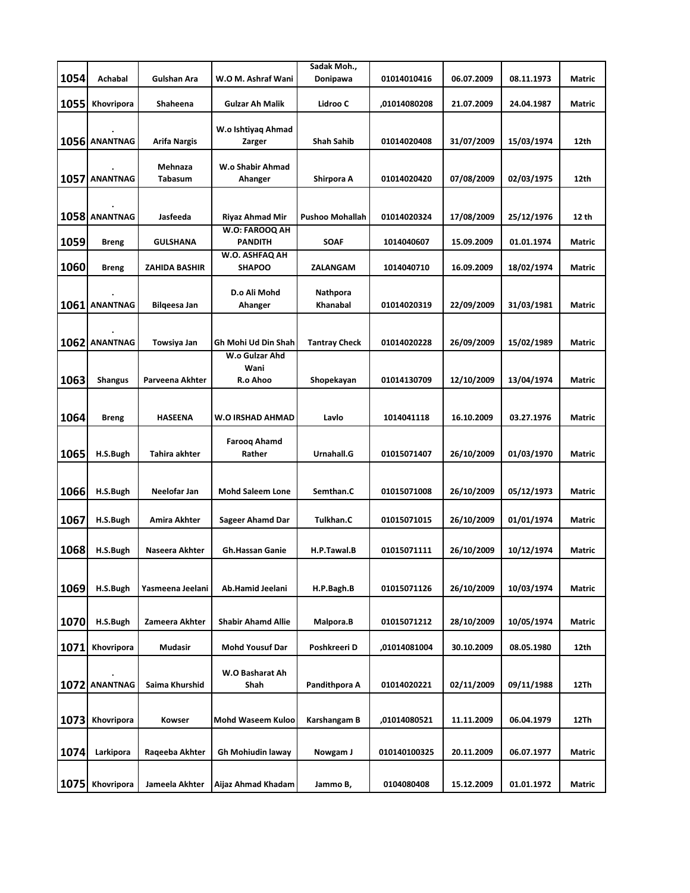| | | | | | | | | |
|---|---|---|---|---|---|---|---|---|
| 1054 | Achabal | Gulshan Ara | W.O M. Ashraf Wani | Sadak Moh., Donipawa | 01014010416 | 06.07.2009 | 08.11.1973 | Matric |
| 1055 | Khovripora | Shaheena | Gulzar Ah Malik | Lidroo C | ,01014080208 | 21.07.2009 | 24.04.1987 | Matric |
| 1056 | . ANANTNAG | Arifa Nargis | W.o Ishtiyaq Ahmad Zarger | Shah Sahib | 01014020408 | 31/07/2009 | 15/03/1974 | 12th |
| 1057 | . ANANTNAG | Mehnaza Tabasum | W.o Shabir Ahmad Ahanger | Shirpora A | 01014020420 | 07/08/2009 | 02/03/1975 | 12th |
| 1058 | . ANANTNAG | Jasfeeda | Riyaz Ahmad Mir | Pushoo Mohallah | 01014020324 | 17/08/2009 | 25/12/1976 | 12 th |
| 1059 | Breng | GULSHANA | W.O: FAROOQ AH PANDITH | SOAF | 1014040607 | 15.09.2009 | 01.01.1974 | Matric |
| 1060 | Breng | ZAHIDA BASHIR | W.O. ASHFAQ AH SHAPOO | ZALANGAM | 1014040710 | 16.09.2009 | 18/02/1974 | Matric |
| 1061 | . ANANTNAG | Bilqeesa Jan | D.o Ali Mohd Ahanger | Nathpora Khanabal | 01014020319 | 22/09/2009 | 31/03/1981 | Matric |
| 1062 | . ANANTNAG | Towsiya Jan | Gh Mohi Ud Din Shah | Tantray Check | 01014020228 | 26/09/2009 | 15/02/1989 | Matric |
| 1063 | Shangus | Parveena Akhter | W.o Gulzar Ahd Wani R.o Ahoo | Shopekayan | 01014130709 | 12/10/2009 | 13/04/1974 | Matric |
| 1064 | Breng | HASEENA | W.O IRSHAD AHMAD | Lavlo | 1014041118 | 16.10.2009 | 03.27.1976 | Matric |
| 1065 | H.S.Bugh | Tahira akhter | Farooq Ahamd Rather | Urnahall.G | 01015071407 | 26/10/2009 | 01/03/1970 | Matric |
| 1066 | H.S.Bugh | Neelofar Jan | Mohd Saleem Lone | Semthan.C | 01015071008 | 26/10/2009 | 05/12/1973 | Matric |
| 1067 | H.S.Bugh | Amira Akhter | Sageer Ahamd Dar | Tulkhan.C | 01015071015 | 26/10/2009 | 01/01/1974 | Matric |
| 1068 | H.S.Bugh | Naseera Akhter | Gh.Hassan Ganie | H.P.Tawal.B | 01015071111 | 26/10/2009 | 10/12/1974 | Matric |
| 1069 | H.S.Bugh | Yasmeena Jeelani | Ab.Hamid Jeelani | H.P.Bagh.B | 01015071126 | 26/10/2009 | 10/03/1974 | Matric |
| 1070 | H.S.Bugh | Zameera Akhter | Shabir Ahamd Allie | Malpora.B | 01015071212 | 28/10/2009 | 10/05/1974 | Matric |
| 1071 | Khovripora | Mudasir | Mohd Yousuf Dar | Poshkreeri D | ,01014081004 | 30.10.2009 | 08.05.1980 | 12th |
| 1072 | . ANANTNAG | Saima Khurshid | W.O Basharat Ah Shah | Pandithpora A | 01014020221 | 02/11/2009 | 09/11/1988 | 12Th |
| 1073 | Khovripora | Kowser | Mohd Waseem Kuloo | Karshangam B | ,01014080521 | 11.11.2009 | 06.04.1979 | 12Th |
| 1074 | Larkipora | Raqeeba Akhter | Gh Mohiudin laway | Nowgam J | 010140100325 | 20.11.2009 | 06.07.1977 | Matric |
| 1075 | Khovripora | Jameela Akhter | Aijaz Ahmad Khadam | Jammo B, | 0104080408 | 15.12.2009 | 01.01.1972 | Matric |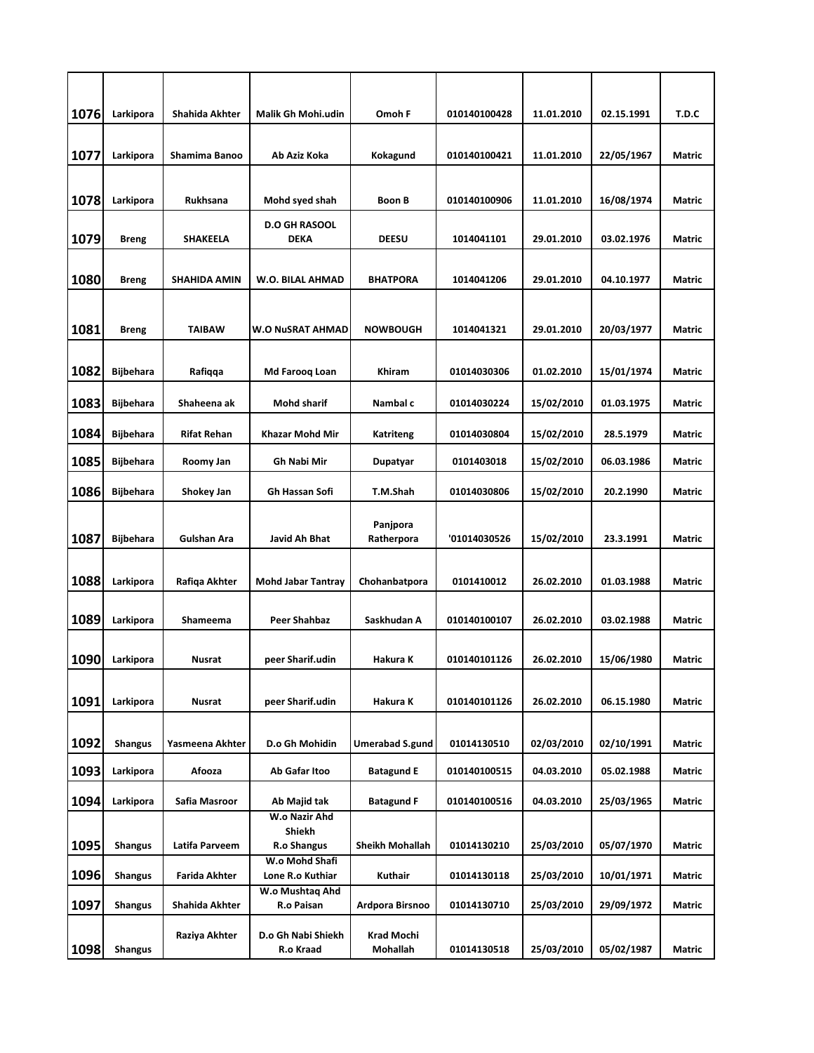| 1076 | Larkipora | Shahida Akhter | Malik Gh Mohi.udin | Omoh F | 010140100428 | 11.01.2010 | 02.15.1991 | T.D.C |
|---|---|---|---|---|---|---|---|---|
| 1077 | Larkipora | Shamima Banoo | Ab Aziz Koka | Kokagund | 010140100421 | 11.01.2010 | 22/05/1967 | Matric |
| 1078 | Larkipora | Rukhsana | Mohd syed shah | Boon B | 010140100906 | 11.01.2010 | 16/08/1974 | Matric |
| 1079 | Breng | SHAKEELA | D.O GH RASOOL DEKA | DEESU | 1014041101 | 29.01.2010 | 03.02.1976 | Matric |
| 1080 | Breng | SHAHIDA AMIN | W.O. BILAL AHMAD | BHATPORA | 1014041206 | 29.01.2010 | 04.10.1977 | Matric |
| 1081 | Breng | TAIBAW | W.O NuSRAT AHMAD | NOWBOUGH | 1014041321 | 29.01.2010 | 20/03/1977 | Matric |
| 1082 | Bijbehara | Rafiqqa | Md Farooq Loan | Khiram | 01014030306 | 01.02.2010 | 15/01/1974 | Matric |
| 1083 | Bijbehara | Shaheena ak | Mohd sharif | Nambal c | 01014030224 | 15/02/2010 | 01.03.1975 | Matric |
| 1084 | Bijbehara | Rifat Rehan | Khazar Mohd Mir | Katriteng | 01014030804 | 15/02/2010 | 28.5.1979 | Matric |
| 1085 | Bijbehara | Roomy Jan | Gh Nabi Mir | Dupatyar | 0101403018 | 15/02/2010 | 06.03.1986 | Matric |
| 1086 | Bijbehara | Shokey Jan | Gh Hassan Sofi | T.M.Shah | 01014030806 | 15/02/2010 | 20.2.1990 | Matric |
| 1087 | Bijbehara | Gulshan Ara | Javid Ah Bhat | Panjpora Ratherpora | '01014030526 | 15/02/2010 | 23.3.1991 | Matric |
| 1088 | Larkipora | Rafiqa Akhter | Mohd Jabar Tantray | Chohanbatpora | 0101410012 | 26.02.2010 | 01.03.1988 | Matric |
| 1089 | Larkipora | Shameema | Peer Shahbaz | Saskhudan A | 010140100107 | 26.02.2010 | 03.02.1988 | Matric |
| 1090 | Larkipora | Nusrat | peer Sharif.udin | Hakura K | 010140101126 | 26.02.2010 | 15/06/1980 | Matric |
| 1091 | Larkipora | Nusrat | peer Sharif.udin | Hakura K | 010140101126 | 26.02.2010 | 06.15.1980 | Matric |
| 1092 | Shangus | Yasmeena Akhter | D.o Gh Mohidin | Umerabad S.gund | 01014130510 | 02/03/2010 | 02/10/1991 | Matric |
| 1093 | Larkipora | Afooza | Ab Gafar Itoo | Batagund E | 010140100515 | 04.03.2010 | 05.02.1988 | Matric |
| 1094 | Larkipora | Safia Masroor | Ab Majid tak | Batagund F | 010140100516 | 04.03.2010 | 25/03/1965 | Matric |
| 1095 | Shangus | Latifa Parveem | W.o Nazir Ahd Shiekh R.o Shangus | Sheikh Mohallah | 01014130210 | 25/03/2010 | 05/07/1970 | Matric |
| 1096 | Shangus | Farida Akhter | W.o Mohd Shafi Lone R.o Kuthiar | Kuthair | 01014130118 | 25/03/2010 | 10/01/1971 | Matric |
| 1097 | Shangus | Shahida Akhter | W.o Mushtaq Ahd R.o Paisan | Ardpora Birsnoo | 01014130710 | 25/03/2010 | 29/09/1972 | Matric |
| 1098 | Shangus | Raziya Akhter | D.o Gh Nabi Shiekh R.o Kraad | Krad Mochi Mohallah | 01014130518 | 25/03/2010 | 05/02/1987 | Matric |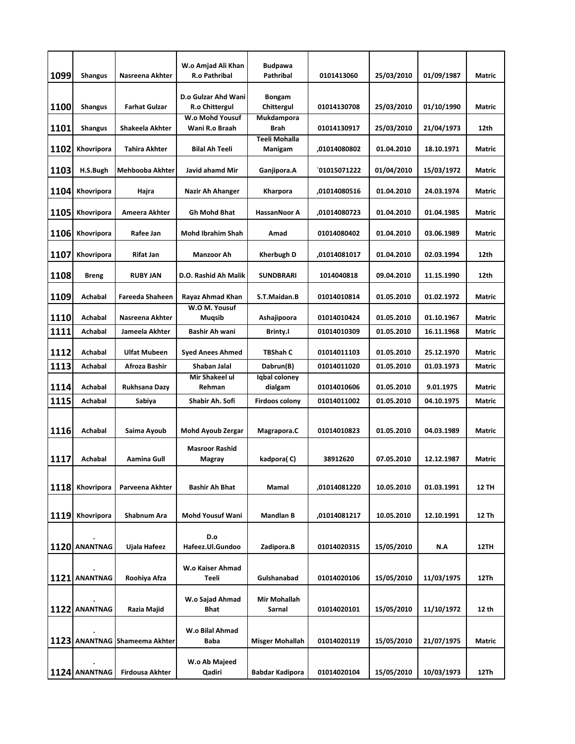| | | | | | | | | |
|---|---|---|---|---|---|---|---|---|
| 1099 | Shangus | Nasreena Akhter | W.o Amjad Ali Khan R.o Pathribal | Budpawa Pathribal | 0101413060 | 25/03/2010 | 01/09/1987 | Matric |
| 1100 | Shangus | Farhat Gulzar | D.o Gulzar Ahd Wani R.o Chittergul | Bongam Chittergul | 01014130708 | 25/03/2010 | 01/10/1990 | Matric |
| 1101 | Shangus | Shakeela Akhter | W.o Mohd Yousuf Wani R.o Braah | Mukdampora Brah | 01014130917 | 25/03/2010 | 21/04/1973 | 12th |
| 1102 | Khovripora | Tahira Akhter | Bilal Ah Teeli | Teeli Mohalla Manigam | ,01014080802 | 01.04.2010 | 18.10.1971 | Matric |
| 1103 | H.S.Bugh | Mehbooba Akhter | Javid ahamd Mir | Ganjipora.A | `01015071222 | 01/04/2010 | 15/03/1972 | Matric |
| 1104 | Khovripora | Hajra | Nazir Ah Ahanger | Kharpora | ,01014080516 | 01.04.2010 | 24.03.1974 | Matric |
| 1105 | Khovripora | Ameera Akhter | Gh Mohd Bhat | HassanNoor A | ,01014080723 | 01.04.2010 | 01.04.1985 | Matric |
| 1106 | Khovripora | Rafee Jan | Mohd Ibrahim Shah | Amad | 01014080402 | 01.04.2010 | 03.06.1989 | Matric |
| 1107 | Khovripora | Rifat Jan | Manzoor Ah | Kherbugh D | ,01014081017 | 01.04.2010 | 02.03.1994 | 12th |
| 1108 | Breng | RUBY JAN | D.O. Rashid Ah Malik | SUNDBRARI | 1014040818 | 09.04.2010 | 11.15.1990 | 12th |
| 1109 | Achabal | Fareeda Shaheen | Rayaz Ahmad Khan | S.T.Maidan.B | 01014010814 | 01.05.2010 | 01.02.1972 | Matric |
| 1110 | Achabal | Nasreena Akhter | W.O M. Yousuf Muqsib | Ashajipoora | 01014010424 | 01.05.2010 | 01.10.1967 | Matric |
| 1111 | Achabal | Jameela Akhter | Bashir Ah wani | Brinty.I | 01014010309 | 01.05.2010 | 16.11.1968 | Matric |
| 1112 | Achabal | Ulfat Mubeen | Syed Anees Ahmed | TBShah C | 01014011103 | 01.05.2010 | 25.12.1970 | Matric |
| 1113 | Achabal | Afroza Bashir | Shaban Jalal | Dabrun(B) | 01014011020 | 01.05.2010 | 01.03.1973 | Matric |
| 1114 | Achabal | Rukhsana Dazy | Mir Shakeel ul Rehman | Iqbal coloney dialgam | 01014010606 | 01.05.2010 | 9.01.1975 | Matric |
| 1115 | Achabal | Sabiya | Shabir Ah. Sofi | Firdoos colony | 01014011002 | 01.05.2010 | 04.10.1975 | Matric |
| 1116 | Achabal | Saima Ayoub | Mohd Ayoub Zergar | Magrapora.C | 01014010823 | 01.05.2010 | 04.03.1989 | Matric |
| 1117 | Achabal | Aamina Gull | Masroor Rashid Magray | kadpora( C) | 38912620 | 07.05.2010 | 12.12.1987 | Matric |
| 1118 | Khovripora | Parveena Akhter | Bashir Ah Bhat | Mamal | ,01014081220 | 10.05.2010 | 01.03.1991 | 12 TH |
| 1119 | Khovripora | Shabnum Ara | Mohd Yousuf Wani | Mandlan B | ,01014081217 | 10.05.2010 | 12.10.1991 | 12 Th |
| 1120 | . ANANTNAG | Ujala Hafeez | D.o Hafeez.Ul.Gundoo | Zadipora.B | 01014020315 | 15/05/2010 | N.A | 12TH |
| 1121 | . ANANTNAG | Roohiya Afza | W.o Kaiser Ahmad Teeli | Gulshanabad | 01014020106 | 15/05/2010 | 11/03/1975 | 12Th |
| 1122 | . ANANTNAG | Razia Majid | W.o Sajad Ahmad Bhat | Mir Mohallah Sarnal | 01014020101 | 15/05/2010 | 11/10/1972 | 12 th |
| 1123 | . ANANTNAG | Shameema Akhter | W.o Bilal Ahmad Baba | Misger Mohallah | 01014020119 | 15/05/2010 | 21/07/1975 | Matric |
| 1124 | . ANANTNAG | Firdousa Akhter | W.o Ab Majeed Qadiri | Babdar Kadipora | 01014020104 | 15/05/2010 | 10/03/1973 | 12Th |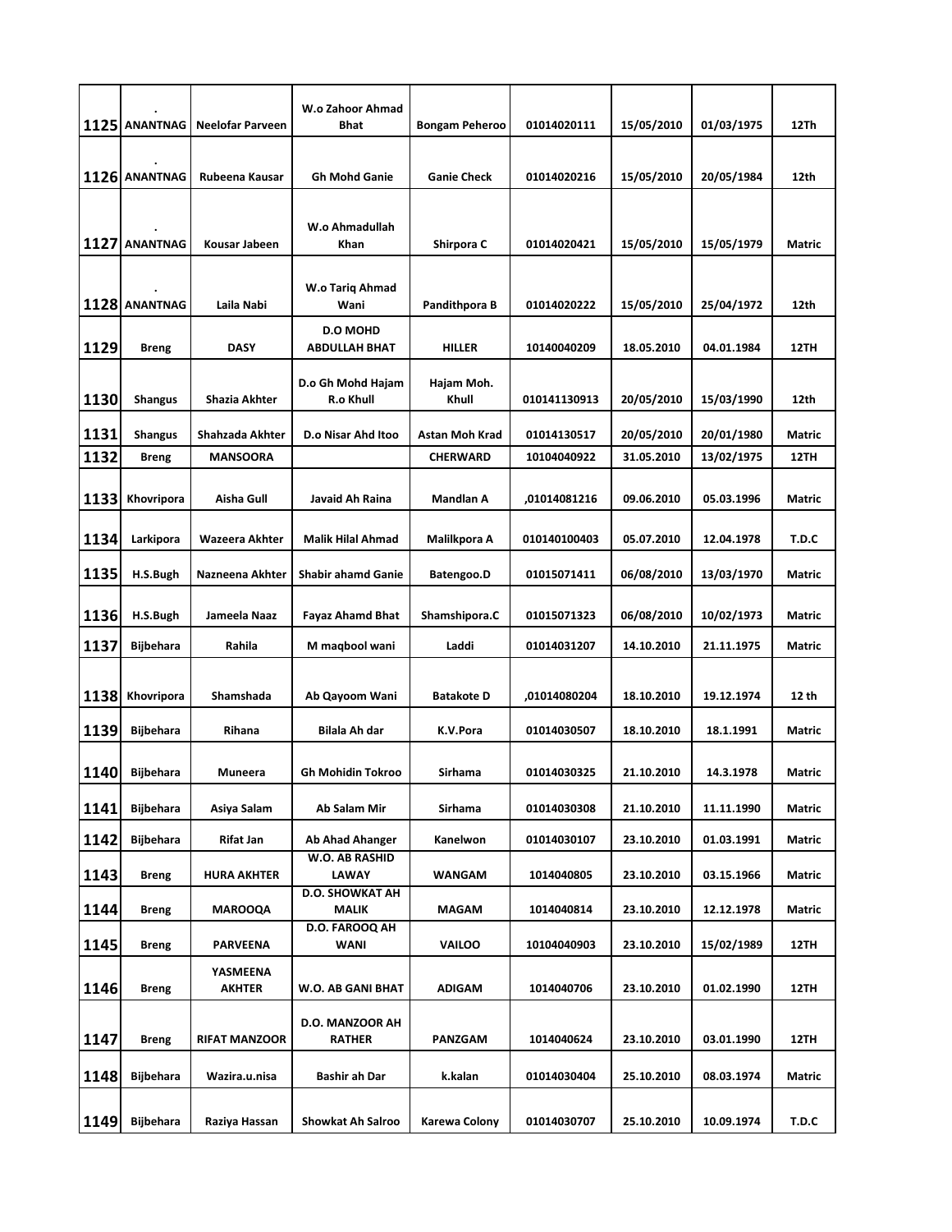| | | | | | | | | |
|---|---|---|---|---|---|---|---|---|
| **1125** | **. ANANTNAG** | **Neelofar Parveen** | **W.o Zahoor Ahmad Bhat** | **Bongam Peheroo** | **01014020111** | **15/05/2010** | **01/03/1975** | **12Th** |
| **1126** | **. ANANTNAG** | **Rubeena Kausar** | **Gh Mohd Ganie** | **Ganie Check** | **01014020216** | **15/05/2010** | **20/05/1984** | **12th** |
| **1127** | **. ANANTNAG** | **Kousar Jabeen** | **W.o Ahmadullah Khan** | **Shirpora C** | **01014020421** | **15/05/2010** | **15/05/1979** | **Matric** |
| **1128** | **. ANANTNAG** | **Laila Nabi** | **W.o Tariq Ahmad Wani** | **Pandithpora B** | **01014020222** | **15/05/2010** | **25/04/1972** | **12th** |
| **1129** | **Breng** | **DASY** | **D.O MOHD ABDULLAH BHAT** | **HILLER** | **10140040209** | **18.05.2010** | **04.01.1984** | **12TH** |
| **1130** | **Shangus** | **Shazia Akhter** | **D.o Gh Mohd Hajam R.o Khull** | **Hajam Moh. Khull** | **010141130913** | **20/05/2010** | **15/03/1990** | **12th** |
| **1131** | **Shangus** | **Shahzada Akhter** | **D.o Nisar Ahd Itoo** | **Astan Moh Krad** | **01014130517** | **20/05/2010** | **20/01/1980** | **Matric** |
| **1132** | **Breng** | **MANSOORA** | | **CHERWARD** | **10104040922** | **31.05.2010** | **13/02/1975** | **12TH** |
| **1133** | **Khovripora** | **Aisha Gull** | **Javaid Ah Raina** | **Mandlan A** | **,01014081216** | **09.06.2010** | **05.03.1996** | **Matric** |
| **1134** | **Larkipora** | **Wazeera Akhter** | **Malik Hilal Ahmad** | **Malilkpora A** | **010140100403** | **05.07.2010** | **12.04.1978** | **T.D.C** |
| **1135** | **H.S.Bugh** | **Nazneena Akhter** | **Shabir ahamd Ganie** | **Batengoo.D** | **01015071411** | **06/08/2010** | **13/03/1970** | **Matric** |
| **1136** | **H.S.Bugh** | **Jameela Naaz** | **Fayaz Ahamd Bhat** | **Shamshipora.C** | **01015071323** | **06/08/2010** | **10/02/1973** | **Matric** |
| **1137** | **Bijbehara** | **Rahila** | **M maqbool wani** | **Laddi** | **01014031207** | **14.10.2010** | **21.11.1975** | **Matric** |
| **1138** | **Khovripora** | **Shamshada** | **Ab Qayoom Wani** | **Batakote D** | **,01014080204** | **18.10.2010** | **19.12.1974** | **12 th** |
| **1139** | **Bijbehara** | **Rihana** | **Bilala Ah dar** | **K.V.Pora** | **01014030507** | **18.10.2010** | **18.1.1991** | **Matric** |
| **1140** | **Bijbehara** | **Muneera** | **Gh Mohidin Tokroo** | **Sirhama** | **01014030325** | **21.10.2010** | **14.3.1978** | **Matric** |
| **1141** | **Bijbehara** | **Asiya Salam** | **Ab Salam Mir** | **Sirhama** | **01014030308** | **21.10.2010** | **11.11.1990** | **Matric** |
| **1142** | **Bijbehara** | **Rifat Jan** | **Ab Ahad Ahanger** | **Kanelwon** | **01014030107** | **23.10.2010** | **01.03.1991** | **Matric** |
| **1143** | **Breng** | **HURA AKHTER** | **W.O. AB RASHID LAWAY** | **WANGAM** | **1014040805** | **23.10.2010** | **03.15.1966** | **Matric** |
| **1144** | **Breng** | **MAROOQA** | **D.O. SHOWKAT AH MALIK** | **MAGAM** | **1014040814** | **23.10.2010** | **12.12.1978** | **Matric** |
| **1145** | **Breng** | **PARVEENA** | **D.O. FAROOQ AH WANI** | **VAILOO** | **10104040903** | **23.10.2010** | **15/02/1989** | **12TH** |
| **1146** | **Breng** | **YASMEENA AKHTER** | **W.O. AB GANI BHAT** | **ADIGAM** | **1014040706** | **23.10.2010** | **01.02.1990** | **12TH** |
| **1147** | **Breng** | **RIFAT MANZOOR** | **D.O. MANZOOR AH RATHER** | **PANZGAM** | **1014040624** | **23.10.2010** | **03.01.1990** | **12TH** |
| **1148** | **Bijbehara** | **Wazira.u.nisa** | **Bashir ah Dar** | **k.kalan** | **01014030404** | **25.10.2010** | **08.03.1974** | **Matric** |
| **1149** | **Bijbehara** | **Raziya Hassan** | **Showkat Ah Salroo** | **Karewa Colony** | **01014030707** | **25.10.2010** | **10.09.1974** | **T.D.C** |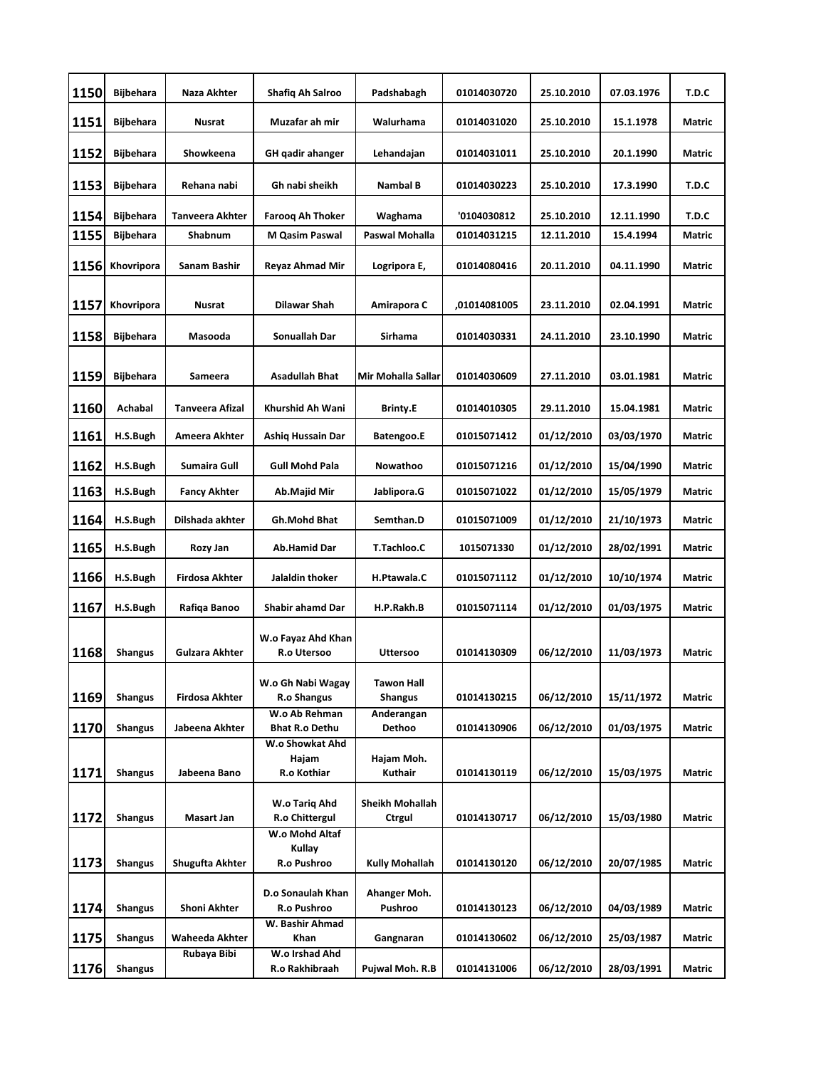| | | | | | | | | |
|---|---|---|---|---|---|---|---|---|
| 1150 | Bijbehara | Naza Akhter | Shafiq Ah Salroo | Padshabagh | 01014030720 | 25.10.2010 | 07.03.1976 | T.D.C |
| 1151 | Bijbehara | Nusrat | Muzafar ah mir | Walurhama | 01014031020 | 25.10.2010 | 15.1.1978 | Matric |
| 1152 | Bijbehara | Showkeena | GH qadir ahanger | Lehandajan | 01014031011 | 25.10.2010 | 20.1.1990 | Matric |
| 1153 | Bijbehara | Rehana nabi | Gh nabi sheikh | Nambal B | 01014030223 | 25.10.2010 | 17.3.1990 | T.D.C |
| 1154 | Bijbehara | Tanveera Akhter | Farooq Ah Thoker | Waghama | '0104030812 | 25.10.2010 | 12.11.1990 | T.D.C |
| 1155 | Bijbehara | Shabnum | M Qasim Paswal | Paswal Mohalla | 01014031215 | 12.11.2010 | 15.4.1994 | Matric |
| 1156 | Khovripora | Sanam Bashir | Reyaz Ahmad Mir | Logripora E, | 01014080416 | 20.11.2010 | 04.11.1990 | Matric |
| 1157 | Khovripora | Nusrat | Dilawar Shah | Amirapora C | ,01014081005 | 23.11.2010 | 02.04.1991 | Matric |
| 1158 | Bijbehara | Masooda | Sonuallah Dar | Sirhama | 01014030331 | 24.11.2010 | 23.10.1990 | Matric |
| 1159 | Bijbehara | Sameera | Asadullah Bhat | Mir Mohalla Sallar | 01014030609 | 27.11.2010 | 03.01.1981 | Matric |
| 1160 | Achabal | Tanveera Afizal | Khurshid Ah Wani | Brinty.E | 01014010305 | 29.11.2010 | 15.04.1981 | Matric |
| 1161 | H.S.Bugh | Ameera Akhter | Ashiq Hussain Dar | Batengoo.E | 01015071412 | 01/12/2010 | 03/03/1970 | Matric |
| 1162 | H.S.Bugh | Sumaira Gull | Gull Mohd Pala | Nowathoo | 01015071216 | 01/12/2010 | 15/04/1990 | Matric |
| 1163 | H.S.Bugh | Fancy Akhter | Ab.Majid Mir | Jablipora.G | 01015071022 | 01/12/2010 | 15/05/1979 | Matric |
| 1164 | H.S.Bugh | Dilshada akhter | Gh.Mohd Bhat | Semthan.D | 01015071009 | 01/12/2010 | 21/10/1973 | Matric |
| 1165 | H.S.Bugh | Rozy Jan | Ab.Hamid Dar | T.Tachloo.C | 1015071330 | 01/12/2010 | 28/02/1991 | Matric |
| 1166 | H.S.Bugh | Firdosa Akhter | Jalaldin thoker | H.Ptawala.C | 01015071112 | 01/12/2010 | 10/10/1974 | Matric |
| 1167 | H.S.Bugh | Rafiqa Banoo | Shabir ahamd Dar | H.P.Rakh.B | 01015071114 | 01/12/2010 | 01/03/1975 | Matric |
| 1168 | Shangus | Gulzara Akhter | W.o Fayaz Ahd Khan R.o Utersoo | Uttersoo | 01014130309 | 06/12/2010 | 11/03/1973 | Matric |
| 1169 | Shangus | Firdosa Akhter | W.o Gh Nabi Wagay R.o Shangus | Tawon Hall Shangus | 01014130215 | 06/12/2010 | 15/11/1972 | Matric |
| 1170 | Shangus | Jabeena Akhter | W.o Ab Rehman Bhat R.o Dethu | Anderangan Dethoo | 01014130906 | 06/12/2010 | 01/03/1975 | Matric |
| 1171 | Shangus | Jabeena Bano | W.o Showkat Ahd Hajam R.o Kothiar | Hajam Moh. Kuthair | 01014130119 | 06/12/2010 | 15/03/1975 | Matric |
| 1172 | Shangus | Masart Jan | W.o Tariq Ahd R.o Chittergul | Sheikh Mohallah Ctrgul | 01014130717 | 06/12/2010 | 15/03/1980 | Matric |
| 1173 | Shangus | Shugufta Akhter | W.o Mohd Altaf Kullay R.o Pushroo | Kully Mohallah | 01014130120 | 06/12/2010 | 20/07/1985 | Matric |
| 1174 | Shangus | Shoni Akhter | D.o Sonaulah Khan R.o Pushroo | Ahanger Moh. Pushroo | 01014130123 | 06/12/2010 | 04/03/1989 | Matric |
| 1175 | Shangus | Waheeda Akhter | W. Bashir Ahmad Khan | Gangnaran | 01014130602 | 06/12/2010 | 25/03/1987 | Matric |
| 1176 | Shangus | Rubaya Bibi | W.o Irshad Ahd R.o Rakhibraah | Pujwal Moh. R.B | 01014131006 | 06/12/2010 | 28/03/1991 | Matric |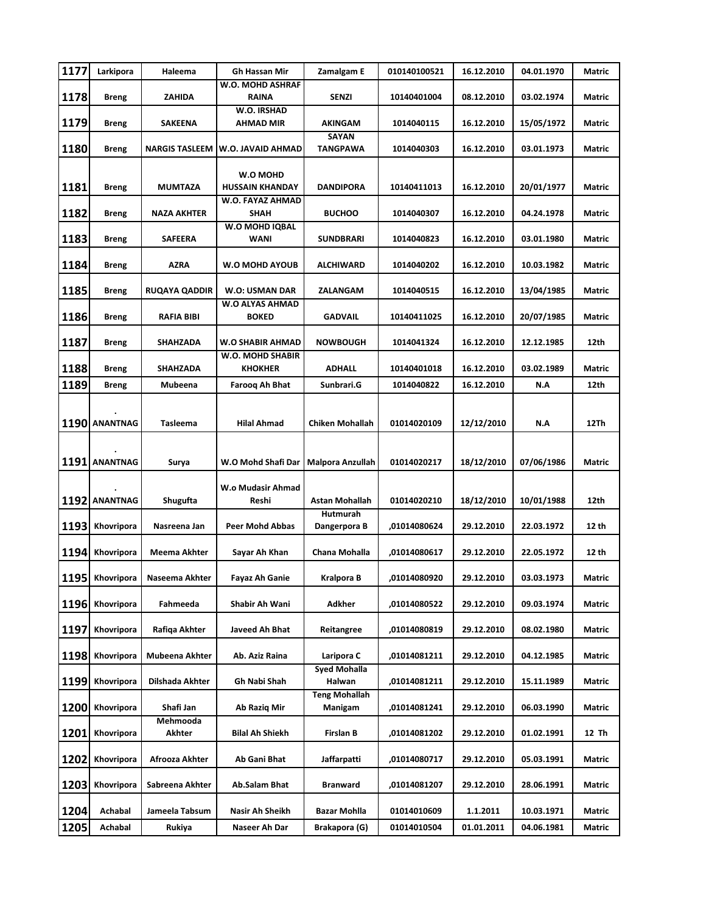| 1177 | Larkipora | Haleema | Gh Hassan Mir | Zamalgam E | 010140100521 | 16.12.2010 | 04.01.1970 | Matric |
|---|---|---|---|---|---|---|---|---|
| 1178 | Breng | ZAHIDA | W.O. MOHD ASHRAF RAINA | SENZI | 10140401004 | 08.12.2010 | 03.02.1974 | Matric |
| 1179 | Breng | SAKEENA | W.O. IRSHAD AHMAD MIR | AKINGAM | 1014040115 | 16.12.2010 | 15/05/1972 | Matric |
| 1180 | Breng | NARGIS TASLEEM | W.O. JAVAID AHMAD | SAYAN TANGPAWA | 1014040303 | 16.12.2010 | 03.01.1973 | Matric |
| 1181 | Breng | MUMTAZA | W.O MOHD HUSSAIN KHANDAY | DANDIPORA | 10140411013 | 16.12.2010 | 20/01/1977 | Matric |
| 1182 | Breng | NAZA AKHTER | W.O. FAYAZ AHMAD SHAH | BUCHOO | 1014040307 | 16.12.2010 | 04.24.1978 | Matric |
| 1183 | Breng | SAFEERA | W.O MOHD IQBAL WANI | SUNDBRARI | 1014040823 | 16.12.2010 | 03.01.1980 | Matric |
| 1184 | Breng | AZRA | W.O MOHD AYOUB | ALCHIWARD | 1014040202 | 16.12.2010 | 10.03.1982 | Matric |
| 1185 | Breng | RUQAYA QADDIR | W.O: USMAN DAR | ZALANGAM | 1014040515 | 16.12.2010 | 13/04/1985 | Matric |
| 1186 | Breng | RAFIA BIBI | W.O ALYAS AHMAD BOKED | GADVAIL | 10140411025 | 16.12.2010 | 20/07/1985 | Matric |
| 1187 | Breng | SHAHZADA | W.O SHABIR AHMAD | NOWBOUGH | 1014041324 | 16.12.2010 | 12.12.1985 | 12th |
| 1188 | Breng | SHAHZADA | W.O. MOHD SHABIR KHOKHER | ADHALL | 10140401018 | 16.12.2010 | 03.02.1989 | Matric |
| 1189 | Breng | Mubeena | Farooq Ah Bhat | Sunbrari.G | 1014040822 | 16.12.2010 | N.A | 12th |
| 1190 | . ANANTNAG | Tasleema | Hilal Ahmad | Chiken Mohallah | 01014020109 | 12/12/2010 | N.A | 12Th |
| 1191 | . ANANTNAG | Surya | W.O Mohd Shafi Dar | Malpora Anzullah | 01014020217 | 18/12/2010 | 07/06/1986 | Matric |
| 1192 | . ANANTNAG | Shugufta | W.o Mudasir Ahmad Reshi | Astan Mohallah | 01014020210 | 18/12/2010 | 10/01/1988 | 12th |
| 1193 | Khovripora | Nasreena Jan | Peer Mohd Abbas | Hutmurah Dangerpora B | ,01014080624 | 29.12.2010 | 22.03.1972 | 12 th |
| 1194 | Khovripora | Meema Akhter | Sayar Ah Khan | Chana Mohalla | ,01014080617 | 29.12.2010 | 22.05.1972 | 12 th |
| 1195 | Khovripora | Naseema Akhter | Fayaz Ah Ganie | Kralpora B | ,01014080920 | 29.12.2010 | 03.03.1973 | Matric |
| 1196 | Khovripora | Fahmeeda | Shabir Ah Wani | Adkher | ,01014080522 | 29.12.2010 | 09.03.1974 | Matric |
| 1197 | Khovripora | Rafiqa Akhter | Javeed Ah Bhat | Reitangree | ,01014080819 | 29.12.2010 | 08.02.1980 | Matric |
| 1198 | Khovripora | Mubeena Akhter | Ab. Aziz Raina | Laripora C | ,01014081211 | 29.12.2010 | 04.12.1985 | Matric |
| 1199 | Khovripora | Dilshada Akhter | Gh Nabi Shah | Syed Mohalla Halwan | ,01014081211 | 29.12.2010 | 15.11.1989 | Matric |
| 1200 | Khovripora | Shafi Jan | Ab Raziq Mir | Teng Mohallah Manigam | ,01014081241 | 29.12.2010 | 06.03.1990 | Matric |
| 1201 | Khovripora | Mehmooda Akhter | Bilal Ah Shiekh | Firslan B | ,01014081202 | 29.12.2010 | 01.02.1991 | 12 Th |
| 1202 | Khovripora | Afrooza Akhter | Ab Gani Bhat | Jaffarpatti | ,01014080717 | 29.12.2010 | 05.03.1991 | Matric |
| 1203 | Khovripora | Sabreena Akhter | Ab.Salam Bhat | Branward | ,01014081207 | 29.12.2010 | 28.06.1991 | Matric |
| 1204 | Achabal | Jameela Tabsum | Nasir Ah Sheikh | Bazar Mohlla | 01014010609 | 1.1.2011 | 10.03.1971 | Matric |
| 1205 | Achabal | Rukiya | Naseer Ah Dar | Brakapora (G) | 01014010504 | 01.01.2011 | 04.06.1981 | Matric |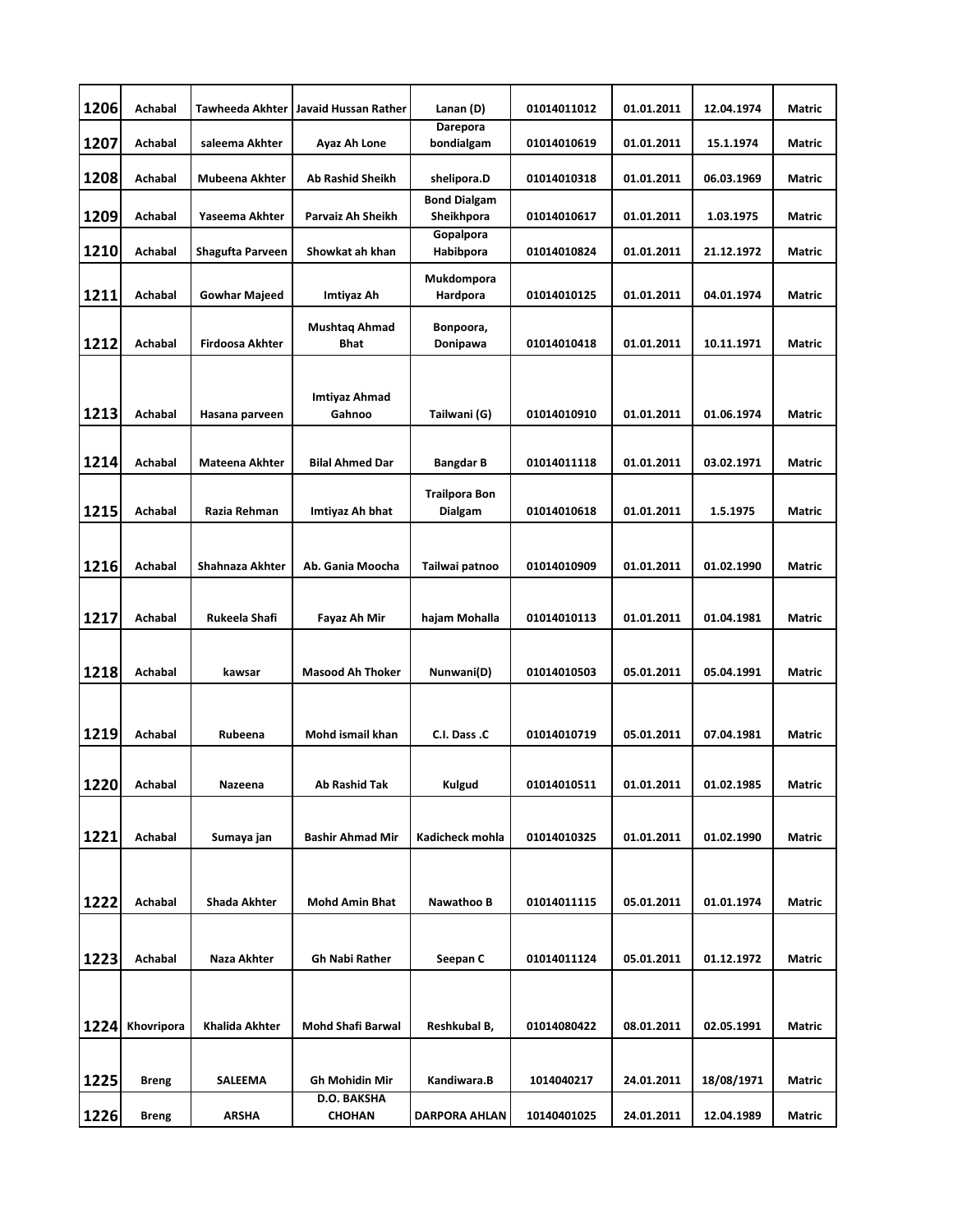| | | | | | | | | |
|---|---|---|---|---|---|---|---|---|
| 1206 | Achabal | Tawheeda Akhter | Javaid Hussan Rather | Lanan (D) | 01014011012 | 01.01.2011 | 12.04.1974 | Matric |
| 1207 | Achabal | saleema Akhter | Ayaz Ah Lone | Darepora bondialgam | 01014010619 | 01.01.2011 | 15.1.1974 | Matric |
| 1208 | Achabal | Mubeena Akhter | Ab Rashid Sheikh | shelipora.D | 01014010318 | 01.01.2011 | 06.03.1969 | Matric |
| 1209 | Achabal | Yaseema Akhter | Parvaiz Ah Sheikh | Bond Dialgam Sheikhpora | 01014010617 | 01.01.2011 | 1.03.1975 | Matric |
| 1210 | Achabal | Shagufta Parveen | Showkat ah khan | Gopalpora Habibpora | 01014010824 | 01.01.2011 | 21.12.1972 | Matric |
| 1211 | Achabal | Gowhar Majeed | Imtiyaz Ah | Mukdompora Hardpora | 01014010125 | 01.01.2011 | 04.01.1974 | Matric |
| 1212 | Achabal | Firdoosa Akhter | Mushtaq Ahmad Bhat | Bonpoora, Donipawa | 01014010418 | 01.01.2011 | 10.11.1971 | Matric |
| 1213 | Achabal | Hasana parveen | Imtiyaz Ahmad Gahnoo | Tailwani (G) | 01014010910 | 01.01.2011 | 01.06.1974 | Matric |
| 1214 | Achabal | Mateena Akhter | Bilal Ahmed Dar | Bangdar B | 01014011118 | 01.01.2011 | 03.02.1971 | Matric |
| 1215 | Achabal | Razia Rehman | Imtiyaz Ah bhat | Trailpora Bon Dialgam | 01014010618 | 01.01.2011 | 1.5.1975 | Matric |
| 1216 | Achabal | Shahnaza Akhter | Ab. Gania Moocha | Tailwai patnoo | 01014010909 | 01.01.2011 | 01.02.1990 | Matric |
| 1217 | Achabal | Rukeela Shafi | Fayaz Ah Mir | hajam Mohalla | 01014010113 | 01.01.2011 | 01.04.1981 | Matric |
| 1218 | Achabal | kawsar | Masood Ah Thoker | Nunwani(D) | 01014010503 | 05.01.2011 | 05.04.1991 | Matric |
| 1219 | Achabal | Rubeena | Mohd ismail khan | C.I. Dass .C | 01014010719 | 05.01.2011 | 07.04.1981 | Matric |
| 1220 | Achabal | Nazeena | Ab Rashid Tak | Kulgud | 01014010511 | 01.01.2011 | 01.02.1985 | Matric |
| 1221 | Achabal | Sumaya jan | Bashir Ahmad Mir | Kadicheck mohla | 01014010325 | 01.01.2011 | 01.02.1990 | Matric |
| 1222 | Achabal | Shada Akhter | Mohd Amin Bhat | Nawathoo B | 01014011115 | 05.01.2011 | 01.01.1974 | Matric |
| 1223 | Achabal | Naza Akhter | Gh Nabi Rather | Seepan C | 01014011124 | 05.01.2011 | 01.12.1972 | Matric |
| 1224 | Khovripora | Khalida Akhter | Mohd Shafi Barwal | Reshkubal B, | 01014080422 | 08.01.2011 | 02.05.1991 | Matric |
| 1225 | Breng | SALEEMA | Gh Mohidin Mir | Kandiwara.B | 1014040217 | 24.01.2011 | 18/08/1971 | Matric |
| 1226 | Breng | ARSHA | D.O. BAKSHA CHOHAN | DARPORA AHLAN | 10140401025 | 24.01.2011 | 12.04.1989 | Matric |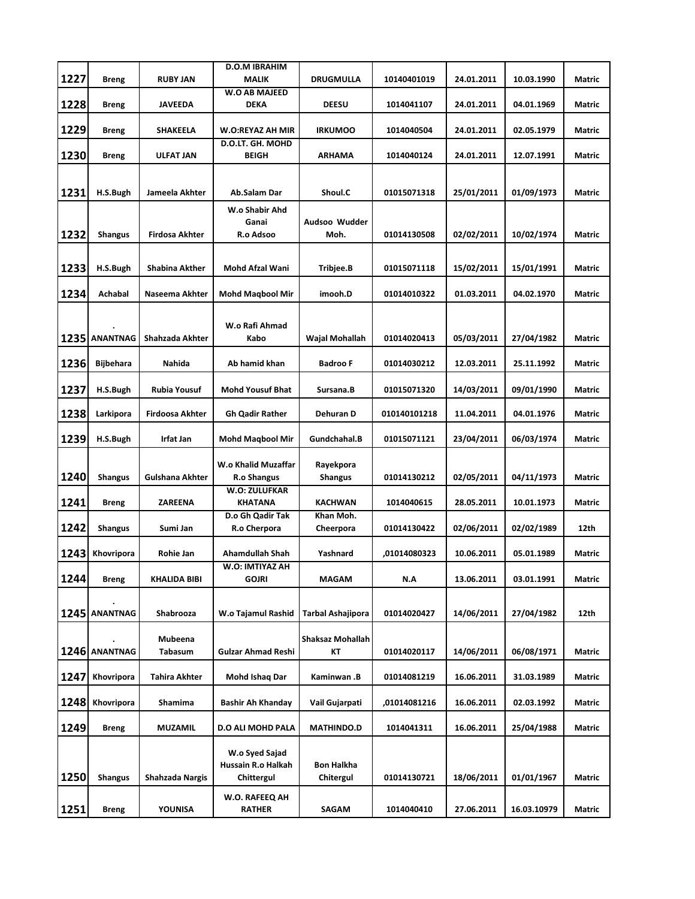| | | | | | | | | |
|---|---|---|---|---|---|---|---|---|
| 1227 | Breng | RUBY JAN | D.O.M IBRAHIM MALIK | DRUGMULLA | 10140401019 | 24.01.2011 | 10.03.1990 | Matric |
| 1228 | Breng | JAVEEDA | W.O AB MAJEED DEKA | DEESU | 1014041107 | 24.01.2011 | 04.01.1969 | Matric |
| 1229 | Breng | SHAKEELA | W.O:REYAZ AH MIR | IRKUMOO | 1014040504 | 24.01.2011 | 02.05.1979 | Matric |
| 1230 | Breng | ULFAT JAN | D.O.LT. GH. MOHD BEIGH | ARHAMA | 1014040124 | 24.01.2011 | 12.07.1991 | Matric |
| 1231 | H.S.Bugh | Jameela Akhter | Ab.Salam Dar | Shoul.C | 01015071318 | 25/01/2011 | 01/09/1973 | Matric |
| 1232 | Shangus | Firdosa Akhter | W.o Shabir Ahd Ganai R.o Adsoo | Audsoo Wudder Moh. | 01014130508 | 02/02/2011 | 10/02/1974 | Matric |
| 1233 | H.S.Bugh | Shabina Akther | Mohd Afzal Wani | Tribjee.B | 01015071118 | 15/02/2011 | 15/01/1991 | Matric |
| 1234 | Achabal | Naseema Akhter | Mohd Maqbool Mir | imooh.D | 01014010322 | 01.03.2011 | 04.02.1970 | Matric |
| 1235 | . ANANTNAG | Shahzada Akhter | W.o Rafi Ahmad Kabo | Wajal Mohallah | 01014020413 | 05/03/2011 | 27/04/1982 | Matric |
| 1236 | Bijbehara | Nahida | Ab hamid khan | Badroo F | 01014030212 | 12.03.2011 | 25.11.1992 | Matric |
| 1237 | H.S.Bugh | Rubia Yousuf | Mohd Yousuf Bhat | Sursana.B | 01015071320 | 14/03/2011 | 09/01/1990 | Matric |
| 1238 | Larkipora | Firdoosa Akhter | Gh Qadir Rather | Dehuran D | 010140101218 | 11.04.2011 | 04.01.1976 | Matric |
| 1239 | H.S.Bugh | Irfat Jan | Mohd Maqbool Mir | Gundchahal.B | 01015071121 | 23/04/2011 | 06/03/1974 | Matric |
| 1240 | Shangus | Gulshana Akhter | W.o Khalid Muzaffar R.o Shangus | Rayekpora Shangus | 01014130212 | 02/05/2011 | 04/11/1973 | Matric |
| 1241 | Breng | ZAREENA | W.O: ZULUFKAR KHATANA | KACHWAN | 1014040615 | 28.05.2011 | 10.01.1973 | Matric |
| 1242 | Shangus | Sumi Jan | D.o Gh Qadir Tak R.o Cherpora | Khan Moh. Cheerpora | 01014130422 | 02/06/2011 | 02/02/1989 | 12th |
| 1243 | Khovripora | Rohie Jan | Ahamdullah Shah | Yashnard | ,01014080323 | 10.06.2011 | 05.01.1989 | Matric |
| 1244 | Breng | KHALIDA BIBI | W.O: IMTIYAZ AH GOJRI | MAGAM | N.A | 13.06.2011 | 03.01.1991 | Matric |
| 1245 | . ANANTNAG | Shabrooza | W.o Tajamul Rashid | Tarbal Ashajipora | 01014020427 | 14/06/2011 | 27/04/1982 | 12th |
| 1246 | . ANANTNAG | Mubeena Tabasum | Gulzar Ahmad Reshi | Shaksaz Mohallah KT | 01014020117 | 14/06/2011 | 06/08/1971 | Matric |
| 1247 | Khovripora | Tahira Akhter | Mohd Ishaq Dar | Kaminwan .B | 01014081219 | 16.06.2011 | 31.03.1989 | Matric |
| 1248 | Khovripora | Shamima | Bashir Ah Khanday | Vail Gujarpati | ,01014081216 | 16.06.2011 | 02.03.1992 | Matric |
| 1249 | Breng | MUZAMIL | D.O ALI MOHD PALA | MATHINDO.D | 1014041311 | 16.06.2011 | 25/04/1988 | Matric |
| 1250 | Shangus | Shahzada Nargis | W.o Syed Sajad Hussain R.o Halkah Chittergul | Bon Halkha Chitergul | 01014130721 | 18/06/2011 | 01/01/1967 | Matric |
| 1251 | Breng | YOUNISA | W.O. RAFEEQ AH RATHER | SAGAM | 1014040410 | 27.06.2011 | 16.03.10979 | Matric |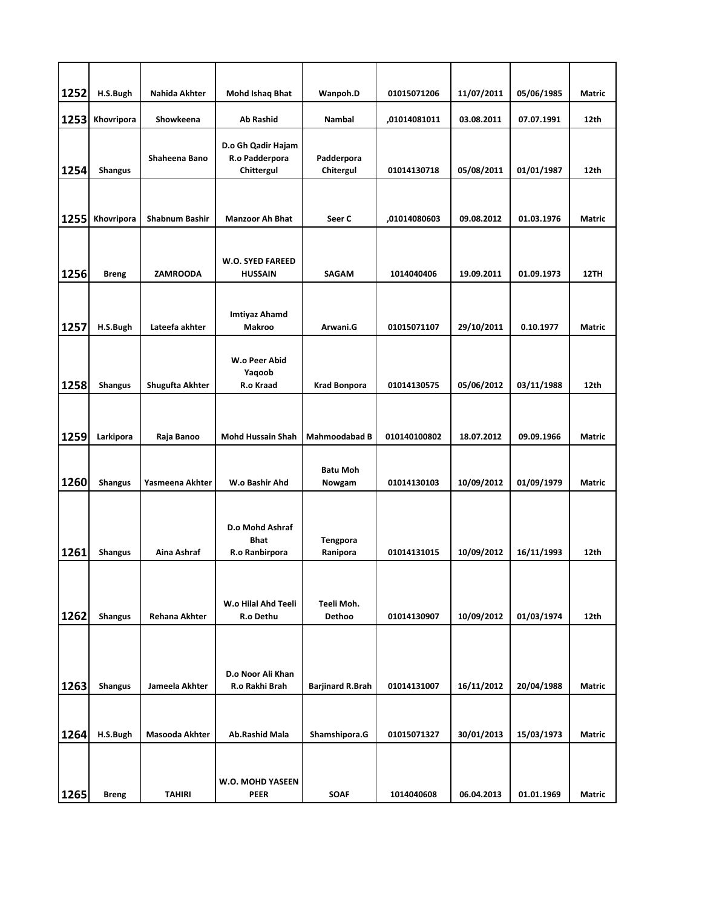| 1252 | H.S.Bugh | Nahida Akhter | Mohd Ishaq Bhat | Wanpoh.D | 01015071206 | 11/07/2011 | 05/06/1985 | Matric |
|---|---|---|---|---|---|---|---|---|
| 1253 | Khovripora | Showkeena | Ab Rashid | Nambal | ,01014081011 | 03.08.2011 | 07.07.1991 | 12th |
| 1254 | Shangus | Shaheena Bano | D.o Gh Qadir Hajam R.o Padderpora Chittergul | Padderpora Chitergul | 01014130718 | 05/08/2011 | 01/01/1987 | 12th |
| 1255 | Khovripora | Shabnum Bashir | Manzoor Ah Bhat | Seer C | ,01014080603 | 09.08.2012 | 01.03.1976 | Matric |
| 1256 | Breng | ZAMROODA | W.O. SYED FAREED HUSSAIN | SAGAM | 1014040406 | 19.09.2011 | 01.09.1973 | 12TH |
| 1257 | H.S.Bugh | Lateefa akhter | Imtiyaz Ahamd Makroo | Arwani.G | 01015071107 | 29/10/2011 | 0.10.1977 | Matric |
| 1258 | Shangus | Shugufta Akhter | W.o Peer Abid Yaqoob R.o Kraad | Krad Bonpora | 01014130575 | 05/06/2012 | 03/11/1988 | 12th |
| 1259 | Larkipora | Raja Banoo | Mohd Hussain Shah | Mahmoodabad B | 010140100802 | 18.07.2012 | 09.09.1966 | Matric |
| 1260 | Shangus | Yasmeena Akhter | W.o Bashir Ahd | Batu Moh Nowgam | 01014130103 | 10/09/2012 | 01/09/1979 | Matric |
| 1261 | Shangus | Aina Ashraf | D.o Mohd Ashraf Bhat R.o Ranbirpora | Tengpora Ranipora | 01014131015 | 10/09/2012 | 16/11/1993 | 12th |
| 1262 | Shangus | Rehana Akhter | W.o Hilal Ahd Teeli R.o Dethu | Teeli Moh. Dethoo | 01014130907 | 10/09/2012 | 01/03/1974 | 12th |
| 1263 | Shangus | Jameela Akhter | D.o Noor Ali Khan R.o Rakhi Brah | Barjinard R.Brah | 01014131007 | 16/11/2012 | 20/04/1988 | Matric |
| 1264 | H.S.Bugh | Masooda Akhter | Ab.Rashid Mala | Shamshipora.G | 01015071327 | 30/01/2013 | 15/03/1973 | Matric |
| 1265 | Breng | TAHIRI | W.O. MOHD YASEEN PEER | SOAF | 1014040608 | 06.04.2013 | 01.01.1969 | Matric |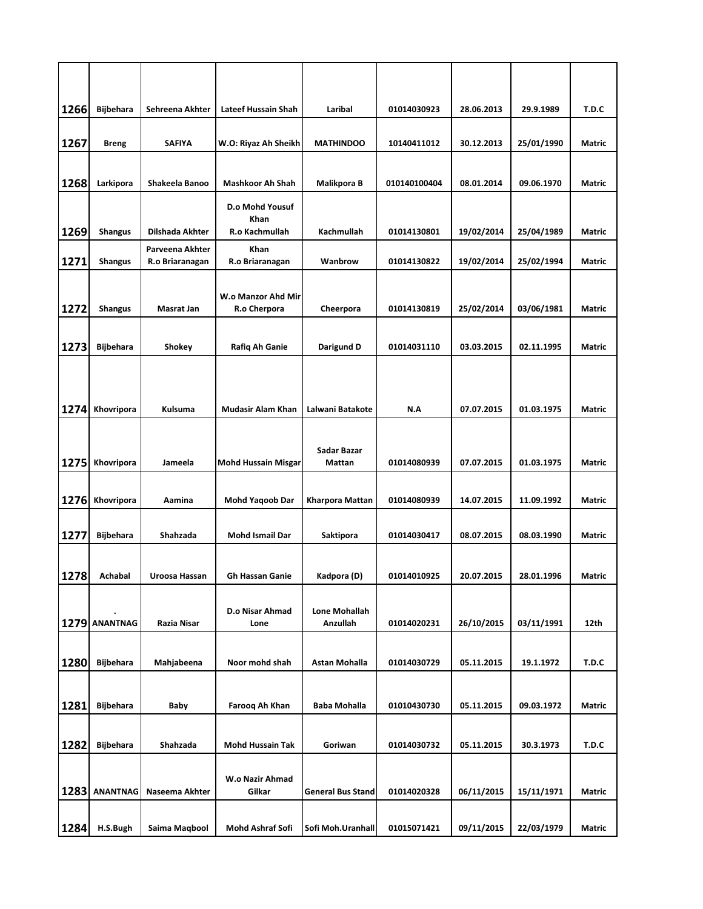| | | | | | | | | |
|---|---|---|---|---|---|---|---|---|
| 1266 | Bijbehara | Sehreena Akhter | Lateef Hussain Shah | Laribal | 01014030923 | 28.06.2013 | 29.9.1989 | T.D.C |
| 1267 | Breng | SAFIYA | W.O: Riyaz Ah Sheikh | MATHINDOO | 10140411012 | 30.12.2013 | 25/01/1990 | Matric |
| 1268 | Larkipora | Shakeela Banoo | Mashkoor Ah Shah | Malikpora B | 010140100404 | 08.01.2014 | 09.06.1970 | Matric |
| 1269 | Shangus | Dilshada Akhter | D.o Mohd Yousuf Khan R.o Kachmullah | Kachmullah | 01014130801 | 19/02/2014 | 25/04/1989 | Matric |
| 1271 | Shangus | Parveena Akhter R.o Briaranagan | Khan R.o Briaranagan | Wanbrow | 01014130822 | 19/02/2014 | 25/02/1994 | Matric |
| 1272 | Shangus | Masrat Jan | W.o Manzor Ahd Mir R.o Cherpora | Cheerpora | 01014130819 | 25/02/2014 | 03/06/1981 | Matric |
| 1273 | Bijbehara | Shokey | Rafiq Ah Ganie | Darigund D | 01014031110 | 03.03.2015 | 02.11.1995 | Matric |
| 1274 | Khovripora | Kulsuma | Mudasir Alam Khan | Lalwani Batakote | N.A | 07.07.2015 | 01.03.1975 | Matric |
| 1275 | Khovripora | Jameela | Mohd Hussain Misgar | Sadar Bazar Mattan | 01014080939 | 07.07.2015 | 01.03.1975 | Matric |
| 1276 | Khovripora | Aamina | Mohd Yaqoob Dar | Kharpora Mattan | 01014080939 | 14.07.2015 | 11.09.1992 | Matric |
| 1277 | Bijbehara | Shahzada | Mohd Ismail Dar | Saktipora | 01014030417 | 08.07.2015 | 08.03.1990 | Matric |
| 1278 | Achabal | Uroosa Hassan | Gh Hassan Ganie | Kadpora (D) | 01014010925 | 20.07.2015 | 28.01.1996 | Matric |
| 1279 | . ANANTNAG | Razia Nisar | D.o Nisar Ahmad Lone | Lone Mohallah Anzullah | 01014020231 | 26/10/2015 | 03/11/1991 | 12th |
| 1280 | Bijbehara | Mahjabeena | Noor mohd shah | Astan Mohalla | 01014030729 | 05.11.2015 | 19.1.1972 | T.D.C |
| 1281 | Bijbehara | Baby | Farooq Ah Khan | Baba Mohalla | 01010430730 | 05.11.2015 | 09.03.1972 | Matric |
| 1282 | Bijbehara | Shahzada | Mohd Hussain Tak | Goriwan | 01014030732 | 05.11.2015 | 30.3.1973 | T.D.C |
| 1283 | ANANTNAG | Naseema Akhter | W.o Nazir Ahmad Gilkar | General Bus Stand | 01014020328 | 06/11/2015 | 15/11/1971 | Matric |
| 1284 | H.S.Bugh | Saima Maqbool | Mohd Ashraf Sofi | Sofi Moh.Uranhall | 01015071421 | 09/11/2015 | 22/03/1979 | Matric |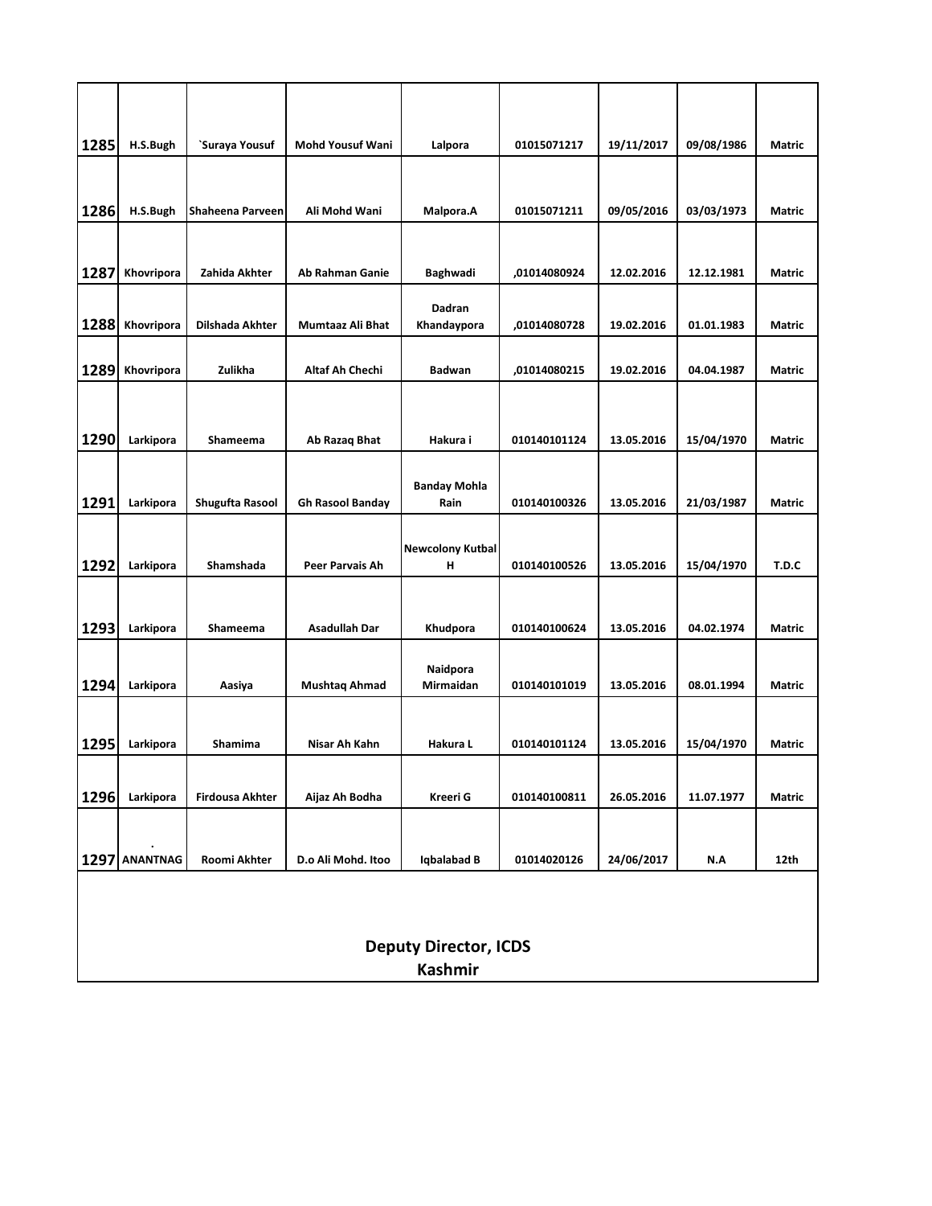| | | | | | | | | |
|---|---|---|---|---|---|---|---|---|
| 1285 | H.S.Bugh | `Suraya Yousuf | Mohd Yousuf Wani | Lalpora | 01015071217 | 19/11/2017 | 09/08/1986 | Matric |
| 1286 | H.S.Bugh | Shaheena Parveen | Ali Mohd Wani | Malpora.A | 01015071211 | 09/05/2016 | 03/03/1973 | Matric |
| 1287 | Khovripora | Zahida Akhter | Ab Rahman Ganie | Baghwadi | ,01014080924 | 12.02.2016 | 12.12.1981 | Matric |
| 1288 | Khovripora | Dilshada Akhter | Mumtaaz Ali Bhat | Dadran Khandaypora | ,01014080728 | 19.02.2016 | 01.01.1983 | Matric |
| 1289 | Khovripora | Zulikha | Altaf Ah Chechi | Badwan | ,01014080215 | 19.02.2016 | 04.04.1987 | Matric |
| 1290 | Larkipora | Shameema | Ab Razaq Bhat | Hakura i | 010140101124 | 13.05.2016 | 15/04/1970 | Matric |
| 1291 | Larkipora | Shugufta Rasool | Gh Rasool Banday | Banday Mohla Rain | 010140100326 | 13.05.2016 | 21/03/1987 | Matric |
| 1292 | Larkipora | Shamshada | Peer Parvais Ah | Newcolony Kutbal H | 010140100526 | 13.05.2016 | 15/04/1970 | T.D.C |
| 1293 | Larkipora | Shameema | Asadullah Dar | Khudpora | 010140100624 | 13.05.2016 | 04.02.1974 | Matric |
| 1294 | Larkipora | Aasiya | Mushtaq Ahmad | Naidpora Mirmaidan | 010140101019 | 13.05.2016 | 08.01.1994 | Matric |
| 1295 | Larkipora | Shamima | Nisar Ah Kahn | Hakura L | 010140101124 | 13.05.2016 | 15/04/1970 | Matric |
| 1296 | Larkipora | Firdousa Akhter | Aijaz Ah Bodha | Kreeri G | 010140100811 | 26.05.2016 | 11.07.1977 | Matric |
| 1297 | . ANANTNAG | Roomi Akhter | D.o Ali Mohd. Itoo | Iqbalabad B | 01014020126 | 24/06/2017 | N.A | 12th |

**Deputy Director, ICDS**
**Kashmir**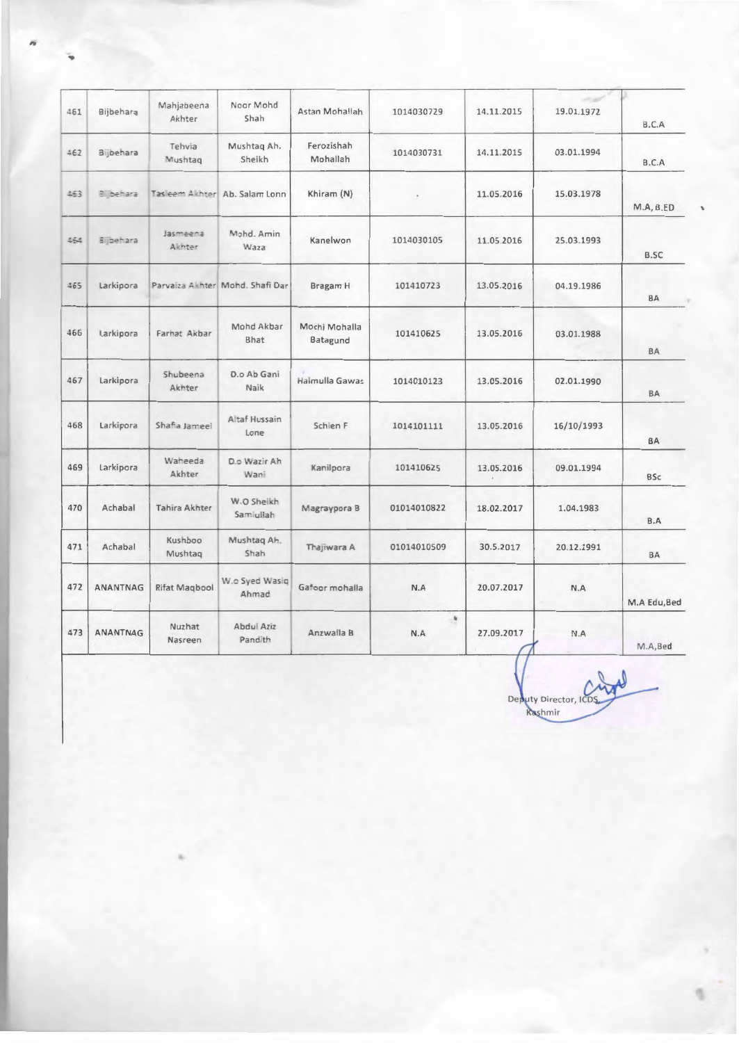| 461 | Bijbehara | Mahjabeena Akhter | Noor Mohd Shah | Astan Mohallah | 1014030729 | 14.11.2015 | 19.01.1972 | B.C.A |
|---|---|---|---|---|---|---|---|---|
| 462 | Bijbehara | Tehvia Mushtaq | Mushtaq Ah. Sheikh | Ferozishah Mohallah | 1014030731 | 14.11.2015 | 03.01.1994 | B.C.A |
| 463 | Bijbehara | Tasleem Akhter | Ab. Salam Lonn | Khiram (N) | - | 11.05.2016 | 15.03.1978 | M.A, B.ED |
| 464 | Bijbehara | Jasmeena Akhter | Mohd. Amin Waza | Kanelwon | 1014030105 | 11.05.2016 | 25.03.1993 | B.SC |
| 465 | Larkipora | Parvaiza Akhter | Mohd. Shafi Dar | Bragam H | 101410723 | 13.05.2016 | 04.19.1986 | BA |
| 466 | Larkipora | Farhat Akbar | Mohd Akbar Bhat | Mochi Mohalla Batagund | 101410625 | 13.05.2016 | 03.01.1988 | BA |
| 467 | Larkipora | Shubeena Akhter | D.o Ab Gani Naik | Halmulla Gawas | 1014010123 | 13.05.2016 | 02.01.1990 | BA |
| 468 | Larkipora | Shafia Jameel | Altaf Hussain Lone | Schien F | 1014101111 | 13.05.2016 | 16/10/1993 | BA |
| 469 | Larkipora | Waheeda Akhter | D.o Wazir Ah Wani | Kanilpora | 101410625 | 13.05.2016 | 09.01.1994 | BSc |
| 470 | Achabal | Tahira Akhter | W.O Sheikh Samiullah | Magraypora B | 01014010822 | 18.02.2017 | 1.04.1983 | B.A |
| 471 | Achabal | Kushboo Mushtaq | Mushtaq Ah. Shah | Thajiwara A | 01014010509 | 30.5.2017 | 20.12.1991 | BA |
| 472 | ANANTNAG | Rifat Maqbool | W.o Syed Wasiq Ahmad | Gafoor mohalla | N.A | 20.07.2017 | N.A | M.A Edu,Bed |
| 473 | ANANTNAG | Nuzhat Nasreen | Abdul Aziz Pandith | Anzwalla B | N.A | 27.09.2017 | N.A | M.A,Bed |

Deputy Director, ICDS Kashmir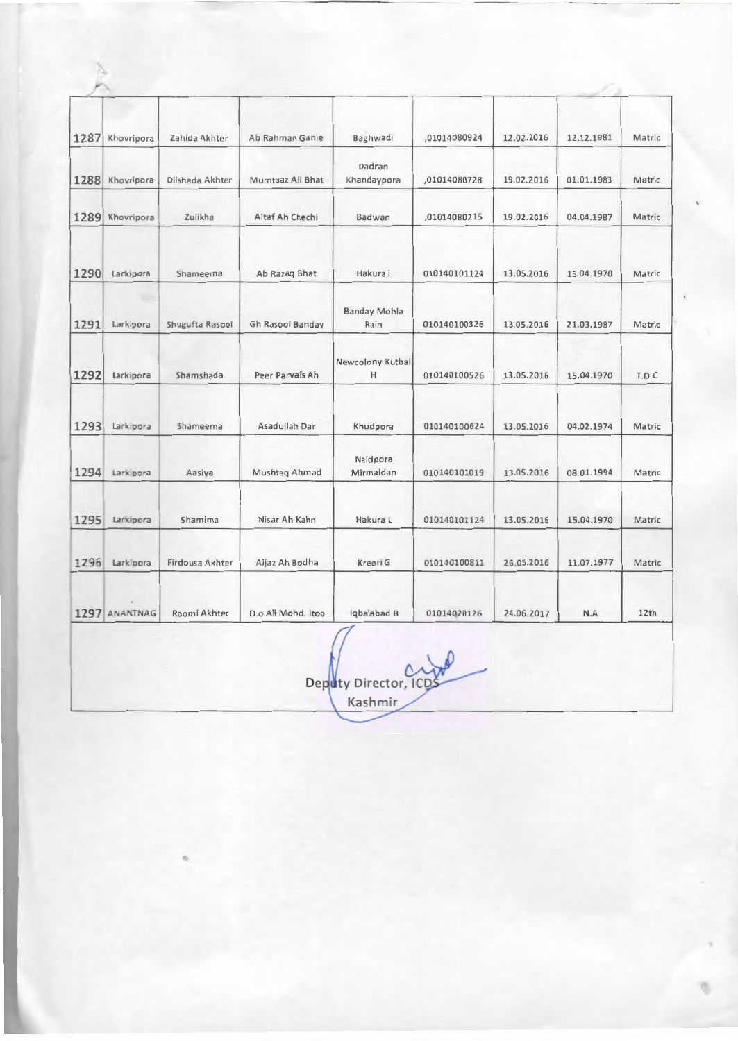| | | | | | | | | |
|---|---|---|---|---|---|---|---|---|
| 1287 | Khovripora | Zahida Akhter | Ab Rahman Ganie | Baghwadi | ,01014080924 | 12.02.2016 | 12.12.1981 | Matric |
| 1288 | Khovripora | Dilshada Akhter | Mumtaaz Ali Bhat | Dadran Khandaypora | ,01014080728 | 19.02.2016 | 01.01.1983 | Matric |
| 1289 | Khovripora | Zulikha | Altaf Ah Chechi | Badwan | ,01014080215 | 19.02.2016 | 04.04.1987 | Matric |
| 1290 | Larkipora | Shameema | Ab Razaq Bhat | Hakura i | 010140101124 | 13.05.2016 | 15.04.1970 | Matric |
| 1291 | Larkipora | Shugufta Rasool | Gh Rasool Banday | Banday Mohla Rain | 010140100326 | 13.05.2016 | 21.03.1987 | Matric |
| 1292 | Larkipora | Shamshada | Peer Parvais Ah | Newcolony Kutbal H | 010140100526 | 13.05.2016 | 15.04.1970 | T.D.C |
| 1293 | Larkipora | Shameema | Asadullah Dar | Khudpora | 010140100624 | 13.05.2016 | 04.02.1974 | Matric |
| 1294 | Larkipora | Aasiya | Mushtaq Ahmad | Naidpora Mirmaidan | 010140101019 | 13.05.2016 | 08.01.1994 | Matric |
| 1295 | Larkipora | Shamima | Nisar Ah Kahn | Hakura L | 010140101124 | 13.05.2016 | 15.04.1970 | Matric |
| 1296 | Larkipora | Firdousa Akhter | Aijaz Ah Bodha | Kreeri G | 010140100811 | 26.05.2016 | 11.07.1977 | Matric |
| 1297 | ANANTNAG | Roomi Akhter | D.o Ali Mohd. Itoo | Iqbalabad B | 01014020126 | 24.06.2017 | N.A | 12th |

Deputy Director, ICDS
Kashmir